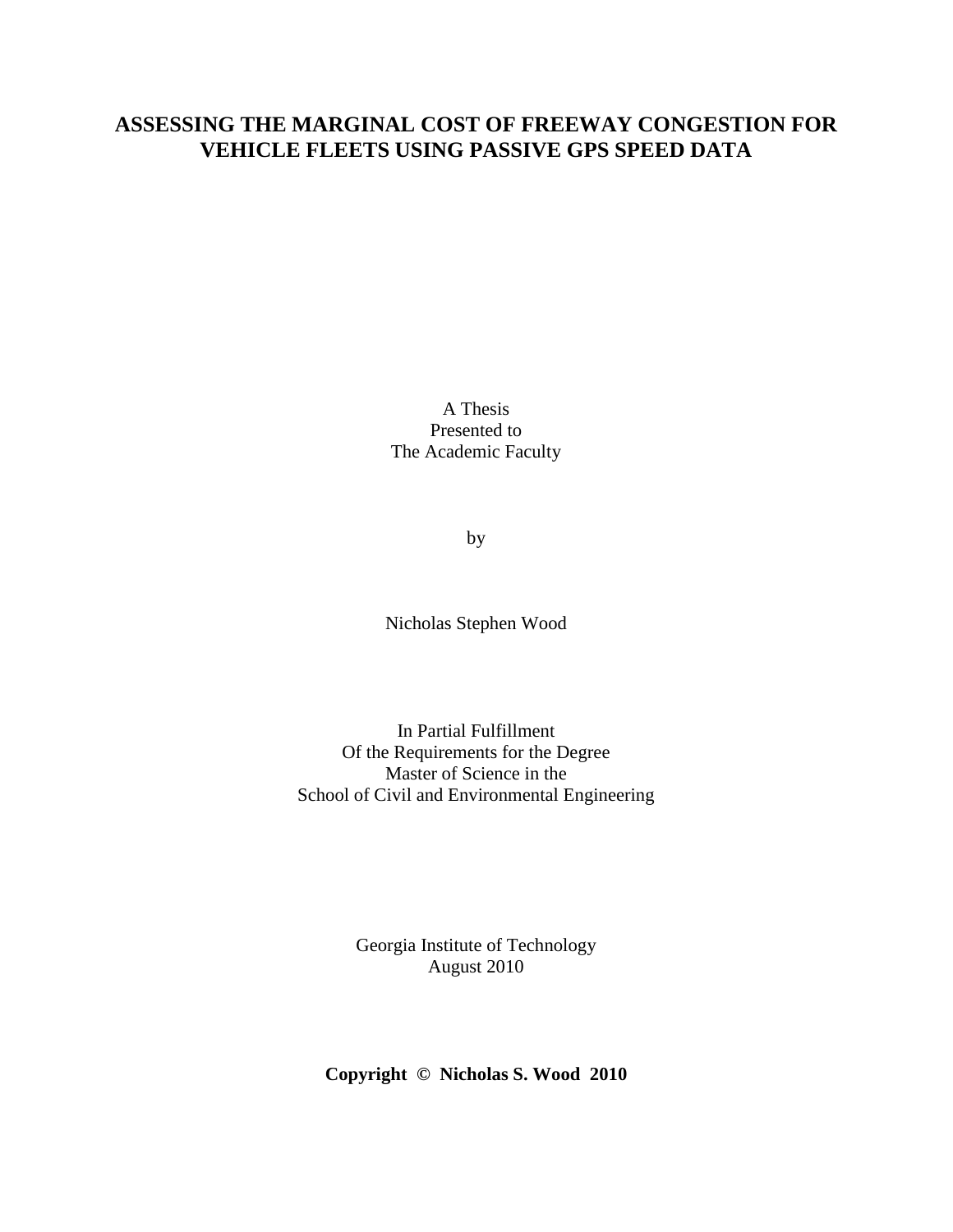# ASSESSING THE MARGINAL COST OF FREEWAY CONGESTION FOR VEHICLE FLEETS USING PASSIVE GPS SPEED DATA

A Thesis
Presented to
The Academic Faculty

by

Nicholas Stephen Wood

In Partial Fulfillment
Of the Requirements for the Degree
Master of Science in the
School of Civil and Environmental Engineering

Georgia Institute of Technology
August 2010

**Copyright © Nicholas S. Wood 2010**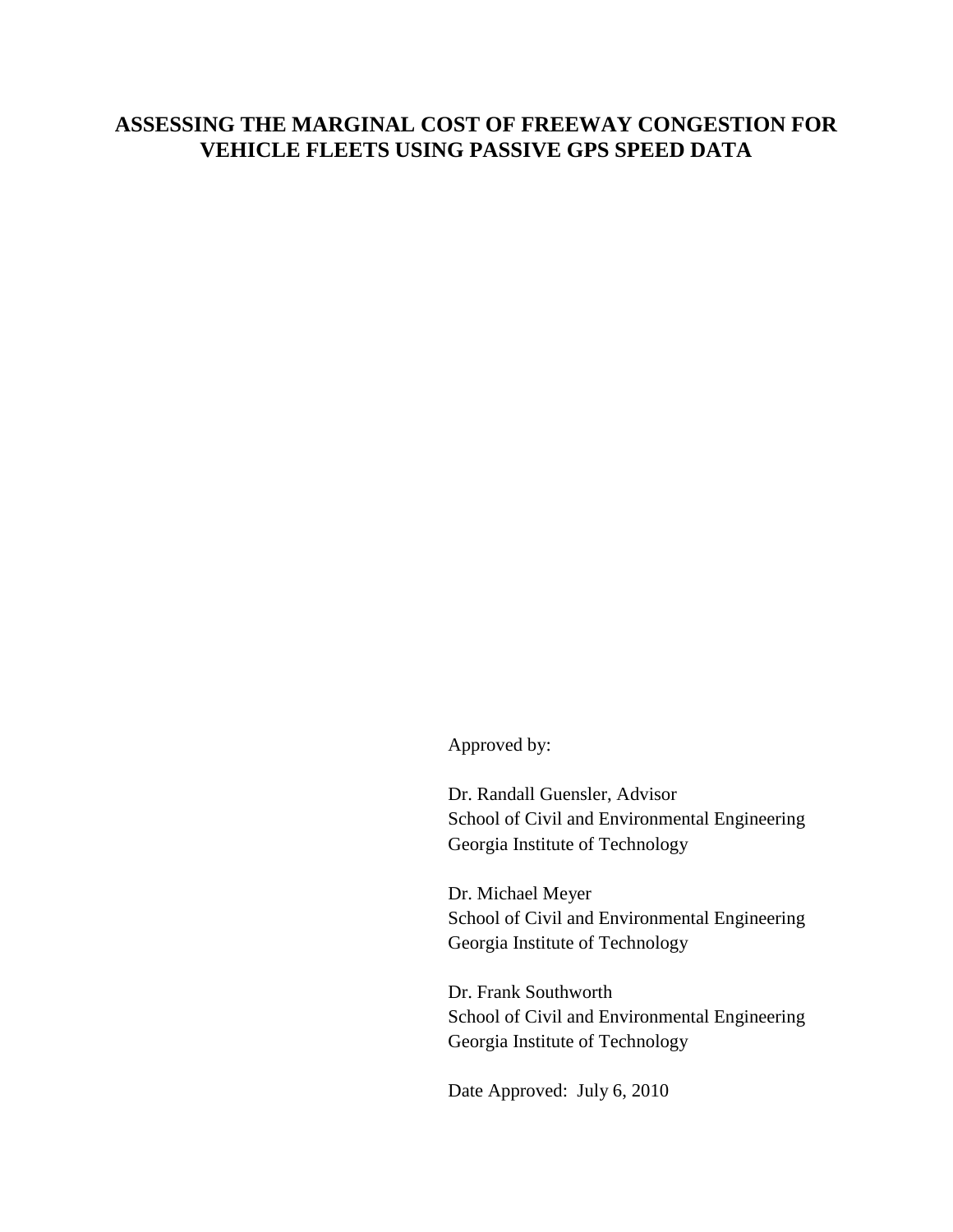# ASSESSING THE MARGINAL COST OF FREEWAY CONGESTION FOR VEHICLE FLEETS USING PASSIVE GPS SPEED DATA

Approved by:

Dr. Randall Guensler, Advisor
School of Civil and Environmental Engineering
Georgia Institute of Technology

Dr. Michael Meyer
School of Civil and Environmental Engineering
Georgia Institute of Technology

Dr. Frank Southworth
School of Civil and Environmental Engineering
Georgia Institute of Technology

Date Approved: July 6, 2010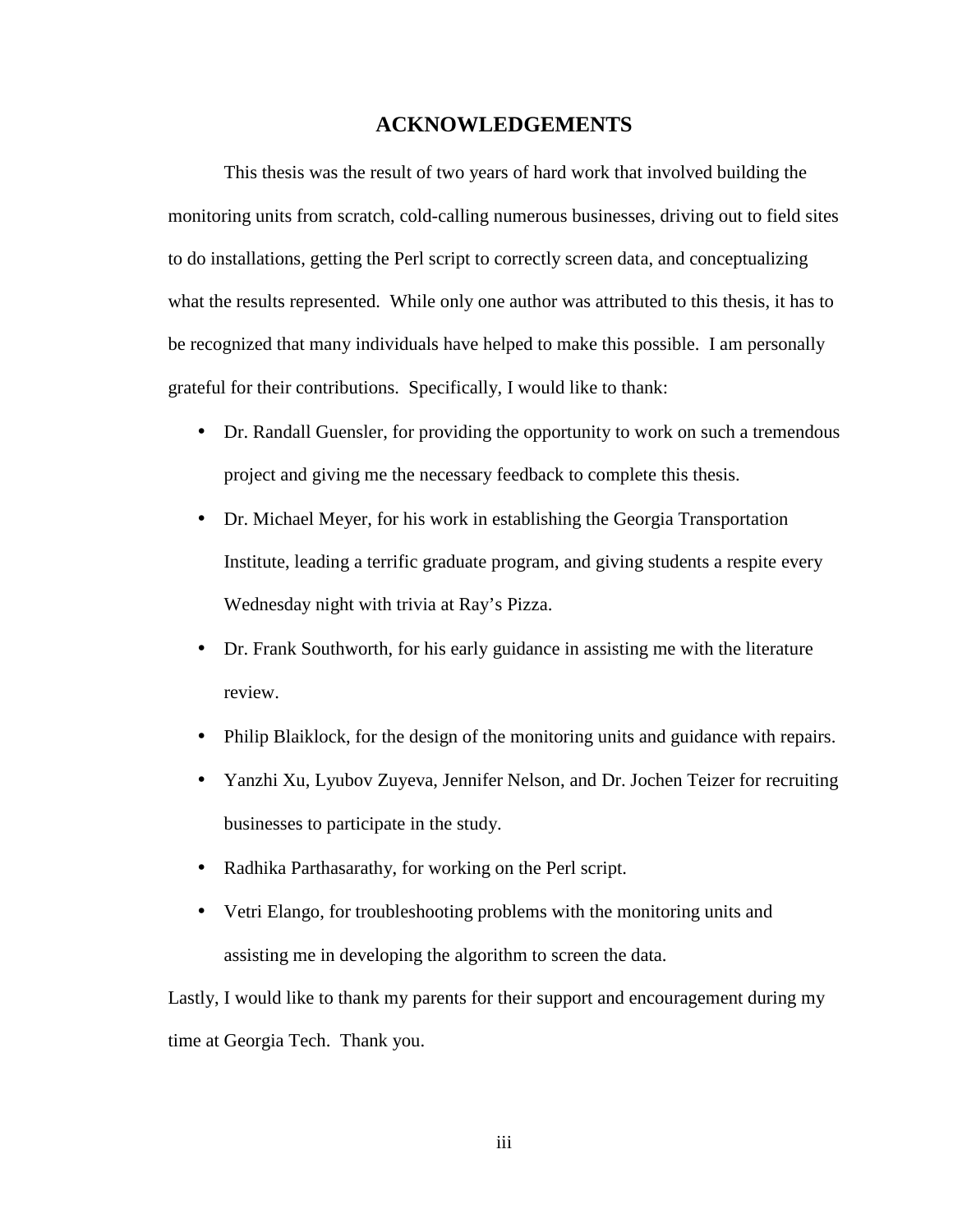# ACKNOWLEDGEMENTS

This thesis was the result of two years of hard work that involved building the monitoring units from scratch, cold-calling numerous businesses, driving out to field sites to do installations, getting the Perl script to correctly screen data, and conceptualizing what the results represented. While only one author was attributed to this thesis, it has to be recognized that many individuals have helped to make this possible. I am personally grateful for their contributions. Specifically, I would like to thank:

- Dr. Randall Guensler, for providing the opportunity to work on such a tremendous project and giving me the necessary feedback to complete this thesis.
- Dr. Michael Meyer, for his work in establishing the Georgia Transportation Institute, leading a terrific graduate program, and giving students a respite every Wednesday night with trivia at Ray's Pizza.
- Dr. Frank Southworth, for his early guidance in assisting me with the literature review.
- Philip Blaiklock, for the design of the monitoring units and guidance with repairs.
- Yanzhi Xu, Lyubov Zuyeva, Jennifer Nelson, and Dr. Jochen Teizer for recruiting businesses to participate in the study.
- Radhika Parthasarathy, for working on the Perl script.
- Vetri Elango, for troubleshooting problems with the monitoring units and assisting me in developing the algorithm to screen the data.

Lastly, I would like to thank my parents for their support and encouragement during my time at Georgia Tech. Thank you.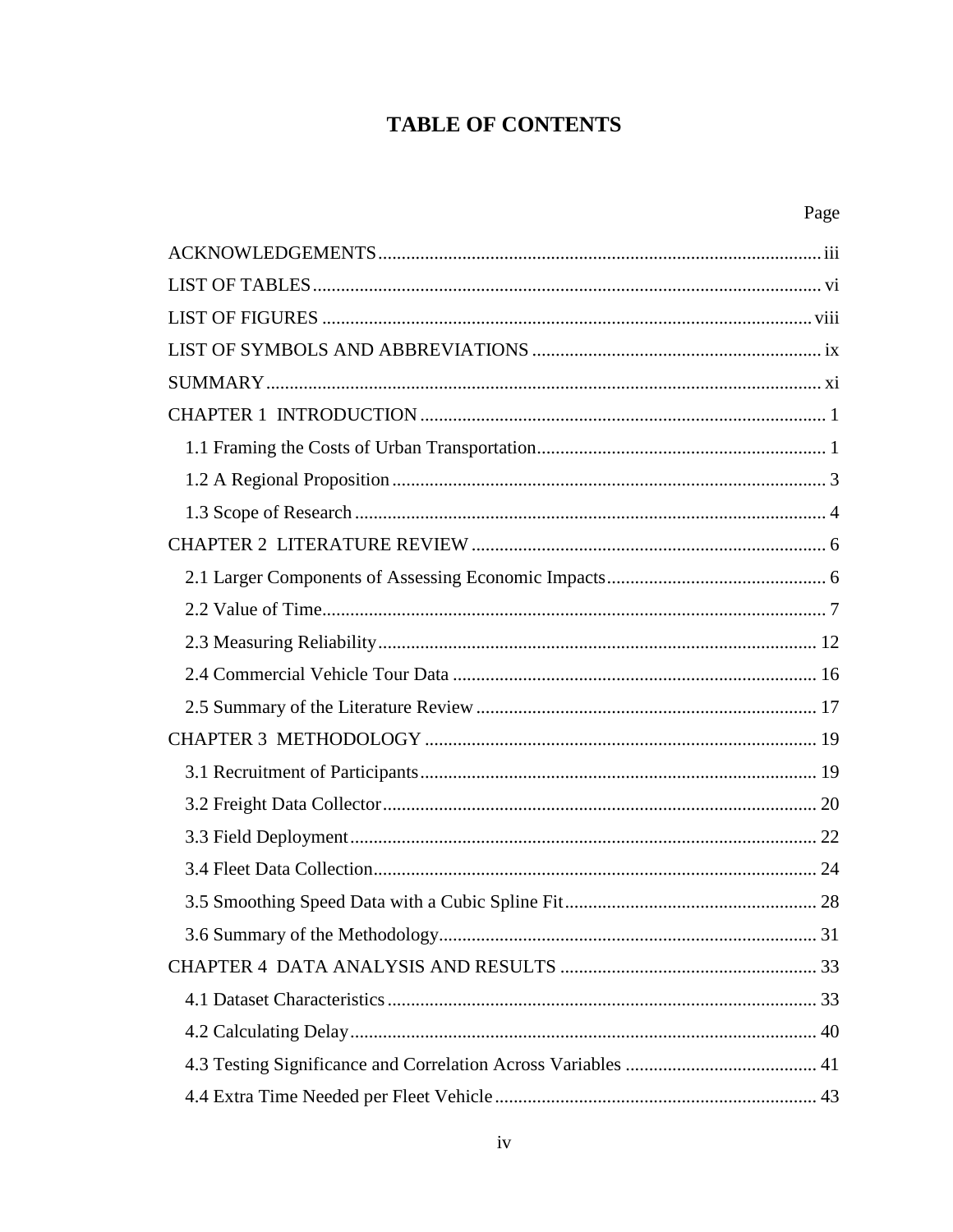# TABLE OF CONTENTS

Page

ACKNOWLEDGEMENTS .......... iii

LIST OF TABLES .......... vi

LIST OF FIGURES .......... viii

LIST OF SYMBOLS AND ABBREVIATIONS .......... ix

SUMMARY .......... xi

CHAPTER 1 INTRODUCTION .......... 1

- 1.1 Framing the Costs of Urban Transportation .......... 1
- 1.2 A Regional Proposition .......... 3
- 1.3 Scope of Research .......... 4

CHAPTER 2 LITERATURE REVIEW .......... 6

- 2.1 Larger Components of Assessing Economic Impacts .......... 6
- 2.2 Value of Time .......... 7
- 2.3 Measuring Reliability .......... 12
- 2.4 Commercial Vehicle Tour Data .......... 16
- 2.5 Summary of the Literature Review .......... 17

CHAPTER 3 METHODOLOGY .......... 19

- 3.1 Recruitment of Participants .......... 19
- 3.2 Freight Data Collector .......... 20
- 3.3 Field Deployment .......... 22
- 3.4 Fleet Data Collection .......... 24
- 3.5 Smoothing Speed Data with a Cubic Spline Fit .......... 28
- 3.6 Summary of the Methodology .......... 31

CHAPTER 4 DATA ANALYSIS AND RESULTS .......... 33

- 4.1 Dataset Characteristics .......... 33
- 4.2 Calculating Delay .......... 40
- 4.3 Testing Significance and Correlation Across Variables .......... 41
- 4.4 Extra Time Needed per Fleet Vehicle .......... 43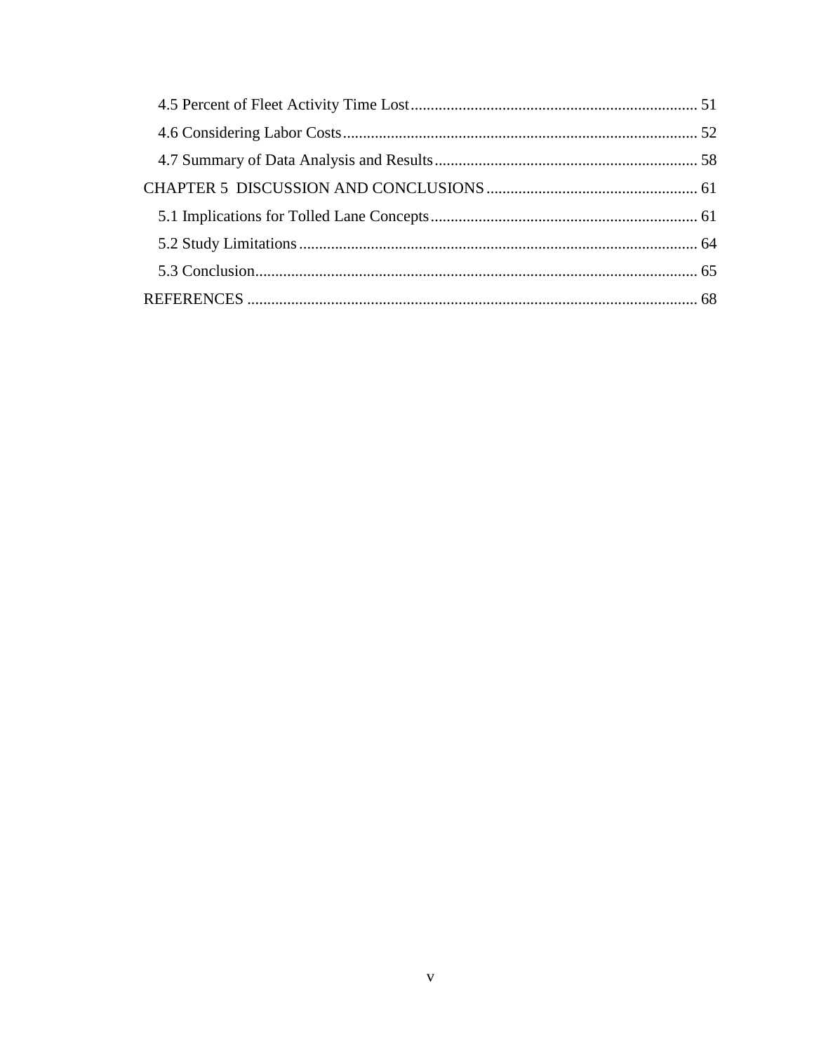4.5 Percent of Fleet Activity Time Lost ........................................................................ 51

4.6 Considering Labor Costs ......................................................................................... 52

4.7 Summary of Data Analysis and Results .................................................................. 58

CHAPTER 5 DISCUSSION AND CONCLUSIONS ..................................................... 61

5.1 Implications for Tolled Lane Concepts ................................................................... 61

5.2 Study Limitations .................................................................................................... 64

5.3 Conclusion ............................................................................................................... 65

REFERENCES ................................................................................................................. 68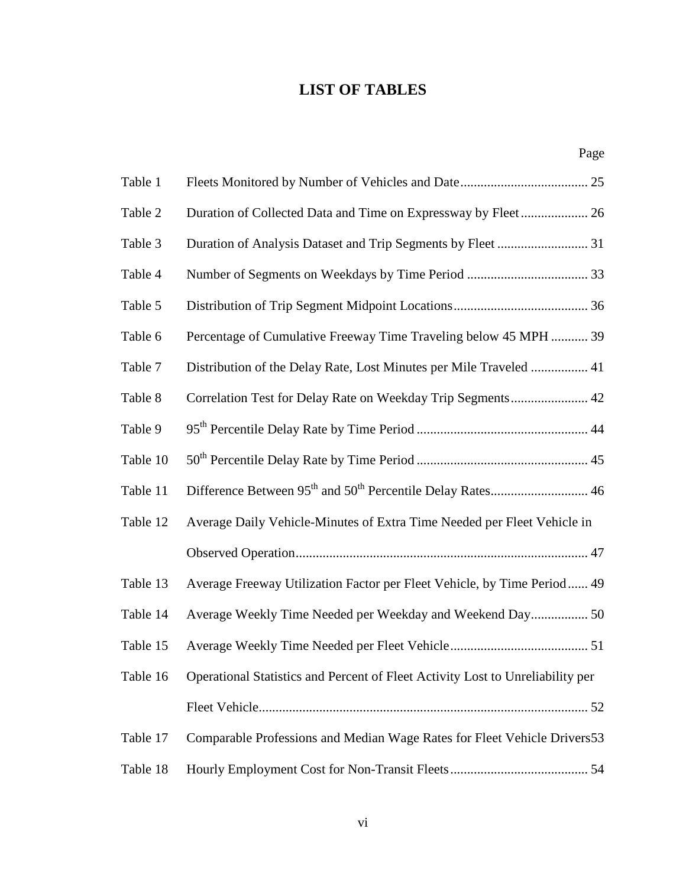# LIST OF TABLES

| | | Page |
|---|---|---|
| Table 1 | Fleets Monitored by Number of Vehicles and Date | 25 |
| Table 2 | Duration of Collected Data and Time on Expressway by Fleet | 26 |
| Table 3 | Duration of Analysis Dataset and Trip Segments by Fleet | 31 |
| Table 4 | Number of Segments on Weekdays by Time Period | 33 |
| Table 5 | Distribution of Trip Segment Midpoint Locations | 36 |
| Table 6 | Percentage of Cumulative Freeway Time Traveling below 45 MPH | 39 |
| Table 7 | Distribution of the Delay Rate, Lost Minutes per Mile Traveled | 41 |
| Table 8 | Correlation Test for Delay Rate on Weekday Trip Segments | 42 |
| Table 9 | $95^{th}$ Percentile Delay Rate by Time Period | 44 |
| Table 10 | $50^{th}$ Percentile Delay Rate by Time Period | 45 |
| Table 11 | Difference Between $95^{th}$ and $50^{th}$ Percentile Delay Rates | 46 |
| Table 12 | Average Daily Vehicle-Minutes of Extra Time Needed per Fleet Vehicle in Observed Operation | 47 |
| Table 13 | Average Freeway Utilization Factor per Fleet Vehicle, by Time Period | 49 |
| Table 14 | Average Weekly Time Needed per Weekday and Weekend Day | 50 |
| Table 15 | Average Weekly Time Needed per Fleet Vehicle | 51 |
| Table 16 | Operational Statistics and Percent of Fleet Activity Lost to Unreliability per Fleet Vehicle | 52 |
| Table 17 | Comparable Professions and Median Wage Rates for Fleet Vehicle Drivers | 53 |
| Table 18 | Hourly Employment Cost for Non-Transit Fleets | 54 |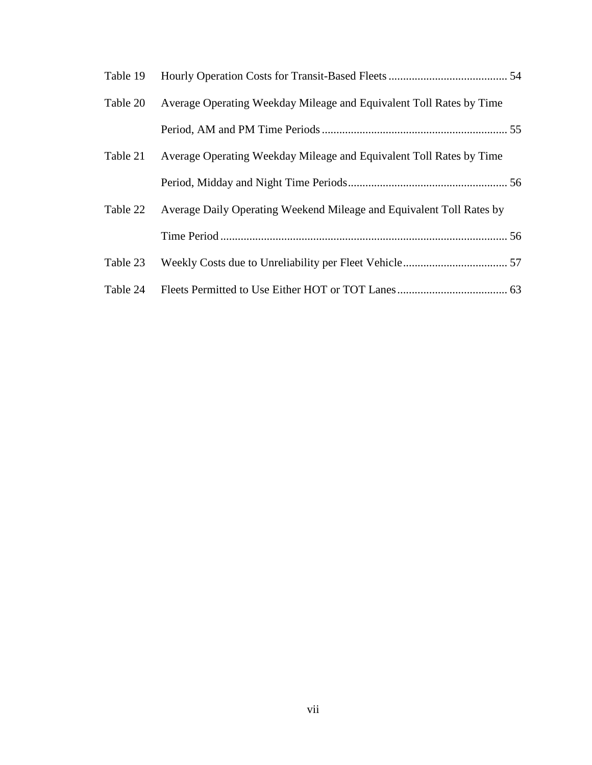| | | |
|---|---|---|
| Table 19 | Hourly Operation Costs for Transit-Based Fleets | 54 |
| Table 20 | Average Operating Weekday Mileage and Equivalent Toll Rates by Time Period, AM and PM Time Periods | 55 |
| Table 21 | Average Operating Weekday Mileage and Equivalent Toll Rates by Time Period, Midday and Night Time Periods | 56 |
| Table 22 | Average Daily Operating Weekend Mileage and Equivalent Toll Rates by Time Period | 56 |
| Table 23 | Weekly Costs due to Unreliability per Fleet Vehicle | 57 |
| Table 24 | Fleets Permitted to Use Either HOT or TOT Lanes | 63 |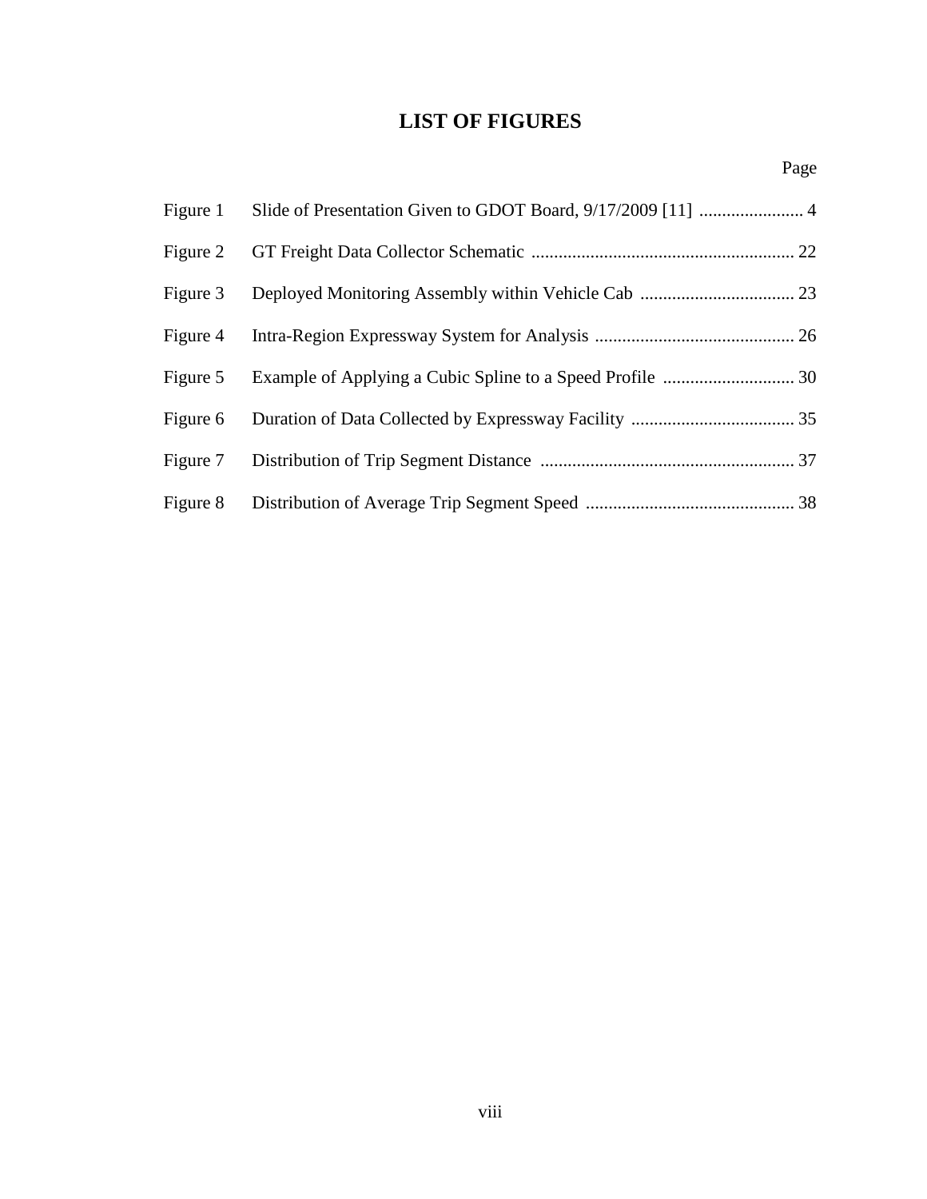# LIST OF FIGURES

| | | Page |
|---|---|---|
| Figure 1 | Slide of Presentation Given to GDOT Board, 9/17/2009 [11] | 4 |
| Figure 2 | GT Freight Data Collector Schematic | 22 |
| Figure 3 | Deployed Monitoring Assembly within Vehicle Cab | 23 |
| Figure 4 | Intra-Region Expressway System for Analysis | 26 |
| Figure 5 | Example of Applying a Cubic Spline to a Speed Profile | 30 |
| Figure 6 | Duration of Data Collected by Expressway Facility | 35 |
| Figure 7 | Distribution of Trip Segment Distance | 37 |
| Figure 8 | Distribution of Average Trip Segment Speed | 38 |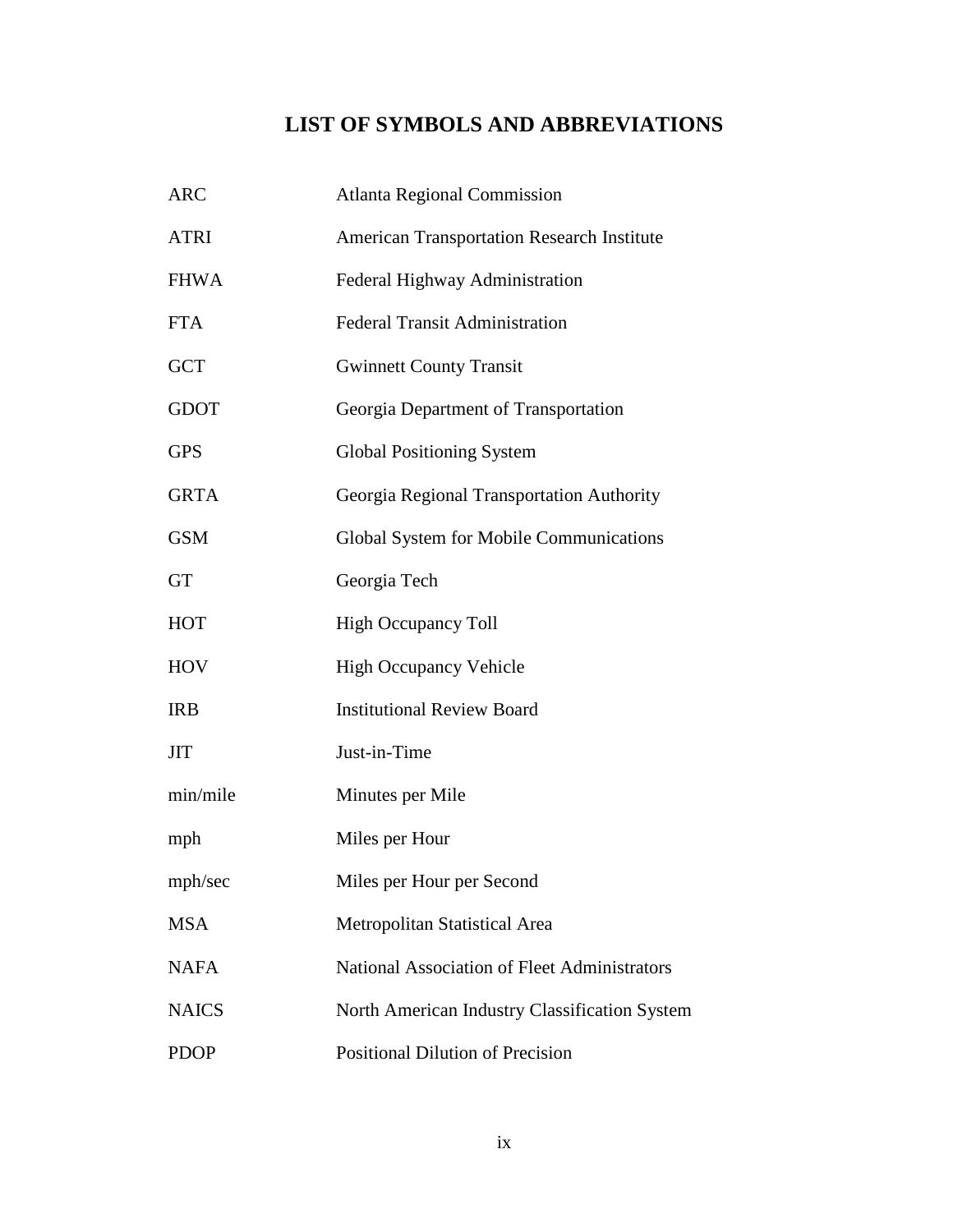# LIST OF SYMBOLS AND ABBREVIATIONS

| | |
|---|---|
| ARC | Atlanta Regional Commission |
| ATRI | American Transportation Research Institute |
| FHWA | Federal Highway Administration |
| FTA | Federal Transit Administration |
| GCT | Gwinnett County Transit |
| GDOT | Georgia Department of Transportation |
| GPS | Global Positioning System |
| GRTA | Georgia Regional Transportation Authority |
| GSM | Global System for Mobile Communications |
| GT | Georgia Tech |
| HOT | High Occupancy Toll |
| HOV | High Occupancy Vehicle |
| IRB | Institutional Review Board |
| JIT | Just-in-Time |
| min/mile | Minutes per Mile |
| mph | Miles per Hour |
| mph/sec | Miles per Hour per Second |
| MSA | Metropolitan Statistical Area |
| NAFA | National Association of Fleet Administrators |
| NAICS | North American Industry Classification System |
| PDOP | Positional Dilution of Precision |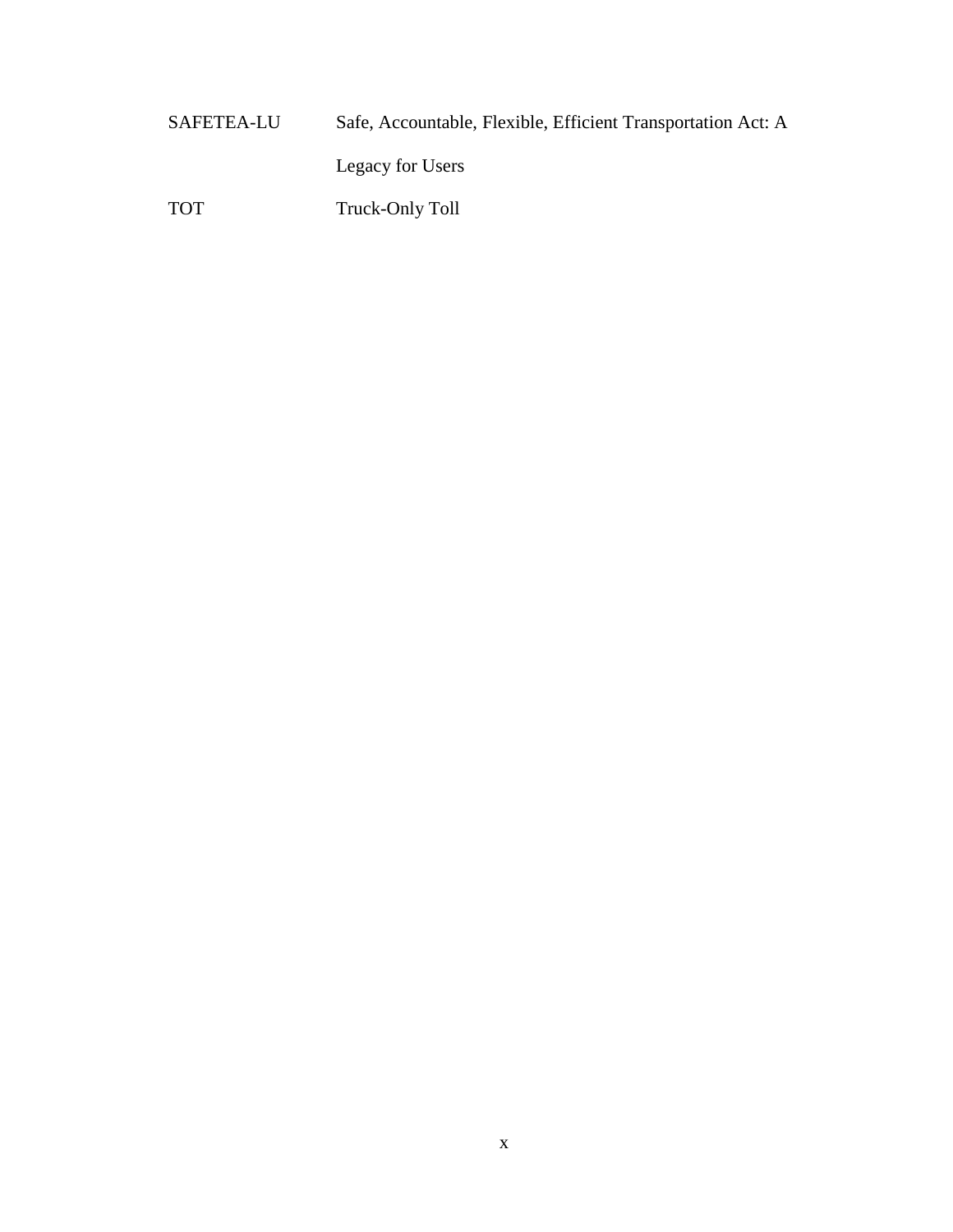| | |
|---|---|
| SAFETEA-LU | Safe, Accountable, Flexible, Efficient Transportation Act: A Legacy for Users |
| TOT | Truck-Only Toll |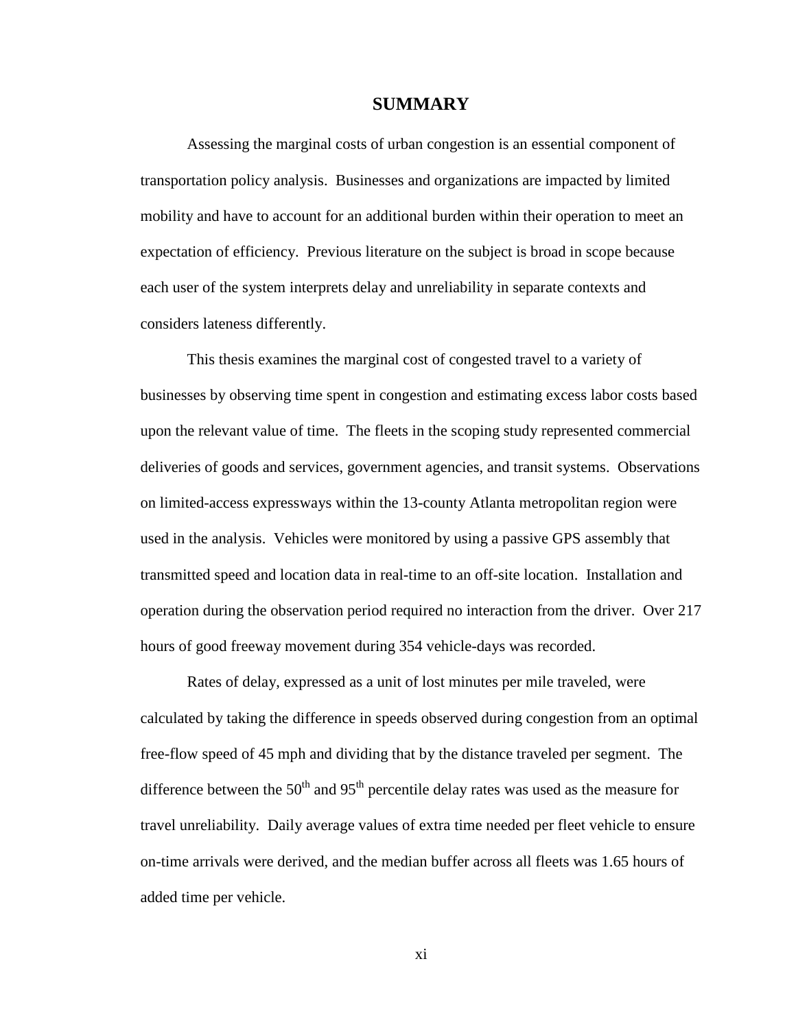# SUMMARY

Assessing the marginal costs of urban congestion is an essential component of transportation policy analysis. Businesses and organizations are impacted by limited mobility and have to account for an additional burden within their operation to meet an expectation of efficiency. Previous literature on the subject is broad in scope because each user of the system interprets delay and unreliability in separate contexts and considers lateness differently.

This thesis examines the marginal cost of congested travel to a variety of businesses by observing time spent in congestion and estimating excess labor costs based upon the relevant value of time. The fleets in the scoping study represented commercial deliveries of goods and services, government agencies, and transit systems. Observations on limited-access expressways within the 13-county Atlanta metropolitan region were used in the analysis. Vehicles were monitored by using a passive GPS assembly that transmitted speed and location data in real-time to an off-site location. Installation and operation during the observation period required no interaction from the driver. Over 217 hours of good freeway movement during 354 vehicle-days was recorded.

Rates of delay, expressed as a unit of lost minutes per mile traveled, were calculated by taking the difference in speeds observed during congestion from an optimal free-flow speed of 45 mph and dividing that by the distance traveled per segment. The difference between the $50^{th}$ and $95^{th}$ percentile delay rates was used as the measure for travel unreliability. Daily average values of extra time needed per fleet vehicle to ensure on-time arrivals were derived, and the median buffer across all fleets was 1.65 hours of added time per vehicle.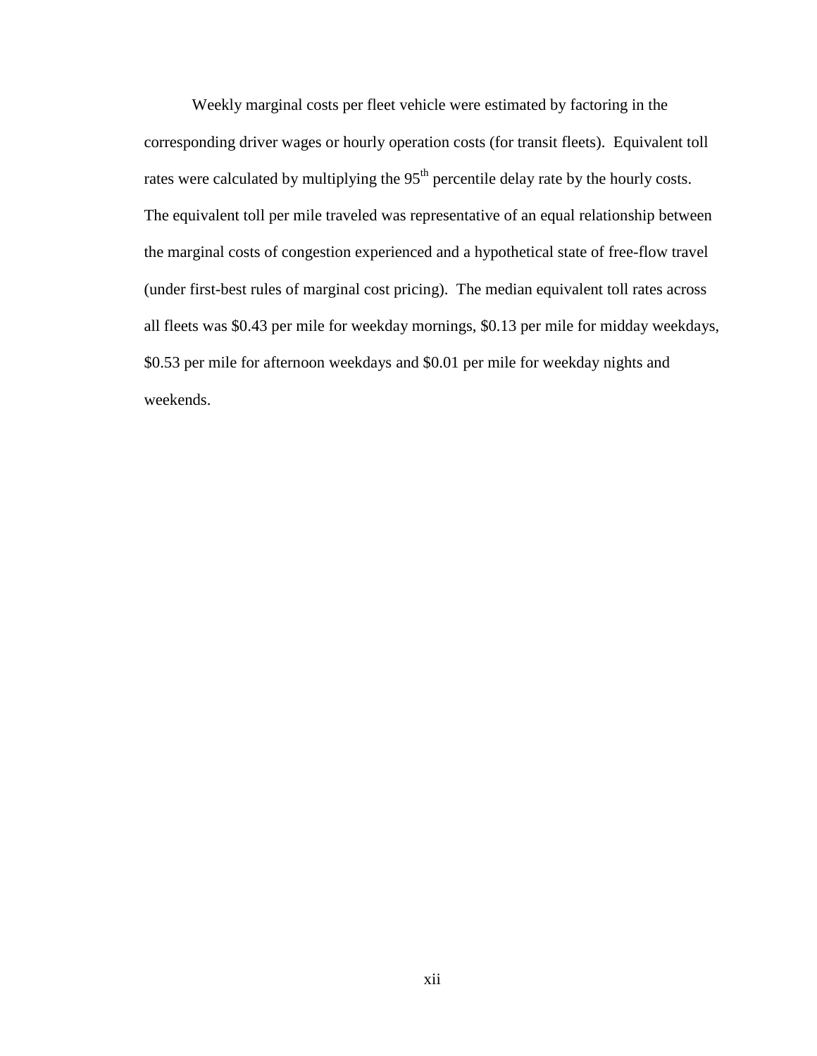Weekly marginal costs per fleet vehicle were estimated by factoring in the corresponding driver wages or hourly operation costs (for transit fleets). Equivalent toll rates were calculated by multiplying the $95^{th}$ percentile delay rate by the hourly costs. The equivalent toll per mile traveled was representative of an equal relationship between the marginal costs of congestion experienced and a hypothetical state of free-flow travel (under first-best rules of marginal cost pricing). The median equivalent toll rates across all fleets was \$0.43 per mile for weekday mornings, \$0.13 per mile for midday weekdays, \$0.53 per mile for afternoon weekdays and \$0.01 per mile for weekday nights and weekends.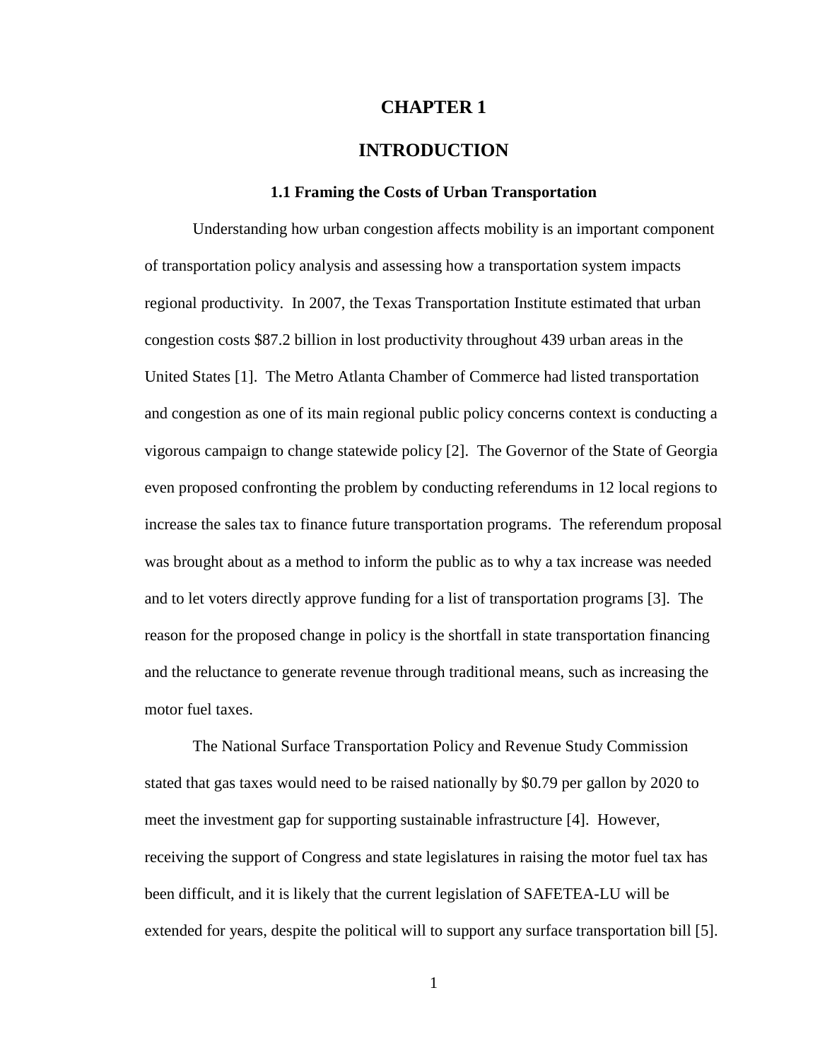# CHAPTER 1

# INTRODUCTION

### 1.1 Framing the Costs of Urban Transportation

Understanding how urban congestion affects mobility is an important component of transportation policy analysis and assessing how a transportation system impacts regional productivity. In 2007, the Texas Transportation Institute estimated that urban congestion costs $87.2 billion in lost productivity throughout 439 urban areas in the United States [1]. The Metro Atlanta Chamber of Commerce had listed transportation and congestion as one of its main regional public policy concerns context is conducting a vigorous campaign to change statewide policy [2]. The Governor of the State of Georgia even proposed confronting the problem by conducting referendums in 12 local regions to increase the sales tax to finance future transportation programs. The referendum proposal was brought about as a method to inform the public as to why a tax increase was needed and to let voters directly approve funding for a list of transportation programs [3]. The reason for the proposed change in policy is the shortfall in state transportation financing and the reluctance to generate revenue through traditional means, such as increasing the motor fuel taxes.

The National Surface Transportation Policy and Revenue Study Commission stated that gas taxes would need to be raised nationally by $0.79 per gallon by 2020 to meet the investment gap for supporting sustainable infrastructure [4]. However, receiving the support of Congress and state legislatures in raising the motor fuel tax has been difficult, and it is likely that the current legislation of SAFETEA-LU will be extended for years, despite the political will to support any surface transportation bill [5].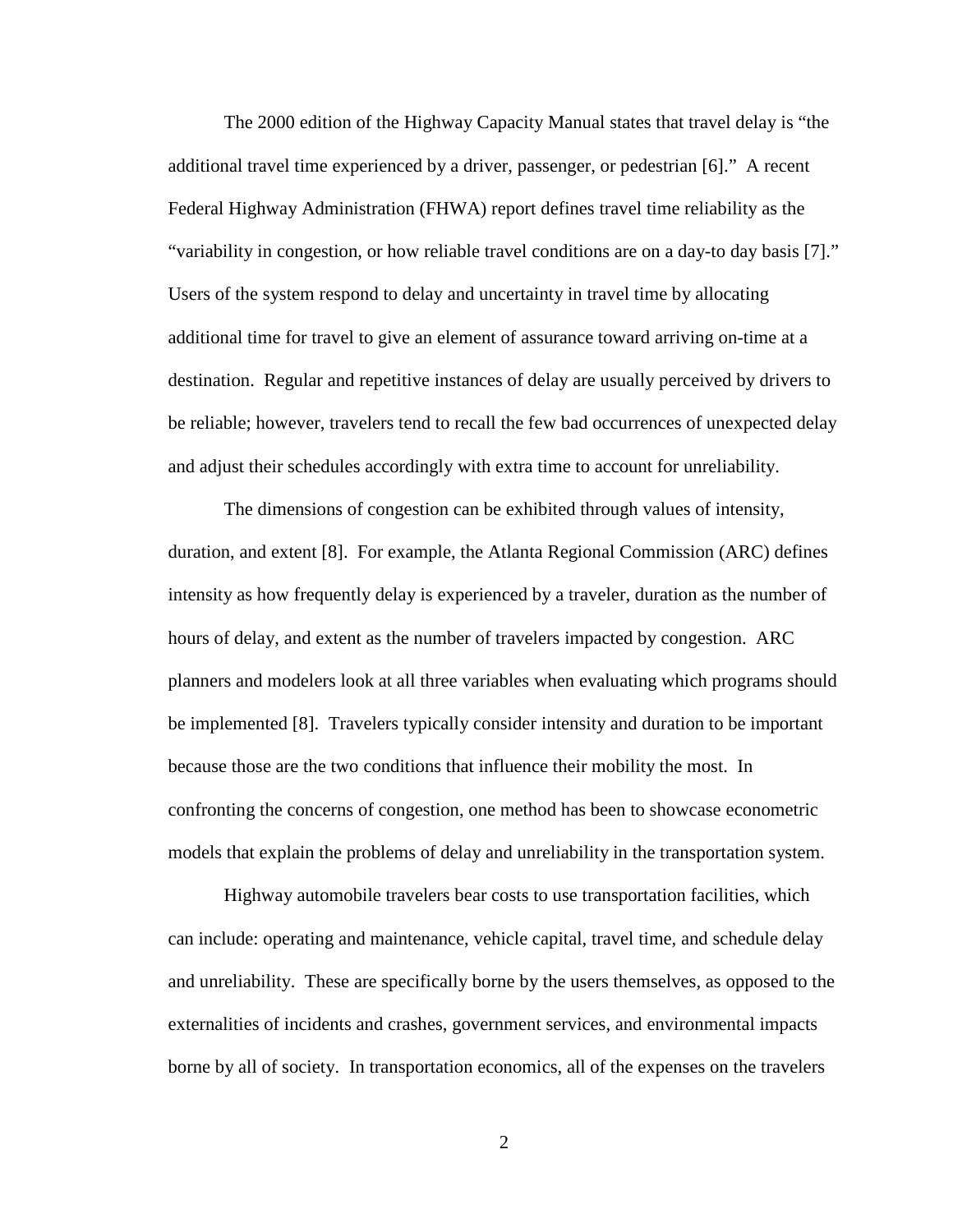The 2000 edition of the Highway Capacity Manual states that travel delay is "the additional travel time experienced by a driver, passenger, or pedestrian [6]." A recent Federal Highway Administration (FHWA) report defines travel time reliability as the "variability in congestion, or how reliable travel conditions are on a day-to day basis [7]." Users of the system respond to delay and uncertainty in travel time by allocating additional time for travel to give an element of assurance toward arriving on-time at a destination. Regular and repetitive instances of delay are usually perceived by drivers to be reliable; however, travelers tend to recall the few bad occurrences of unexpected delay and adjust their schedules accordingly with extra time to account for unreliability.

The dimensions of congestion can be exhibited through values of intensity, duration, and extent [8]. For example, the Atlanta Regional Commission (ARC) defines intensity as how frequently delay is experienced by a traveler, duration as the number of hours of delay, and extent as the number of travelers impacted by congestion. ARC planners and modelers look at all three variables when evaluating which programs should be implemented [8]. Travelers typically consider intensity and duration to be important because those are the two conditions that influence their mobility the most. In confronting the concerns of congestion, one method has been to showcase econometric models that explain the problems of delay and unreliability in the transportation system.

Highway automobile travelers bear costs to use transportation facilities, which can include: operating and maintenance, vehicle capital, travel time, and schedule delay and unreliability. These are specifically borne by the users themselves, as opposed to the externalities of incidents and crashes, government services, and environmental impacts borne by all of society. In transportation economics, all of the expenses on the travelers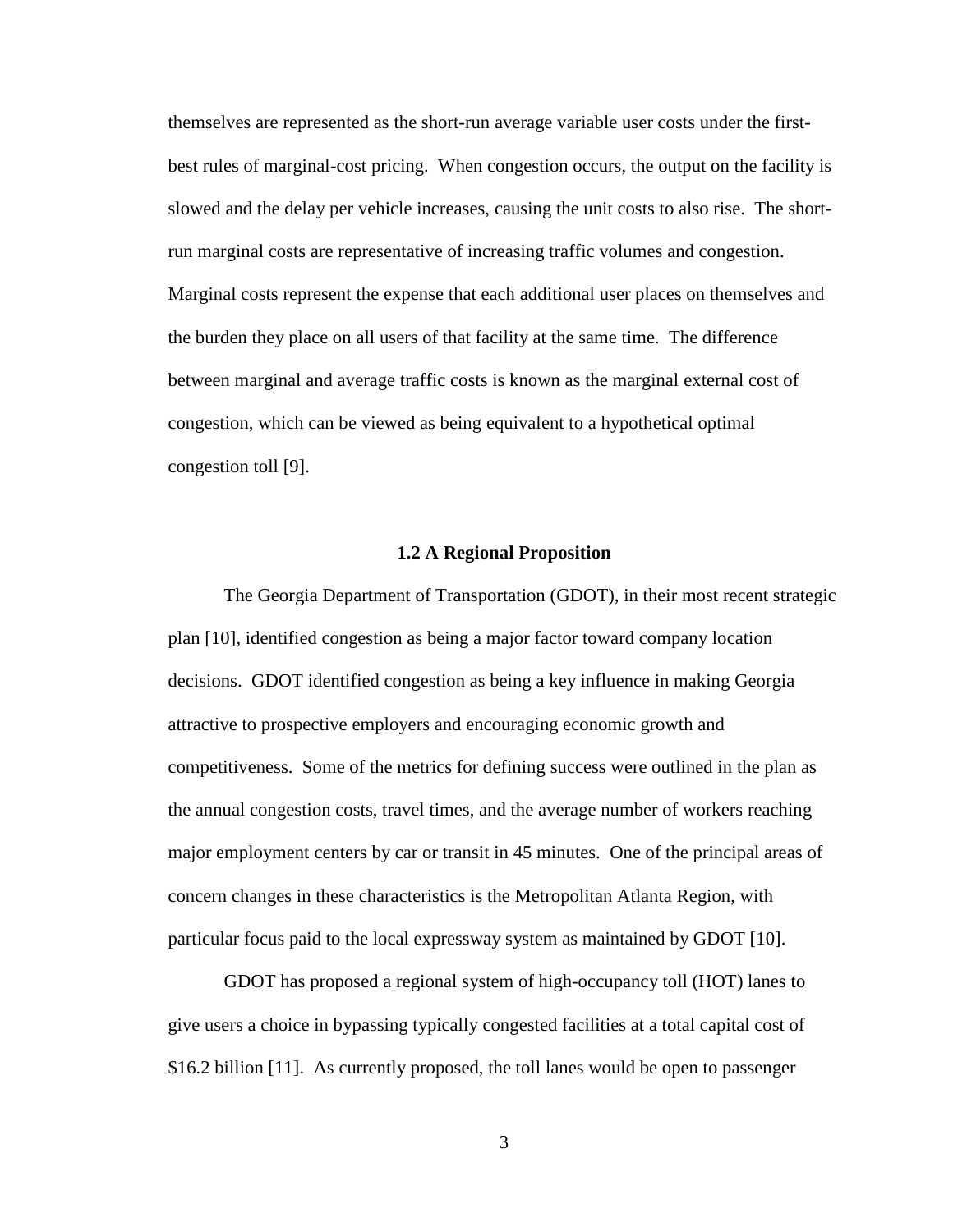themselves are represented as the short-run average variable user costs under the first-best rules of marginal-cost pricing. When congestion occurs, the output on the facility is slowed and the delay per vehicle increases, causing the unit costs to also rise. The short-run marginal costs are representative of increasing traffic volumes and congestion. Marginal costs represent the expense that each additional user places on themselves and the burden they place on all users of that facility at the same time. The difference between marginal and average traffic costs is known as the marginal external cost of congestion, which can be viewed as being equivalent to a hypothetical optimal congestion toll [9].

### 1.2 A Regional Proposition

The Georgia Department of Transportation (GDOT), in their most recent strategic plan [10], identified congestion as being a major factor toward company location decisions. GDOT identified congestion as being a key influence in making Georgia attractive to prospective employers and encouraging economic growth and competitiveness. Some of the metrics for defining success were outlined in the plan as the annual congestion costs, travel times, and the average number of workers reaching major employment centers by car or transit in 45 minutes. One of the principal areas of concern changes in these characteristics is the Metropolitan Atlanta Region, with particular focus paid to the local expressway system as maintained by GDOT [10].

GDOT has proposed a regional system of high-occupancy toll (HOT) lanes to give users a choice in bypassing typically congested facilities at a total capital cost of $16.2 billion [11]. As currently proposed, the toll lanes would be open to passenger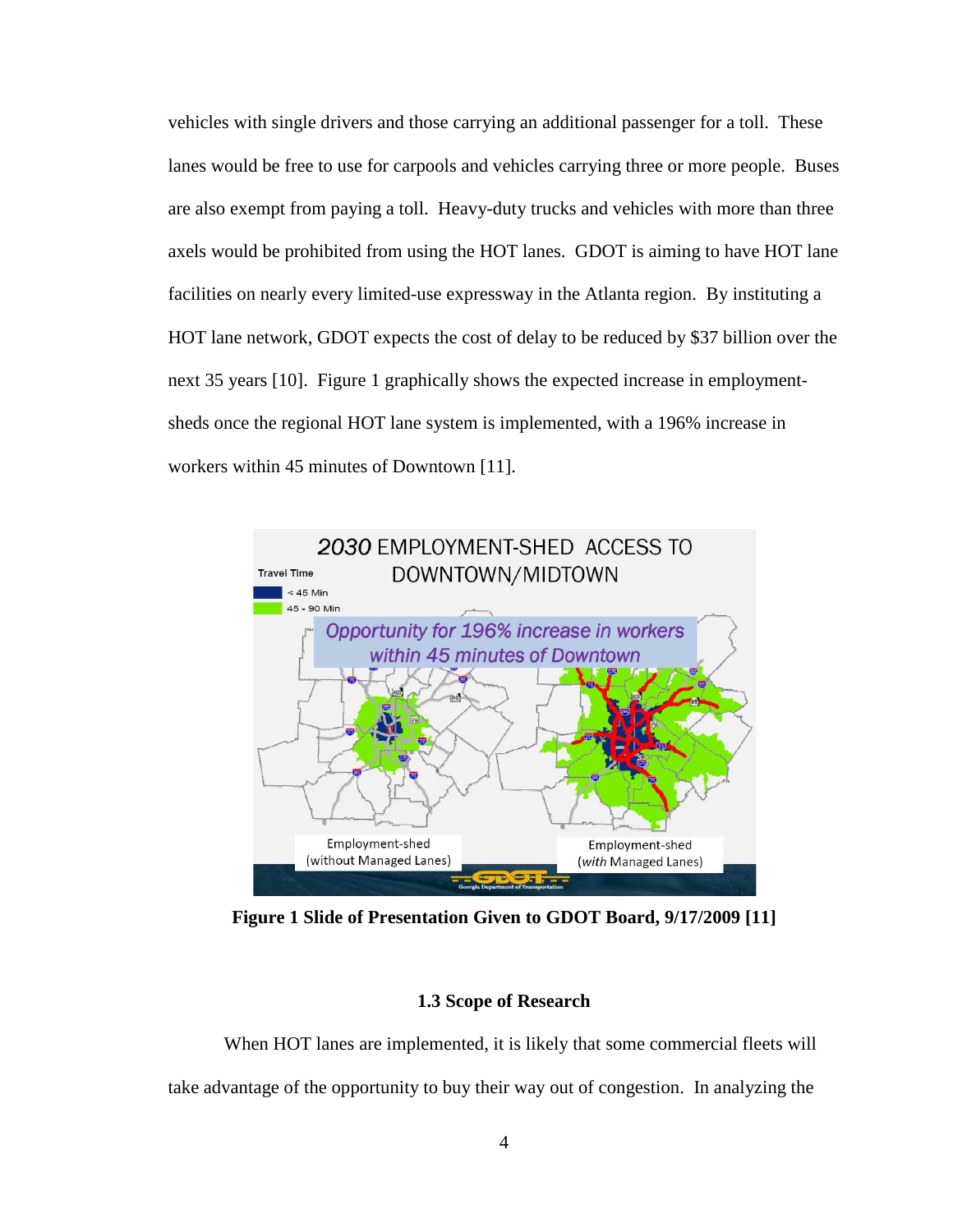vehicles with single drivers and those carrying an additional passenger for a toll. These lanes would be free to use for carpools and vehicles carrying three or more people. Buses are also exempt from paying a toll. Heavy-duty trucks and vehicles with more than three axels would be prohibited from using the HOT lanes. GDOT is aiming to have HOT lane facilities on nearly every limited-use expressway in the Atlanta region. By instituting a HOT lane network, GDOT expects the cost of delay to be reduced by $37 billion over the next 35 years [10]. Figure 1 graphically shows the expected increase in employment-sheds once the regional HOT lane system is implemented, with a 196% increase in workers within 45 minutes of Downtown [11].

**Figure 1 Slide of Presentation Given to GDOT Board, 9/17/2009 [11]**

### 1.3 Scope of Research

When HOT lanes are implemented, it is likely that some commercial fleets will take advantage of the opportunity to buy their way out of congestion. In analyzing the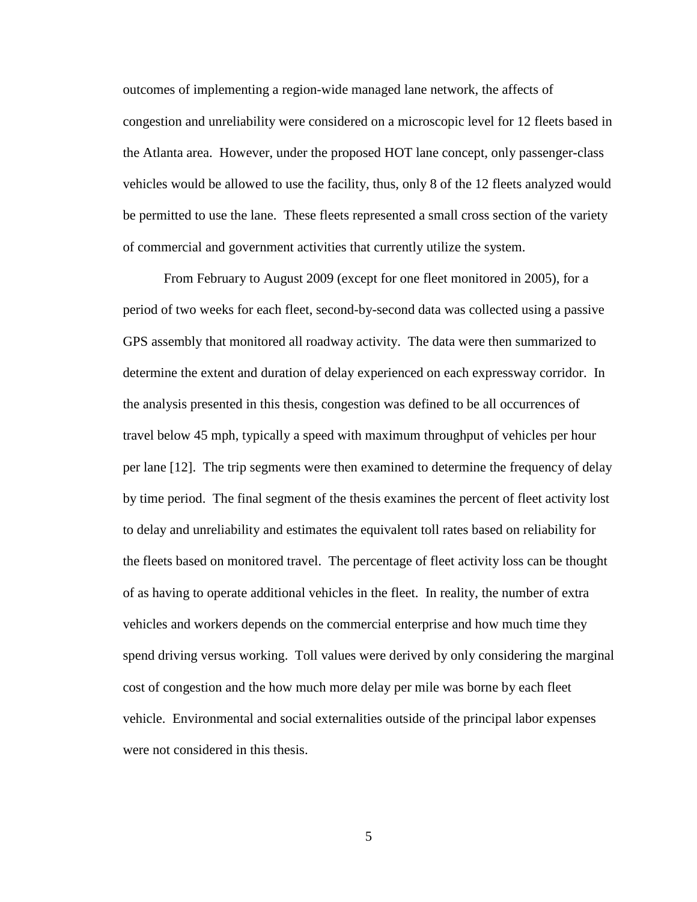outcomes of implementing a region-wide managed lane network, the affects of congestion and unreliability were considered on a microscopic level for 12 fleets based in the Atlanta area. However, under the proposed HOT lane concept, only passenger-class vehicles would be allowed to use the facility, thus, only 8 of the 12 fleets analyzed would be permitted to use the lane. These fleets represented a small cross section of the variety of commercial and government activities that currently utilize the system.

From February to August 2009 (except for one fleet monitored in 2005), for a period of two weeks for each fleet, second-by-second data was collected using a passive GPS assembly that monitored all roadway activity. The data were then summarized to determine the extent and duration of delay experienced on each expressway corridor. In the analysis presented in this thesis, congestion was defined to be all occurrences of travel below 45 mph, typically a speed with maximum throughput of vehicles per hour per lane [12]. The trip segments were then examined to determine the frequency of delay by time period. The final segment of the thesis examines the percent of fleet activity lost to delay and unreliability and estimates the equivalent toll rates based on reliability for the fleets based on monitored travel. The percentage of fleet activity loss can be thought of as having to operate additional vehicles in the fleet. In reality, the number of extra vehicles and workers depends on the commercial enterprise and how much time they spend driving versus working. Toll values were derived by only considering the marginal cost of congestion and the how much more delay per mile was borne by each fleet vehicle. Environmental and social externalities outside of the principal labor expenses were not considered in this thesis.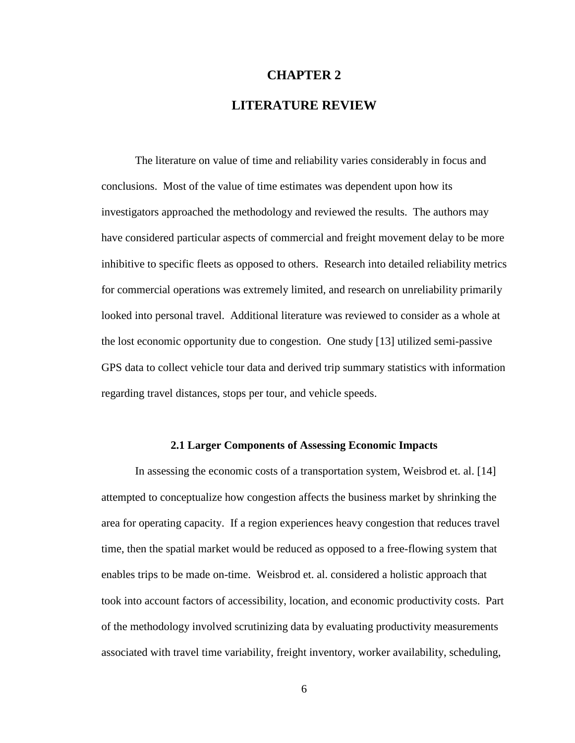# CHAPTER 2

# LITERATURE REVIEW

The literature on value of time and reliability varies considerably in focus and conclusions. Most of the value of time estimates was dependent upon how its investigators approached the methodology and reviewed the results. The authors may have considered particular aspects of commercial and freight movement delay to be more inhibitive to specific fleets as opposed to others. Research into detailed reliability metrics for commercial operations was extremely limited, and research on unreliability primarily looked into personal travel. Additional literature was reviewed to consider as a whole at the lost economic opportunity due to congestion. One study [13] utilized semi-passive GPS data to collect vehicle tour data and derived trip summary statistics with information regarding travel distances, stops per tour, and vehicle speeds.

## 2.1 Larger Components of Assessing Economic Impacts

In assessing the economic costs of a transportation system, Weisbrod et. al. [14] attempted to conceptualize how congestion affects the business market by shrinking the area for operating capacity. If a region experiences heavy congestion that reduces travel time, then the spatial market would be reduced as opposed to a free-flowing system that enables trips to be made on-time. Weisbrod et. al. considered a holistic approach that took into account factors of accessibility, location, and economic productivity costs. Part of the methodology involved scrutinizing data by evaluating productivity measurements associated with travel time variability, freight inventory, worker availability, scheduling,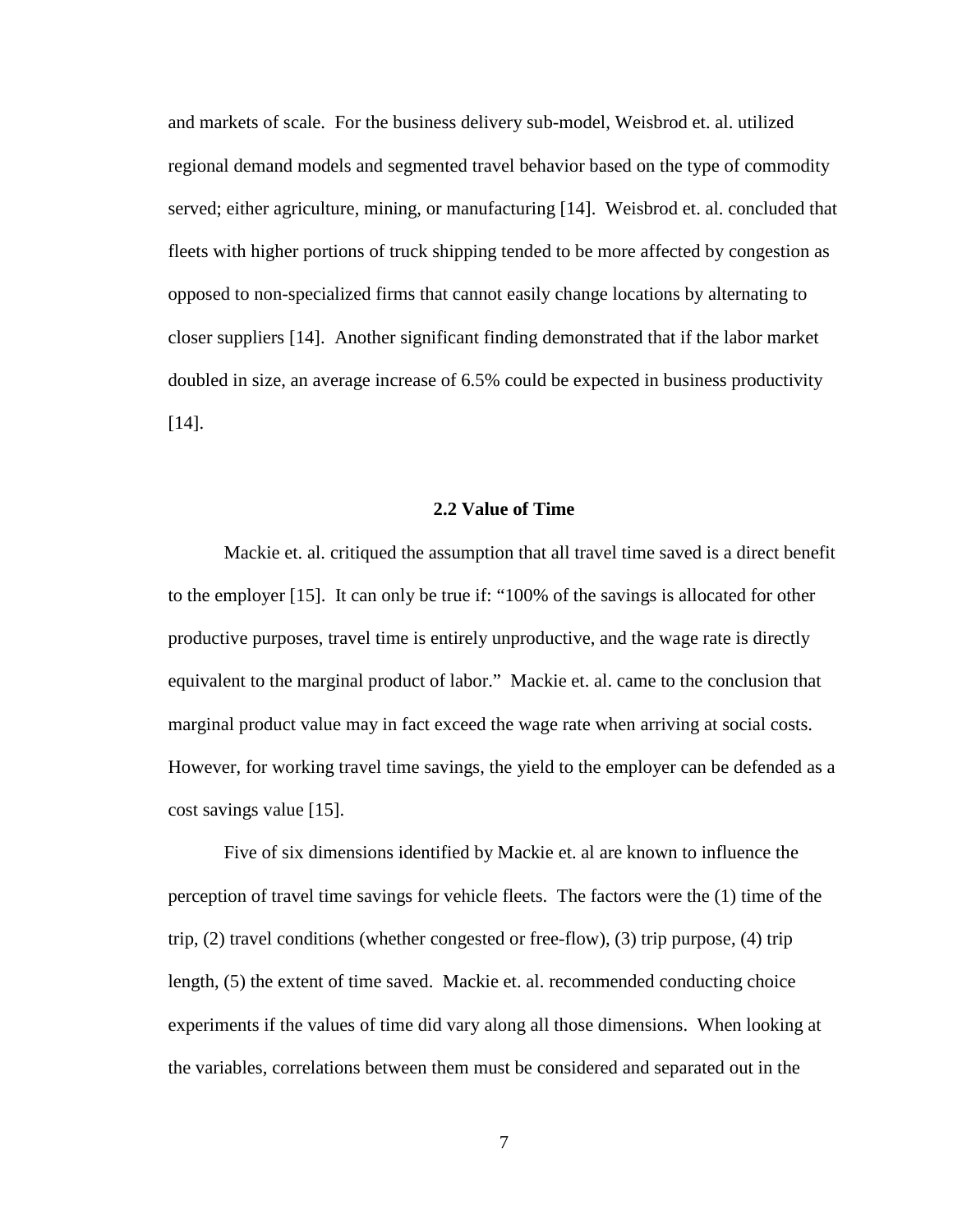and markets of scale. For the business delivery sub-model, Weisbrod et. al. utilized regional demand models and segmented travel behavior based on the type of commodity served; either agriculture, mining, or manufacturing [14]. Weisbrod et. al. concluded that fleets with higher portions of truck shipping tended to be more affected by congestion as opposed to non-specialized firms that cannot easily change locations by alternating to closer suppliers [14]. Another significant finding demonstrated that if the labor market doubled in size, an average increase of 6.5% could be expected in business productivity [14].

## 2.2 Value of Time

Mackie et. al. critiqued the assumption that all travel time saved is a direct benefit to the employer [15]. It can only be true if: "100% of the savings is allocated for other productive purposes, travel time is entirely unproductive, and the wage rate is directly equivalent to the marginal product of labor." Mackie et. al. came to the conclusion that marginal product value may in fact exceed the wage rate when arriving at social costs. However, for working travel time savings, the yield to the employer can be defended as a cost savings value [15].

Five of six dimensions identified by Mackie et. al are known to influence the perception of travel time savings for vehicle fleets. The factors were the (1) time of the trip, (2) travel conditions (whether congested or free-flow), (3) trip purpose, (4) trip length, (5) the extent of time saved. Mackie et. al. recommended conducting choice experiments if the values of time did vary along all those dimensions. When looking at the variables, correlations between them must be considered and separated out in the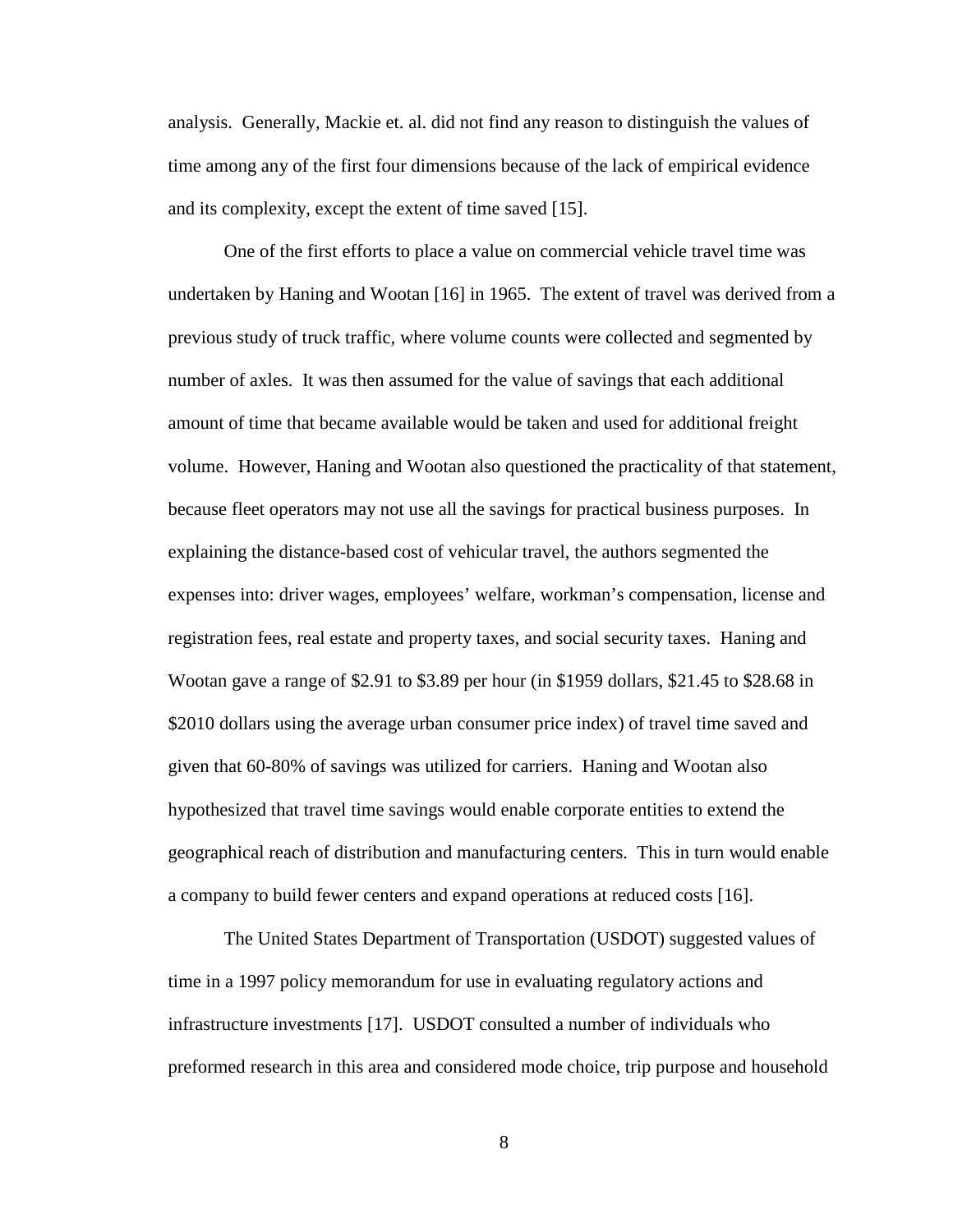analysis. Generally, Mackie et. al. did not find any reason to distinguish the values of time among any of the first four dimensions because of the lack of empirical evidence and its complexity, except the extent of time saved [15].

One of the first efforts to place a value on commercial vehicle travel time was undertaken by Haning and Wootan [16] in 1965. The extent of travel was derived from a previous study of truck traffic, where volume counts were collected and segmented by number of axles. It was then assumed for the value of savings that each additional amount of time that became available would be taken and used for additional freight volume. However, Haning and Wootan also questioned the practicality of that statement, because fleet operators may not use all the savings for practical business purposes. In explaining the distance-based cost of vehicular travel, the authors segmented the expenses into: driver wages, employees' welfare, workman's compensation, license and registration fees, real estate and property taxes, and social security taxes. Haning and Wootan gave a range of $2.91 to $3.89 per hour (in $1959 dollars, $21.45 to $28.68 in $2010 dollars using the average urban consumer price index) of travel time saved and given that 60-80% of savings was utilized for carriers. Haning and Wootan also hypothesized that travel time savings would enable corporate entities to extend the geographical reach of distribution and manufacturing centers. This in turn would enable a company to build fewer centers and expand operations at reduced costs [16].

The United States Department of Transportation (USDOT) suggested values of time in a 1997 policy memorandum for use in evaluating regulatory actions and infrastructure investments [17]. USDOT consulted a number of individuals who preformed research in this area and considered mode choice, trip purpose and household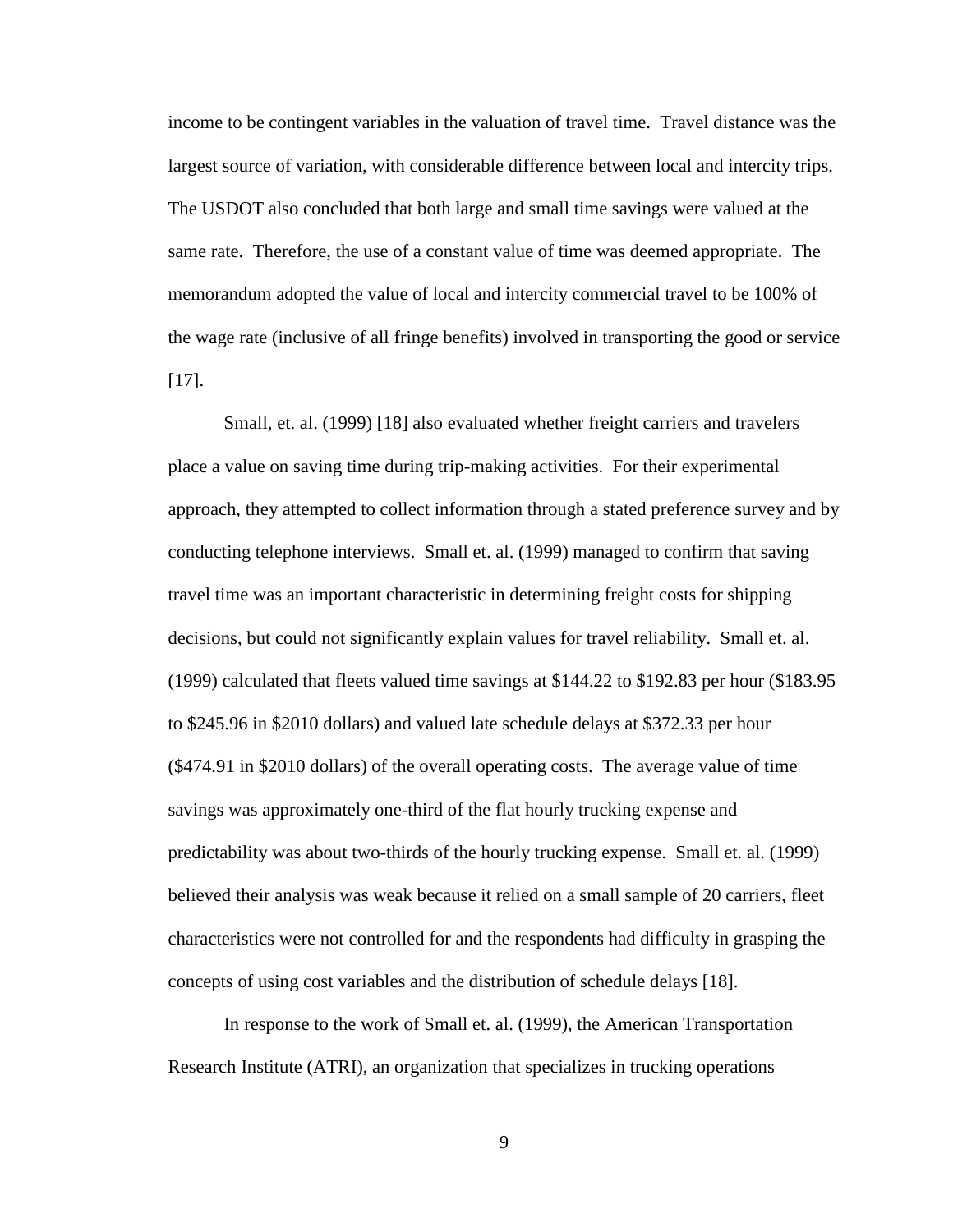income to be contingent variables in the valuation of travel time. Travel distance was the largest source of variation, with considerable difference between local and intercity trips. The USDOT also concluded that both large and small time savings were valued at the same rate. Therefore, the use of a constant value of time was deemed appropriate. The memorandum adopted the value of local and intercity commercial travel to be 100% of the wage rate (inclusive of all fringe benefits) involved in transporting the good or service [17].

Small, et. al. (1999) [18] also evaluated whether freight carriers and travelers place a value on saving time during trip-making activities. For their experimental approach, they attempted to collect information through a stated preference survey and by conducting telephone interviews. Small et. al. (1999) managed to confirm that saving travel time was an important characteristic in determining freight costs for shipping decisions, but could not significantly explain values for travel reliability. Small et. al. (1999) calculated that fleets valued time savings at $144.22 to $192.83 per hour ($183.95 to $245.96 in $2010 dollars) and valued late schedule delays at $372.33 per hour ($474.91 in $2010 dollars) of the overall operating costs. The average value of time savings was approximately one-third of the flat hourly trucking expense and predictability was about two-thirds of the hourly trucking expense. Small et. al. (1999) believed their analysis was weak because it relied on a small sample of 20 carriers, fleet characteristics were not controlled for and the respondents had difficulty in grasping the concepts of using cost variables and the distribution of schedule delays [18].

In response to the work of Small et. al. (1999), the American Transportation Research Institute (ATRI), an organization that specializes in trucking operations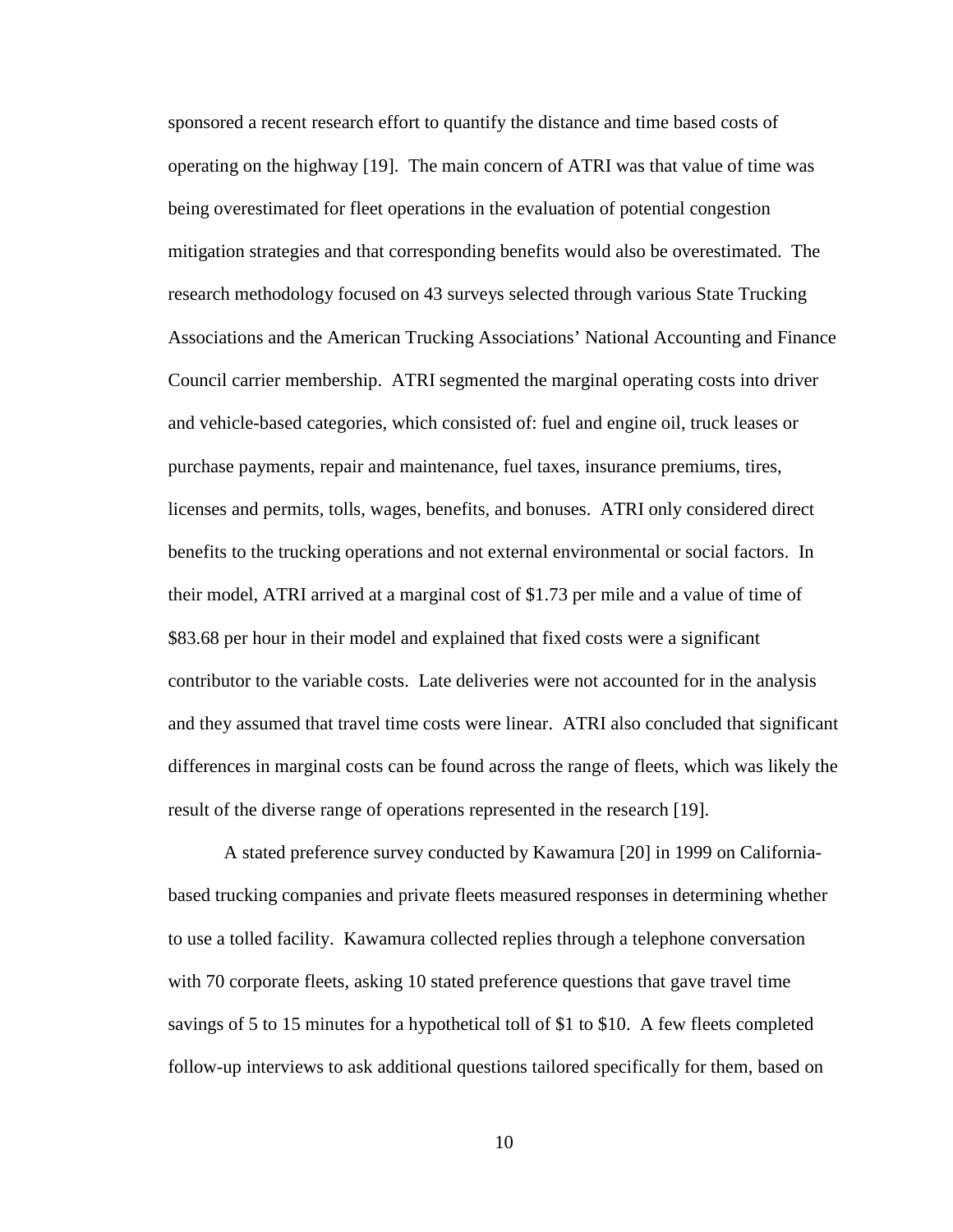sponsored a recent research effort to quantify the distance and time based costs of operating on the highway [19]. The main concern of ATRI was that value of time was being overestimated for fleet operations in the evaluation of potential congestion mitigation strategies and that corresponding benefits would also be overestimated. The research methodology focused on 43 surveys selected through various State Trucking Associations and the American Trucking Associations' National Accounting and Finance Council carrier membership. ATRI segmented the marginal operating costs into driver and vehicle-based categories, which consisted of: fuel and engine oil, truck leases or purchase payments, repair and maintenance, fuel taxes, insurance premiums, tires, licenses and permits, tolls, wages, benefits, and bonuses. ATRI only considered direct benefits to the trucking operations and not external environmental or social factors. In their model, ATRI arrived at a marginal cost of $1.73 per mile and a value of time of $83.68 per hour in their model and explained that fixed costs were a significant contributor to the variable costs. Late deliveries were not accounted for in the analysis and they assumed that travel time costs were linear. ATRI also concluded that significant differences in marginal costs can be found across the range of fleets, which was likely the result of the diverse range of operations represented in the research [19].

A stated preference survey conducted by Kawamura [20] in 1999 on California-based trucking companies and private fleets measured responses in determining whether to use a tolled facility. Kawamura collected replies through a telephone conversation with 70 corporate fleets, asking 10 stated preference questions that gave travel time savings of 5 to 15 minutes for a hypothetical toll of $1 to $10. A few fleets completed follow-up interviews to ask additional questions tailored specifically for them, based on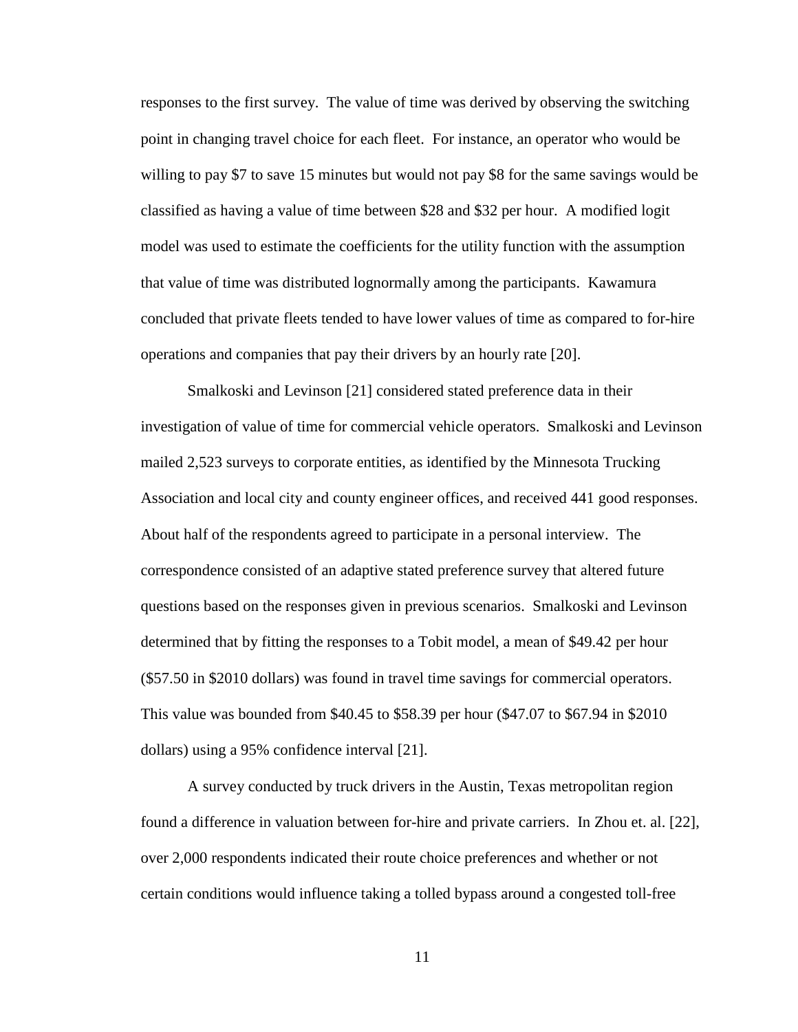responses to the first survey. The value of time was derived by observing the switching point in changing travel choice for each fleet. For instance, an operator who would be willing to pay $7 to save 15 minutes but would not pay $8 for the same savings would be classified as having a value of time between $28 and $32 per hour. A modified logit model was used to estimate the coefficients for the utility function with the assumption that value of time was distributed lognormally among the participants. Kawamura concluded that private fleets tended to have lower values of time as compared to for-hire operations and companies that pay their drivers by an hourly rate [20].

Smalkoski and Levinson [21] considered stated preference data in their investigation of value of time for commercial vehicle operators. Smalkoski and Levinson mailed 2,523 surveys to corporate entities, as identified by the Minnesota Trucking Association and local city and county engineer offices, and received 441 good responses. About half of the respondents agreed to participate in a personal interview. The correspondence consisted of an adaptive stated preference survey that altered future questions based on the responses given in previous scenarios. Smalkoski and Levinson determined that by fitting the responses to a Tobit model, a mean of $49.42 per hour ($57.50 in $2010 dollars) was found in travel time savings for commercial operators. This value was bounded from $40.45 to $58.39 per hour ($47.07 to $67.94 in $2010 dollars) using a 95% confidence interval [21].

A survey conducted by truck drivers in the Austin, Texas metropolitan region found a difference in valuation between for-hire and private carriers. In Zhou et. al. [22], over 2,000 respondents indicated their route choice preferences and whether or not certain conditions would influence taking a tolled bypass around a congested toll-free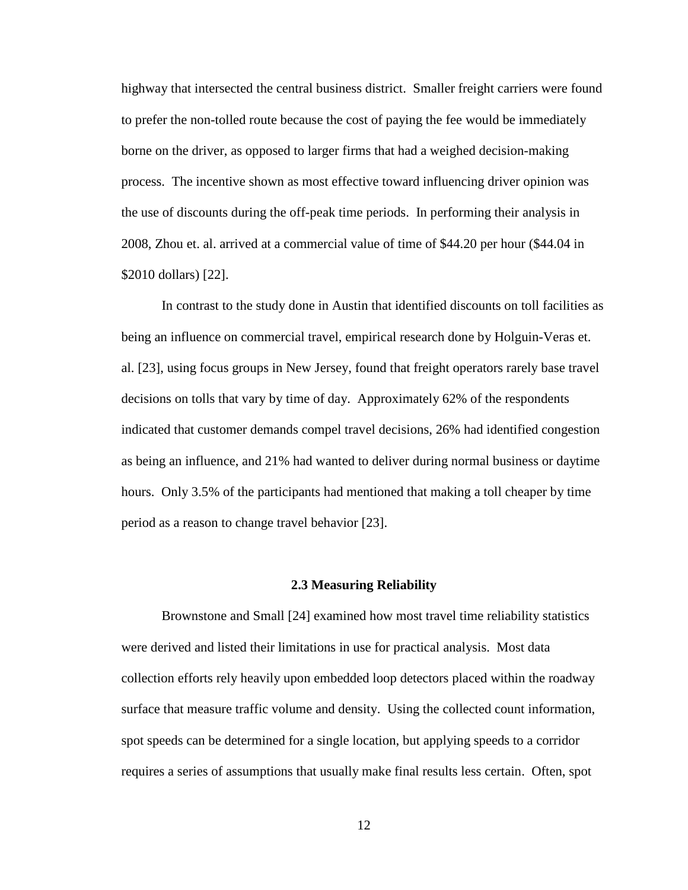highway that intersected the central business district. Smaller freight carriers were found to prefer the non-tolled route because the cost of paying the fee would be immediately borne on the driver, as opposed to larger firms that had a weighed decision-making process. The incentive shown as most effective toward influencing driver opinion was the use of discounts during the off-peak time periods. In performing their analysis in 2008, Zhou et. al. arrived at a commercial value of time of $44.20 per hour ($44.04 in $2010 dollars) [22].

In contrast to the study done in Austin that identified discounts on toll facilities as being an influence on commercial travel, empirical research done by Holguin-Veras et. al. [23], using focus groups in New Jersey, found that freight operators rarely base travel decisions on tolls that vary by time of day. Approximately 62% of the respondents indicated that customer demands compel travel decisions, 26% had identified congestion as being an influence, and 21% had wanted to deliver during normal business or daytime hours. Only 3.5% of the participants had mentioned that making a toll cheaper by time period as a reason to change travel behavior [23].

### 2.3 Measuring Reliability

Brownstone and Small [24] examined how most travel time reliability statistics were derived and listed their limitations in use for practical analysis. Most data collection efforts rely heavily upon embedded loop detectors placed within the roadway surface that measure traffic volume and density. Using the collected count information, spot speeds can be determined for a single location, but applying speeds to a corridor requires a series of assumptions that usually make final results less certain. Often, spot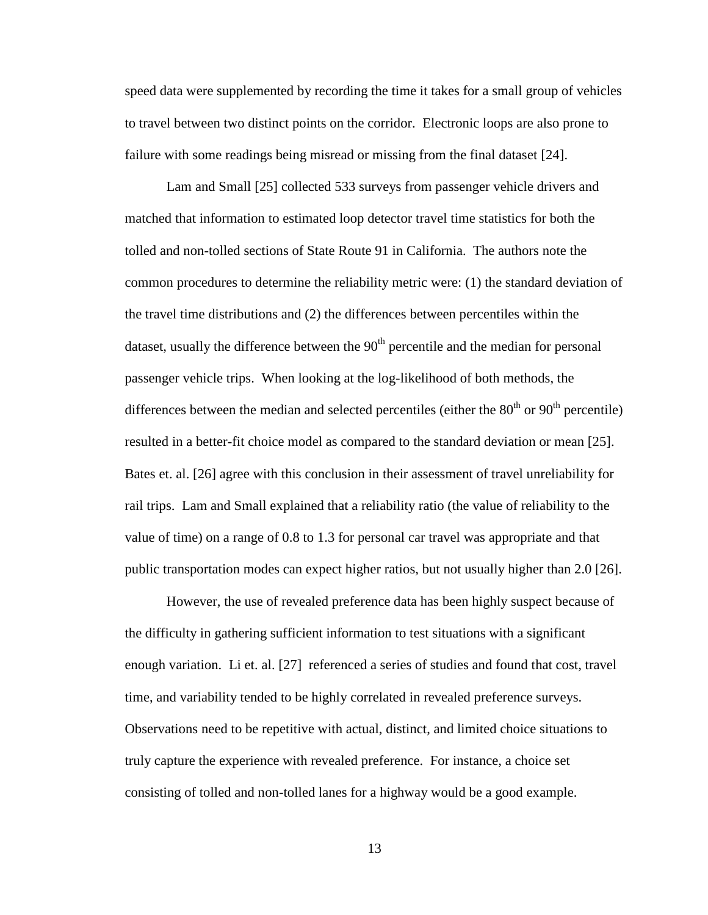speed data were supplemented by recording the time it takes for a small group of vehicles to travel between two distinct points on the corridor. Electronic loops are also prone to failure with some readings being misread or missing from the final dataset [24].

Lam and Small [25] collected 533 surveys from passenger vehicle drivers and matched that information to estimated loop detector travel time statistics for both the tolled and non-tolled sections of State Route 91 in California. The authors note the common procedures to determine the reliability metric were: (1) the standard deviation of the travel time distributions and (2) the differences between percentiles within the dataset, usually the difference between the 90$^{th}$ percentile and the median for personal passenger vehicle trips. When looking at the log-likelihood of both methods, the differences between the median and selected percentiles (either the 80$^{th}$ or 90$^{th}$ percentile) resulted in a better-fit choice model as compared to the standard deviation or mean [25]. Bates et. al. [26] agree with this conclusion in their assessment of travel unreliability for rail trips. Lam and Small explained that a reliability ratio (the value of reliability to the value of time) on a range of 0.8 to 1.3 for personal car travel was appropriate and that public transportation modes can expect higher ratios, but not usually higher than 2.0 [26].

However, the use of revealed preference data has been highly suspect because of the difficulty in gathering sufficient information to test situations with a significant enough variation. Li et. al. [27] referenced a series of studies and found that cost, travel time, and variability tended to be highly correlated in revealed preference surveys. Observations need to be repetitive with actual, distinct, and limited choice situations to truly capture the experience with revealed preference. For instance, a choice set consisting of tolled and non-tolled lanes for a highway would be a good example.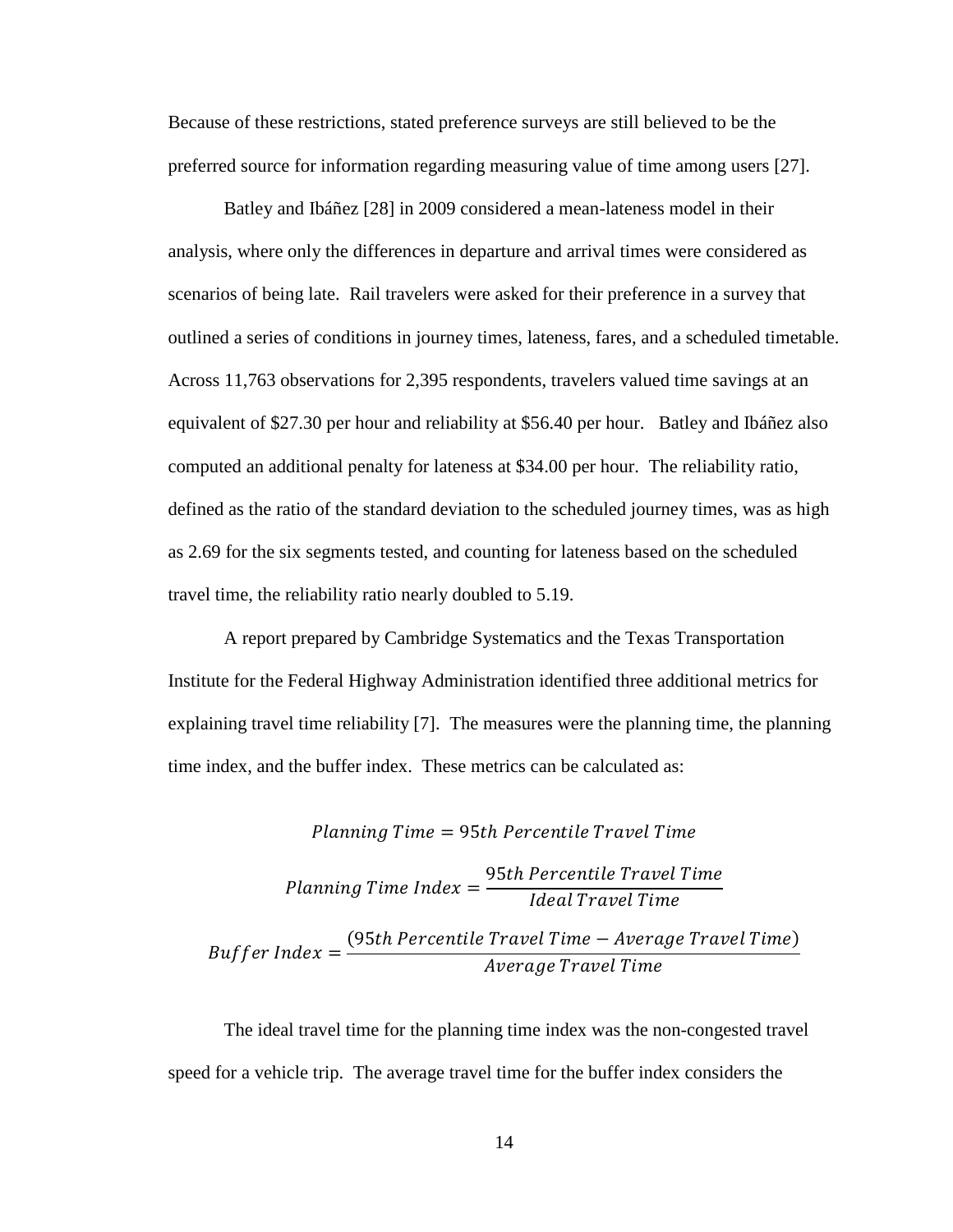Because of these restrictions, stated preference surveys are still believed to be the preferred source for information regarding measuring value of time among users [27].

Batley and Ibáñez [28] in 2009 considered a mean-lateness model in their analysis, where only the differences in departure and arrival times were considered as scenarios of being late. Rail travelers were asked for their preference in a survey that outlined a series of conditions in journey times, lateness, fares, and a scheduled timetable. Across 11,763 observations for 2,395 respondents, travelers valued time savings at an equivalent of \$27.30 per hour and reliability at \$56.40 per hour. Batley and Ibáñez also computed an additional penalty for lateness at \$34.00 per hour. The reliability ratio, defined as the ratio of the standard deviation to the scheduled journey times, was as high as 2.69 for the six segments tested, and counting for lateness based on the scheduled travel time, the reliability ratio nearly doubled to 5.19.

A report prepared by Cambridge Systematics and the Texas Transportation Institute for the Federal Highway Administration identified three additional metrics for explaining travel time reliability [7]. The measures were the planning time, the planning time index, and the buffer index. These metrics can be calculated as:

$$Planning\ Time = 95th\ Percentile\ Travel\ Time$$

$$Planning\ Time\ Index = \frac{95th\ Percentile\ Travel\ Time}{Ideal\ Travel\ Time}$$

$$Buffer\ Index = \frac{(95th\ Percentile\ Travel\ Time - Average\ Travel\ Time)}{Average\ Travel\ Time}$$

The ideal travel time for the planning time index was the non-congested travel speed for a vehicle trip. The average travel time for the buffer index considers the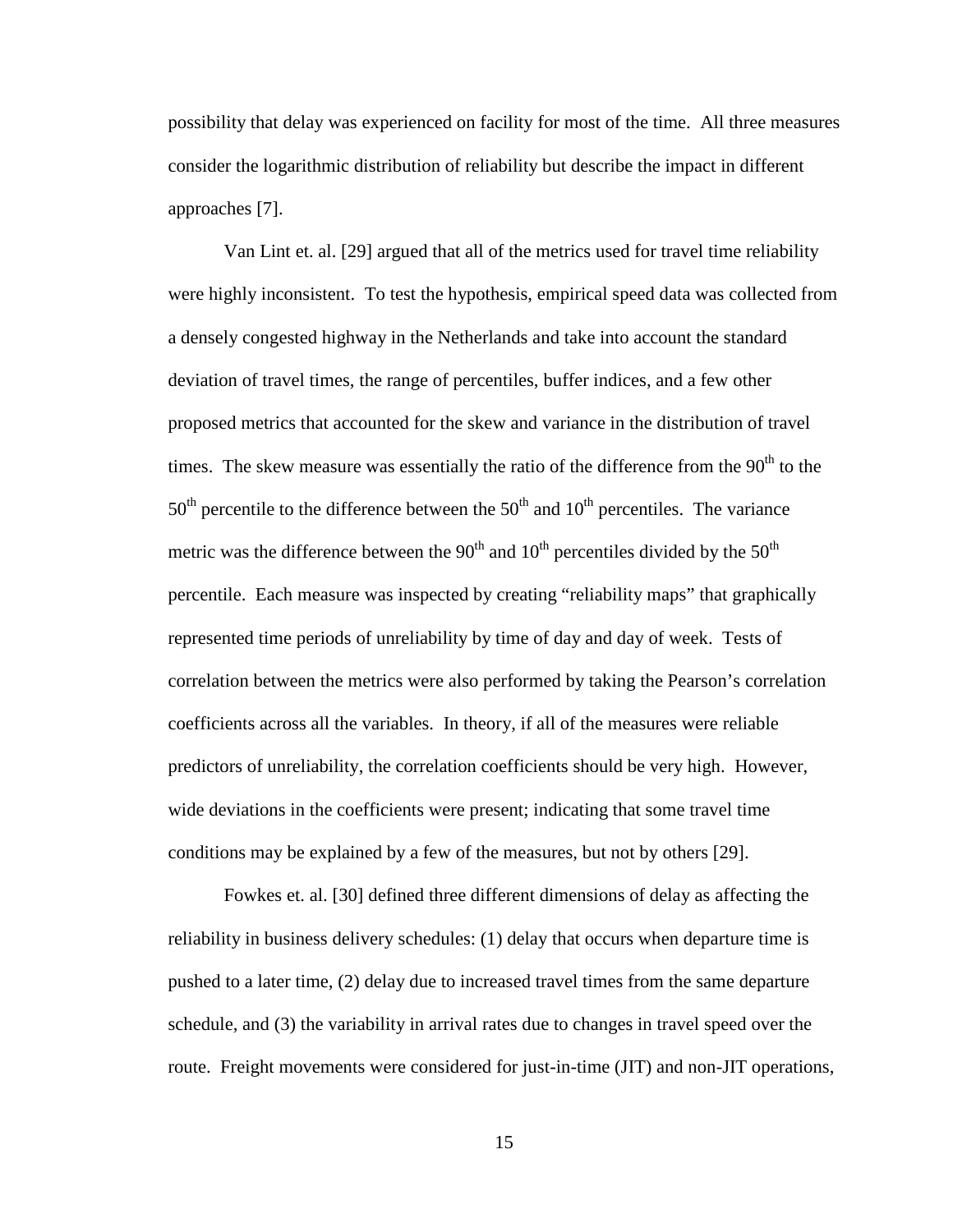possibility that delay was experienced on facility for most of the time. All three measures consider the logarithmic distribution of reliability but describe the impact in different approaches [7].

Van Lint et. al. [29] argued that all of the metrics used for travel time reliability were highly inconsistent. To test the hypothesis, empirical speed data was collected from a densely congested highway in the Netherlands and take into account the standard deviation of travel times, the range of percentiles, buffer indices, and a few other proposed metrics that accounted for the skew and variance in the distribution of travel times. The skew measure was essentially the ratio of the difference from the $90^{th}$ to the $50^{th}$ percentile to the difference between the $50^{th}$ and $10^{th}$ percentiles. The variance metric was the difference between the $90^{th}$ and $10^{th}$ percentiles divided by the $50^{th}$ percentile. Each measure was inspected by creating "reliability maps" that graphically represented time periods of unreliability by time of day and day of week. Tests of correlation between the metrics were also performed by taking the Pearson's correlation coefficients across all the variables. In theory, if all of the measures were reliable predictors of unreliability, the correlation coefficients should be very high. However, wide deviations in the coefficients were present; indicating that some travel time conditions may be explained by a few of the measures, but not by others [29].

Fowkes et. al. [30] defined three different dimensions of delay as affecting the reliability in business delivery schedules: (1) delay that occurs when departure time is pushed to a later time, (2) delay due to increased travel times from the same departure schedule, and (3) the variability in arrival rates due to changes in travel speed over the route. Freight movements were considered for just-in-time (JIT) and non-JIT operations,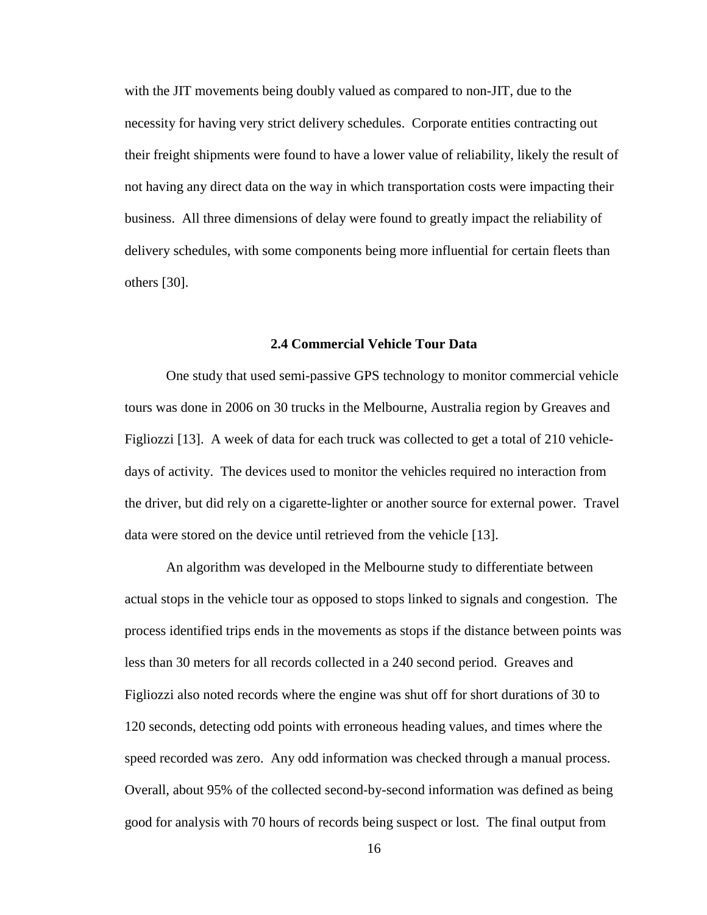with the JIT movements being doubly valued as compared to non-JIT, due to the necessity for having very strict delivery schedules. Corporate entities contracting out their freight shipments were found to have a lower value of reliability, likely the result of not having any direct data on the way in which transportation costs were impacting their business. All three dimensions of delay were found to greatly impact the reliability of delivery schedules, with some components being more influential for certain fleets than others [30].

### 2.4 Commercial Vehicle Tour Data

One study that used semi-passive GPS technology to monitor commercial vehicle tours was done in 2006 on 30 trucks in the Melbourne, Australia region by Greaves and Figliozzi [13]. A week of data for each truck was collected to get a total of 210 vehicle-days of activity. The devices used to monitor the vehicles required no interaction from the driver, but did rely on a cigarette-lighter or another source for external power. Travel data were stored on the device until retrieved from the vehicle [13].

An algorithm was developed in the Melbourne study to differentiate between actual stops in the vehicle tour as opposed to stops linked to signals and congestion. The process identified trips ends in the movements as stops if the distance between points was less than 30 meters for all records collected in a 240 second period. Greaves and Figliozzi also noted records where the engine was shut off for short durations of 30 to 120 seconds, detecting odd points with erroneous heading values, and times where the speed recorded was zero. Any odd information was checked through a manual process. Overall, about 95% of the collected second-by-second information was defined as being good for analysis with 70 hours of records being suspect or lost. The final output from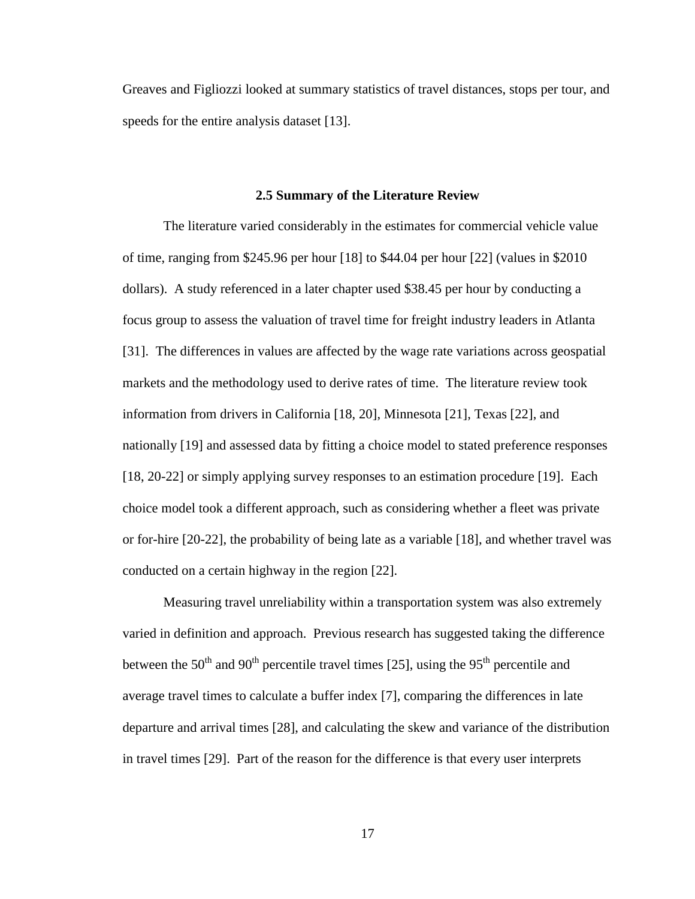Greaves and Figliozzi looked at summary statistics of travel distances, stops per tour, and speeds for the entire analysis dataset [13].

## 2.5 Summary of the Literature Review

The literature varied considerably in the estimates for commercial vehicle value of time, ranging from $245.96 per hour [18] to $44.04 per hour [22] (values in $2010 dollars). A study referenced in a later chapter used $38.45 per hour by conducting a focus group to assess the valuation of travel time for freight industry leaders in Atlanta [31]. The differences in values are affected by the wage rate variations across geospatial markets and the methodology used to derive rates of time. The literature review took information from drivers in California [18, 20], Minnesota [21], Texas [22], and nationally [19] and assessed data by fitting a choice model to stated preference responses [18, 20-22] or simply applying survey responses to an estimation procedure [19]. Each choice model took a different approach, such as considering whether a fleet was private or for-hire [20-22], the probability of being late as a variable [18], and whether travel was conducted on a certain highway in the region [22].

Measuring travel unreliability within a transportation system was also extremely varied in definition and approach. Previous research has suggested taking the difference between the $50^{th}$ and $90^{th}$ percentile travel times [25], using the $95^{th}$ percentile and average travel times to calculate a buffer index [7], comparing the differences in late departure and arrival times [28], and calculating the skew and variance of the distribution in travel times [29]. Part of the reason for the difference is that every user interprets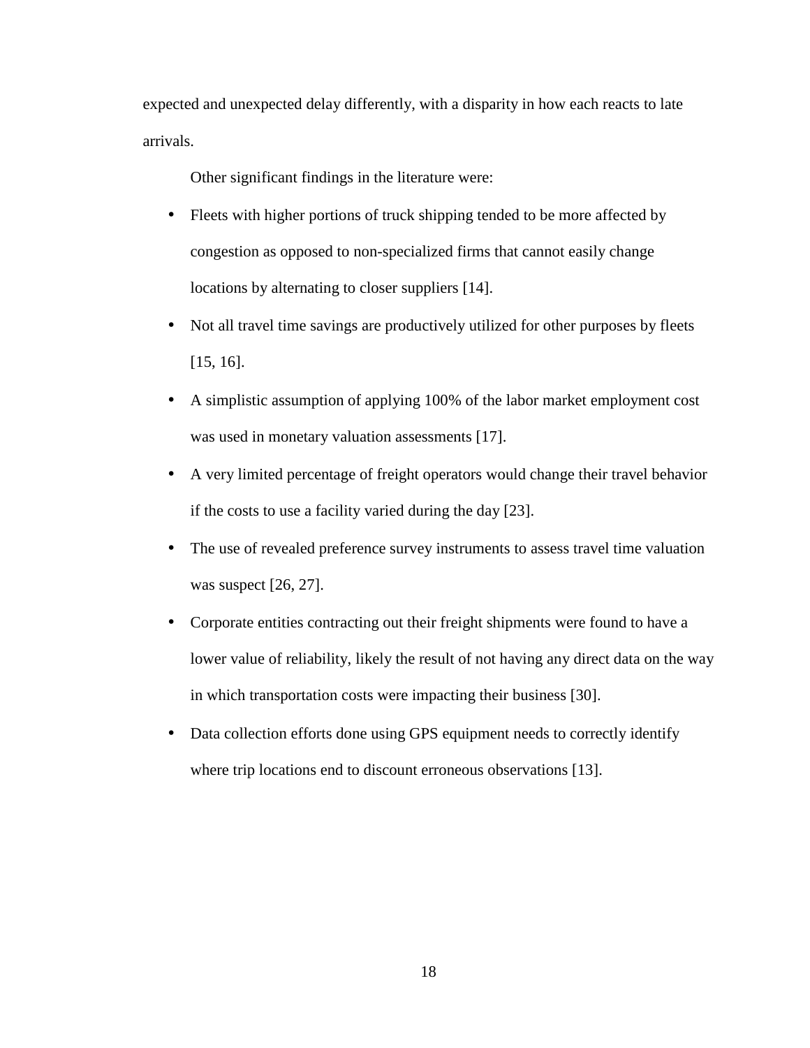expected and unexpected delay differently, with a disparity in how each reacts to late arrivals.

Other significant findings in the literature were:

- Fleets with higher portions of truck shipping tended to be more affected by congestion as opposed to non-specialized firms that cannot easily change locations by alternating to closer suppliers [14].
- Not all travel time savings are productively utilized for other purposes by fleets [15, 16].
- A simplistic assumption of applying 100% of the labor market employment cost was used in monetary valuation assessments [17].
- A very limited percentage of freight operators would change their travel behavior if the costs to use a facility varied during the day [23].
- The use of revealed preference survey instruments to assess travel time valuation was suspect [26, 27].
- Corporate entities contracting out their freight shipments were found to have a lower value of reliability, likely the result of not having any direct data on the way in which transportation costs were impacting their business [30].
- Data collection efforts done using GPS equipment needs to correctly identify where trip locations end to discount erroneous observations [13].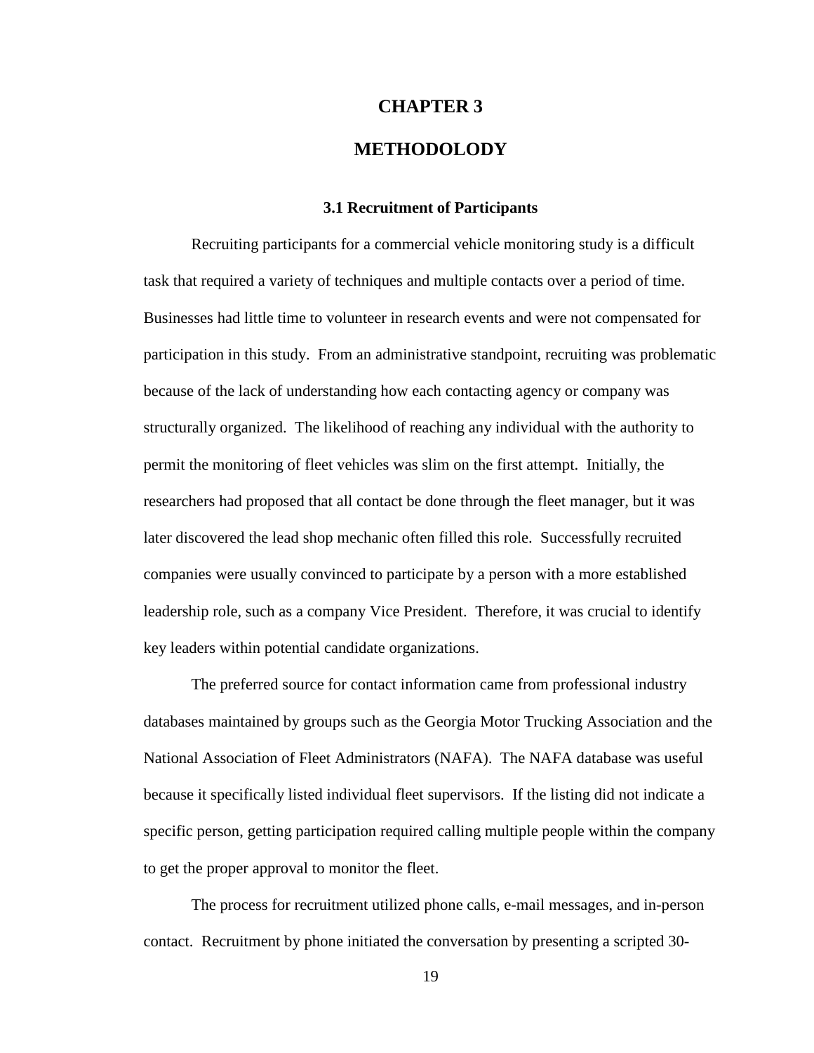# CHAPTER 3

# METHODOLODY

### 3.1 Recruitment of Participants

Recruiting participants for a commercial vehicle monitoring study is a difficult task that required a variety of techniques and multiple contacts over a period of time. Businesses had little time to volunteer in research events and were not compensated for participation in this study. From an administrative standpoint, recruiting was problematic because of the lack of understanding how each contacting agency or company was structurally organized. The likelihood of reaching any individual with the authority to permit the monitoring of fleet vehicles was slim on the first attempt. Initially, the researchers had proposed that all contact be done through the fleet manager, but it was later discovered the lead shop mechanic often filled this role. Successfully recruited companies were usually convinced to participate by a person with a more established leadership role, such as a company Vice President. Therefore, it was crucial to identify key leaders within potential candidate organizations.

The preferred source for contact information came from professional industry databases maintained by groups such as the Georgia Motor Trucking Association and the National Association of Fleet Administrators (NAFA). The NAFA database was useful because it specifically listed individual fleet supervisors. If the listing did not indicate a specific person, getting participation required calling multiple people within the company to get the proper approval to monitor the fleet.

The process for recruitment utilized phone calls, e-mail messages, and in-person contact. Recruitment by phone initiated the conversation by presenting a scripted 30-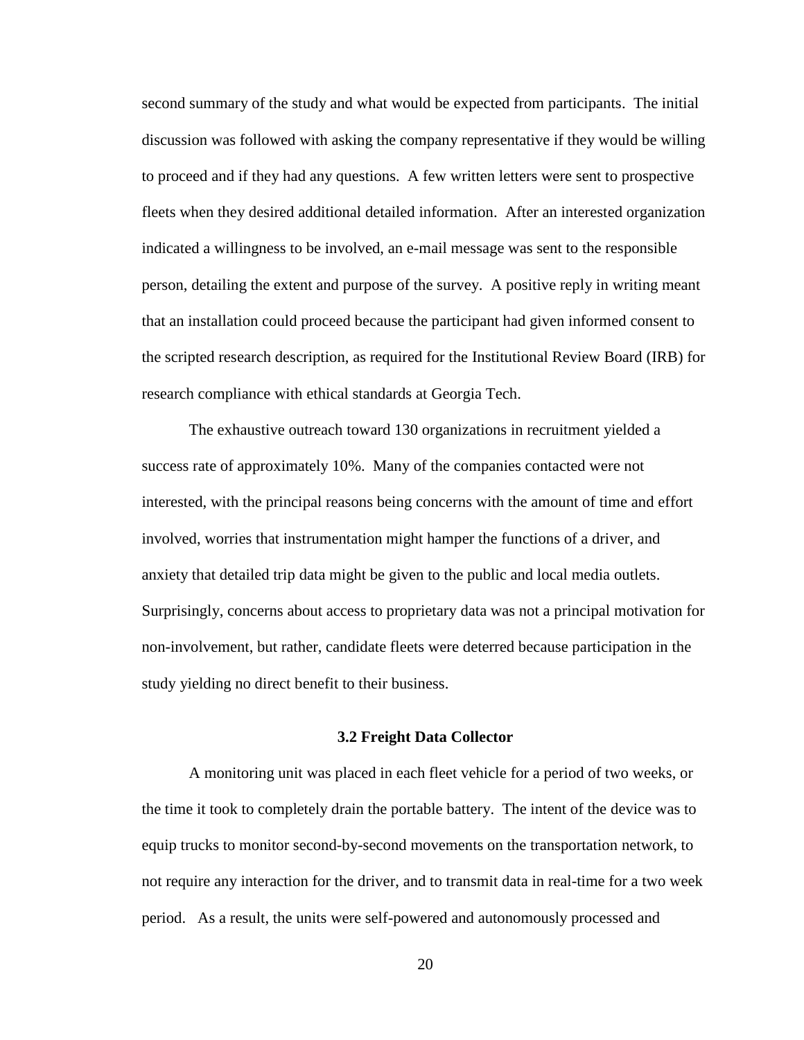second summary of the study and what would be expected from participants. The initial discussion was followed with asking the company representative if they would be willing to proceed and if they had any questions. A few written letters were sent to prospective fleets when they desired additional detailed information. After an interested organization indicated a willingness to be involved, an e-mail message was sent to the responsible person, detailing the extent and purpose of the survey. A positive reply in writing meant that an installation could proceed because the participant had given informed consent to the scripted research description, as required for the Institutional Review Board (IRB) for research compliance with ethical standards at Georgia Tech.

The exhaustive outreach toward 130 organizations in recruitment yielded a success rate of approximately 10%. Many of the companies contacted were not interested, with the principal reasons being concerns with the amount of time and effort involved, worries that instrumentation might hamper the functions of a driver, and anxiety that detailed trip data might be given to the public and local media outlets. Surprisingly, concerns about access to proprietary data was not a principal motivation for non-involvement, but rather, candidate fleets were deterred because participation in the study yielding no direct benefit to their business.

### 3.2 Freight Data Collector

A monitoring unit was placed in each fleet vehicle for a period of two weeks, or the time it took to completely drain the portable battery. The intent of the device was to equip trucks to monitor second-by-second movements on the transportation network, to not require any interaction for the driver, and to transmit data in real-time for a two week period. As a result, the units were self-powered and autonomously processed and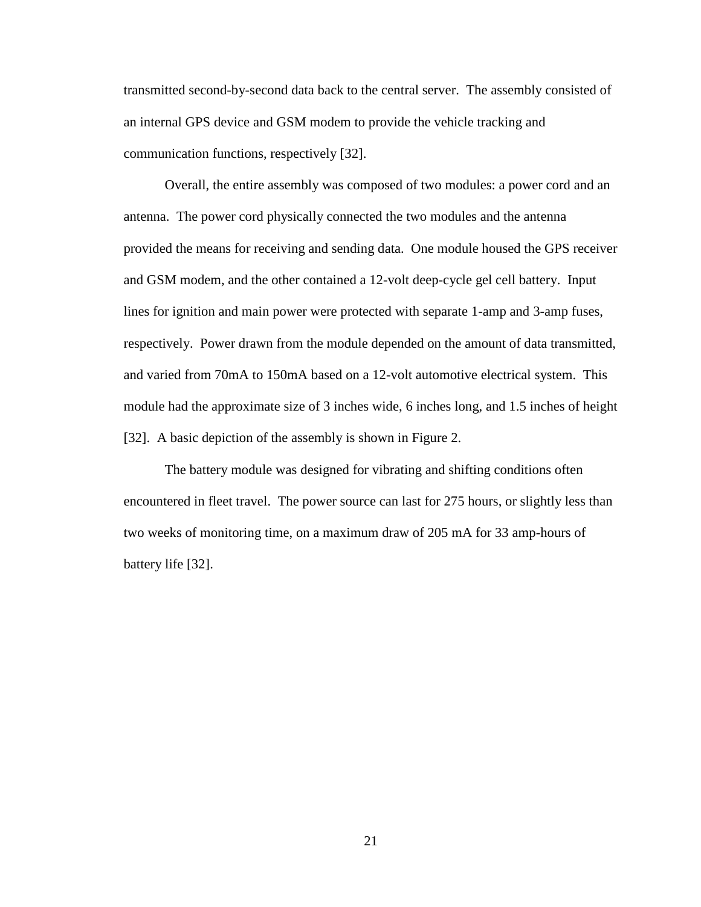transmitted second-by-second data back to the central server. The assembly consisted of an internal GPS device and GSM modem to provide the vehicle tracking and communication functions, respectively [32].

Overall, the entire assembly was composed of two modules: a power cord and an antenna. The power cord physically connected the two modules and the antenna provided the means for receiving and sending data. One module housed the GPS receiver and GSM modem, and the other contained a 12-volt deep-cycle gel cell battery. Input lines for ignition and main power were protected with separate 1-amp and 3-amp fuses, respectively. Power drawn from the module depended on the amount of data transmitted, and varied from 70mA to 150mA based on a 12-volt automotive electrical system. This module had the approximate size of 3 inches wide, 6 inches long, and 1.5 inches of height [32]. A basic depiction of the assembly is shown in Figure 2.

The battery module was designed for vibrating and shifting conditions often encountered in fleet travel. The power source can last for 275 hours, or slightly less than two weeks of monitoring time, on a maximum draw of 205 mA for 33 amp-hours of battery life [32].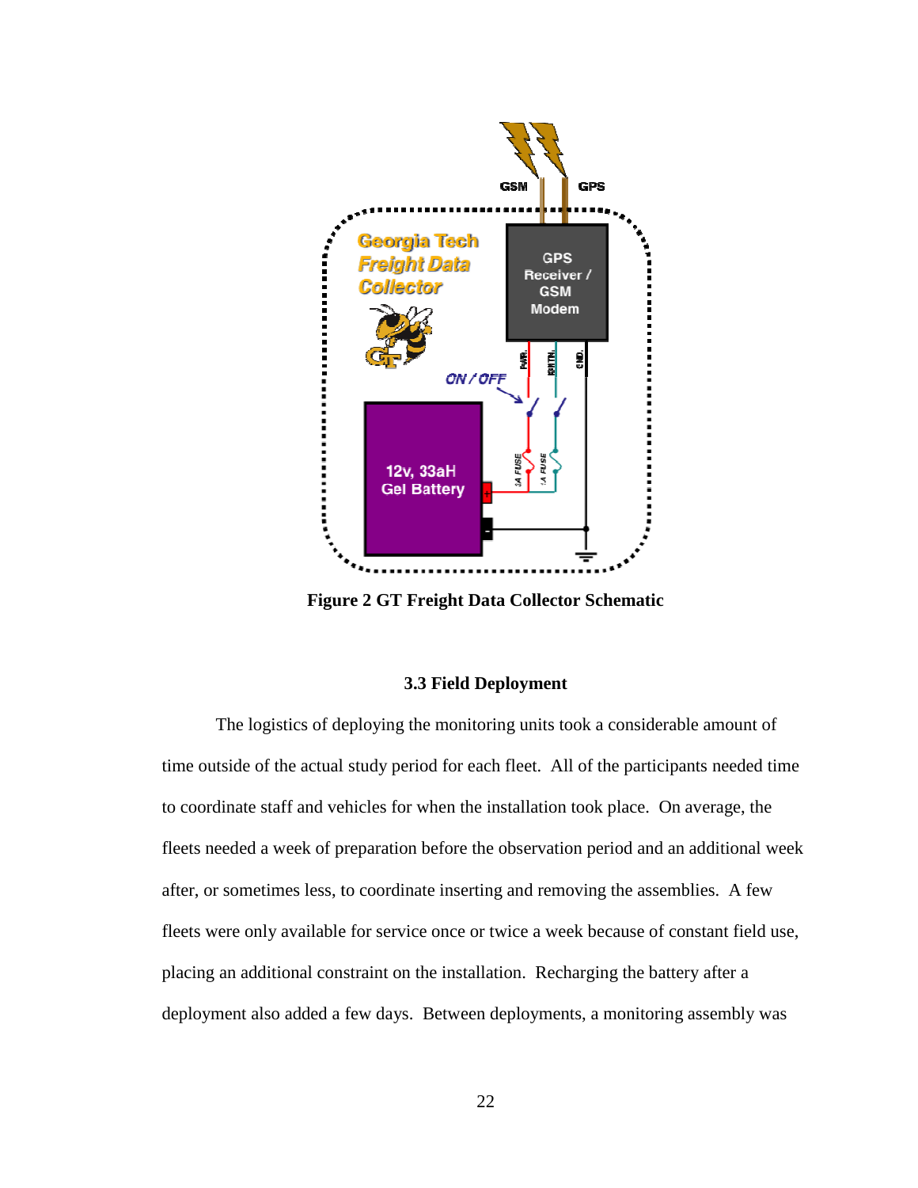Figure 2 GT Freight Data Collector Schematic

### 3.3 Field Deployment

The logistics of deploying the monitoring units took a considerable amount of time outside of the actual study period for each fleet. All of the participants needed time to coordinate staff and vehicles for when the installation took place. On average, the fleets needed a week of preparation before the observation period and an additional week after, or sometimes less, to coordinate inserting and removing the assemblies. A few fleets were only available for service once or twice a week because of constant field use, placing an additional constraint on the installation. Recharging the battery after a deployment also added a few days. Between deployments, a monitoring assembly was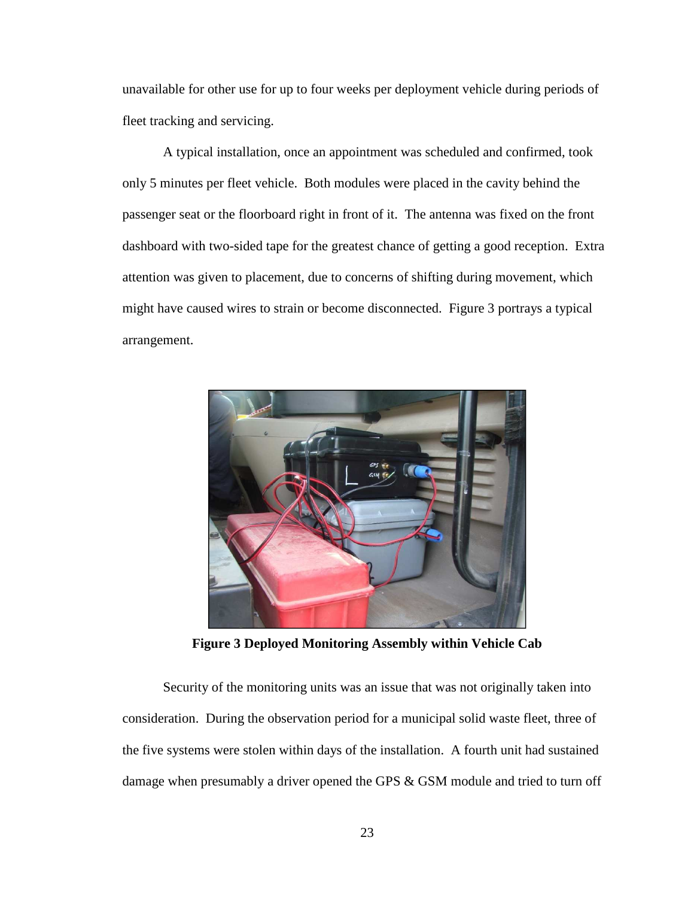unavailable for other use for up to four weeks per deployment vehicle during periods of fleet tracking and servicing.

A typical installation, once an appointment was scheduled and confirmed, took only 5 minutes per fleet vehicle. Both modules were placed in the cavity behind the passenger seat or the floorboard right in front of it. The antenna was fixed on the front dashboard with two-sided tape for the greatest chance of getting a good reception. Extra attention was given to placement, due to concerns of shifting during movement, which might have caused wires to strain or become disconnected. Figure 3 portrays a typical arrangement.

**Figure 3 Deployed Monitoring Assembly within Vehicle Cab**

Security of the monitoring units was an issue that was not originally taken into consideration. During the observation period for a municipal solid waste fleet, three of the five systems were stolen within days of the installation. A fourth unit had sustained damage when presumably a driver opened the GPS & GSM module and tried to turn off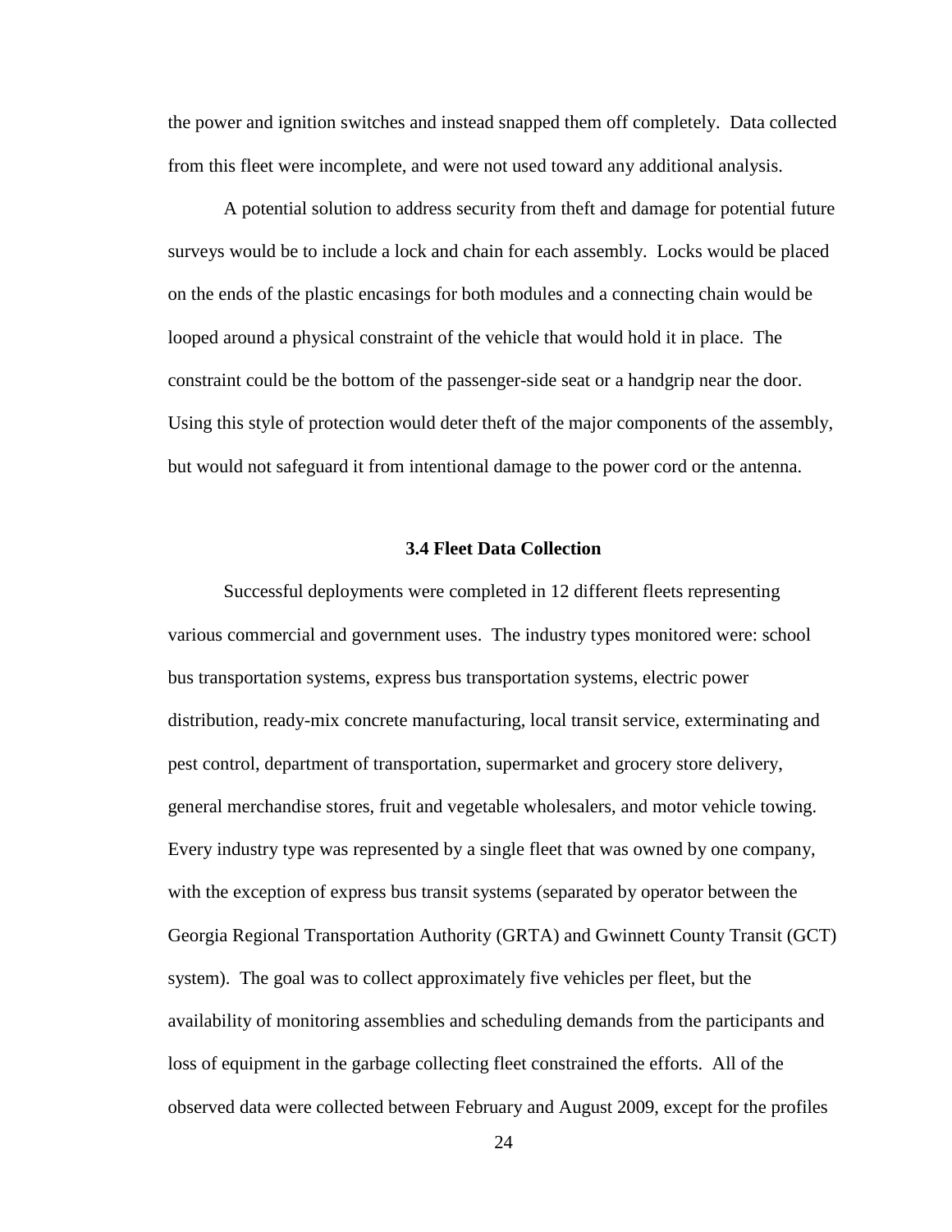the power and ignition switches and instead snapped them off completely. Data collected from this fleet were incomplete, and were not used toward any additional analysis.

A potential solution to address security from theft and damage for potential future surveys would be to include a lock and chain for each assembly. Locks would be placed on the ends of the plastic encasings for both modules and a connecting chain would be looped around a physical constraint of the vehicle that would hold it in place. The constraint could be the bottom of the passenger-side seat or a handgrip near the door. Using this style of protection would deter theft of the major components of the assembly, but would not safeguard it from intentional damage to the power cord or the antenna.

### 3.4 Fleet Data Collection

Successful deployments were completed in 12 different fleets representing various commercial and government uses. The industry types monitored were: school bus transportation systems, express bus transportation systems, electric power distribution, ready-mix concrete manufacturing, local transit service, exterminating and pest control, department of transportation, supermarket and grocery store delivery, general merchandise stores, fruit and vegetable wholesalers, and motor vehicle towing. Every industry type was represented by a single fleet that was owned by one company, with the exception of express bus transit systems (separated by operator between the Georgia Regional Transportation Authority (GRTA) and Gwinnett County Transit (GCT) system). The goal was to collect approximately five vehicles per fleet, but the availability of monitoring assemblies and scheduling demands from the participants and loss of equipment in the garbage collecting fleet constrained the efforts. All of the observed data were collected between February and August 2009, except for the profiles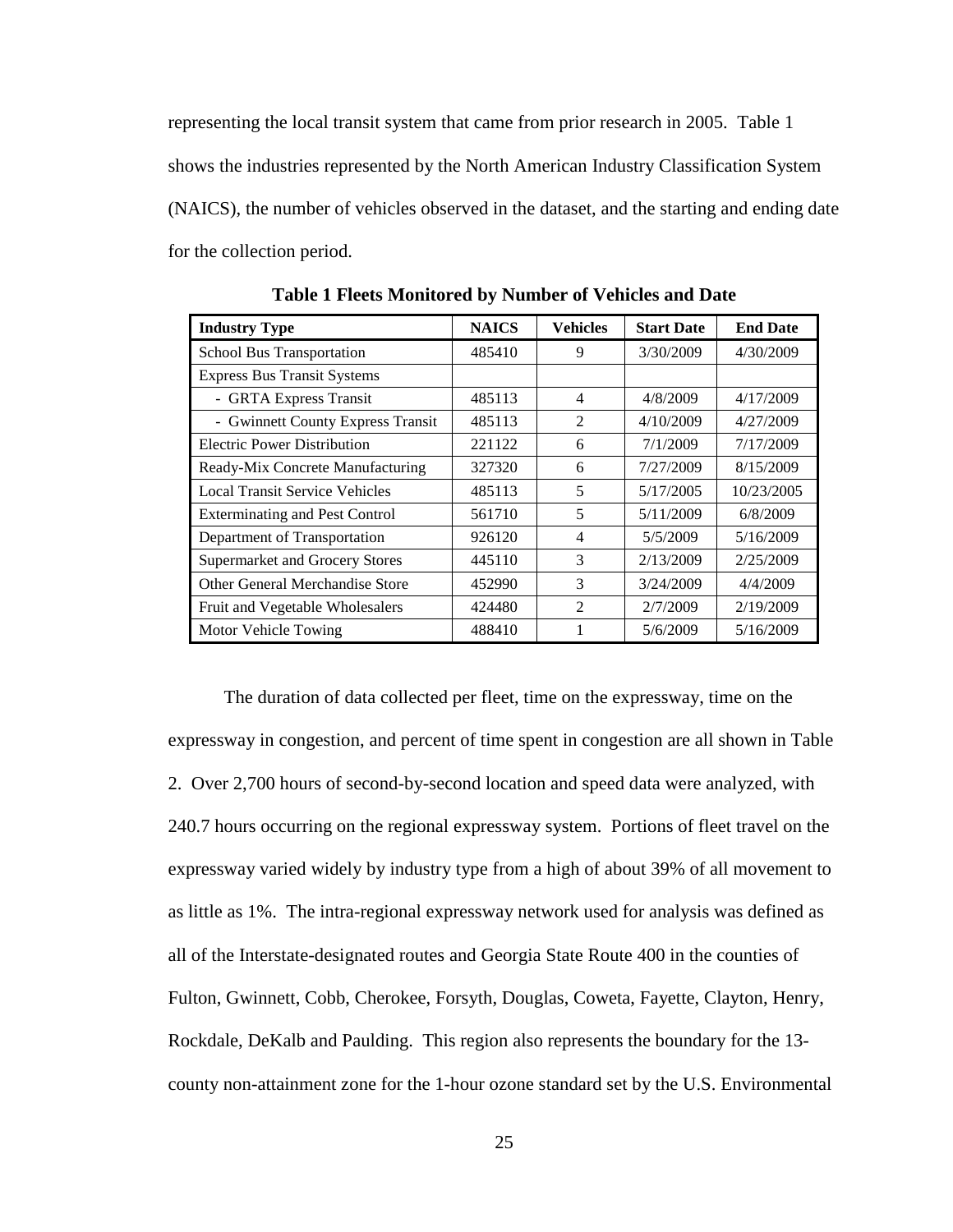representing the local transit system that came from prior research in 2005. Table 1 shows the industries represented by the North American Industry Classification System (NAICS), the number of vehicles observed in the dataset, and the starting and ending date for the collection period.

**Table 1 Fleets Monitored by Number of Vehicles and Date**

| Industry Type | NAICS | Vehicles | Start Date | End Date |
|---|---|---|---|---|
| School Bus Transportation | 485410 | 9 | 3/30/2009 | 4/30/2009 |
| Express Bus Transit Systems | | | | |
| - GRTA Express Transit | 485113 | 4 | 4/8/2009 | 4/17/2009 |
| - Gwinnett County Express Transit | 485113 | 2 | 4/10/2009 | 4/27/2009 |
| Electric Power Distribution | 221122 | 6 | 7/1/2009 | 7/17/2009 |
| Ready-Mix Concrete Manufacturing | 327320 | 6 | 7/27/2009 | 8/15/2009 |
| Local Transit Service Vehicles | 485113 | 5 | 5/17/2005 | 10/23/2005 |
| Exterminating and Pest Control | 561710 | 5 | 5/11/2009 | 6/8/2009 |
| Department of Transportation | 926120 | 4 | 5/5/2009 | 5/16/2009 |
| Supermarket and Grocery Stores | 445110 | 3 | 2/13/2009 | 2/25/2009 |
| Other General Merchandise Store | 452990 | 3 | 3/24/2009 | 4/4/2009 |
| Fruit and Vegetable Wholesalers | 424480 | 2 | 2/7/2009 | 2/19/2009 |
| Motor Vehicle Towing | 488410 | 1 | 5/6/2009 | 5/16/2009 |

The duration of data collected per fleet, time on the expressway, time on the expressway in congestion, and percent of time spent in congestion are all shown in Table 2. Over 2,700 hours of second-by-second location and speed data were analyzed, with 240.7 hours occurring on the regional expressway system. Portions of fleet travel on the expressway varied widely by industry type from a high of about 39% of all movement to as little as 1%. The intra-regional expressway network used for analysis was defined as all of the Interstate-designated routes and Georgia State Route 400 in the counties of Fulton, Gwinnett, Cobb, Cherokee, Forsyth, Douglas, Coweta, Fayette, Clayton, Henry, Rockdale, DeKalb and Paulding. This region also represents the boundary for the 13-county non-attainment zone for the 1-hour ozone standard set by the U.S. Environmental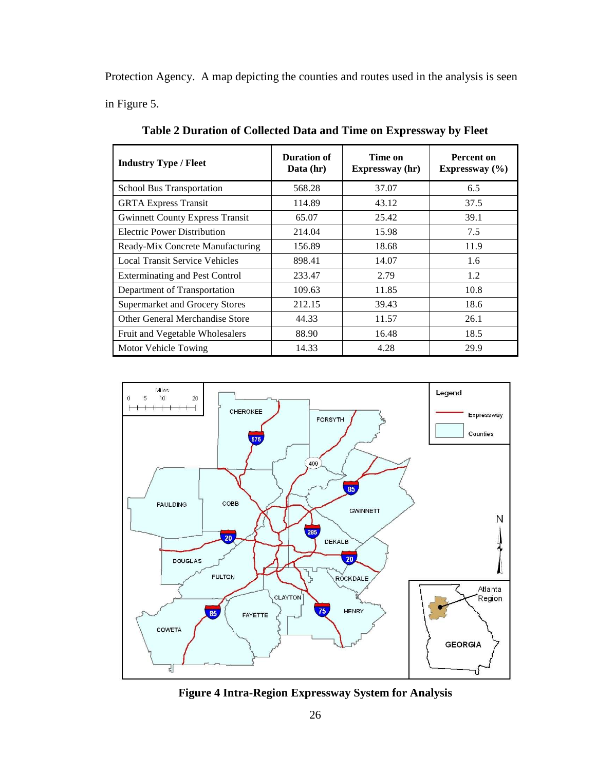Protection Agency. A map depicting the counties and routes used in the analysis is seen in Figure 5.

**Table 2 Duration of Collected Data and Time on Expressway by Fleet**

| Industry Type / Fleet | Duration of Data (hr) | Time on Expressway (hr) | Percent on Expressway (%) |
|---|---|---|---|
| School Bus Transportation | 568.28 | 37.07 | 6.5 |
| GRTA Express Transit | 114.89 | 43.12 | 37.5 |
| Gwinnett County Express Transit | 65.07 | 25.42 | 39.1 |
| Electric Power Distribution | 214.04 | 15.98 | 7.5 |
| Ready-Mix Concrete Manufacturing | 156.89 | 18.68 | 11.9 |
| Local Transit Service Vehicles | 898.41 | 14.07 | 1.6 |
| Exterminating and Pest Control | 233.47 | 2.79 | 1.2 |
| Department of Transportation | 109.63 | 11.85 | 10.8 |
| Supermarket and Grocery Stores | 212.15 | 39.43 | 18.6 |
| Other General Merchandise Store | 44.33 | 11.57 | 26.1 |
| Fruit and Vegetable Wholesalers | 88.90 | 16.48 | 18.5 |
| Motor Vehicle Towing | 14.33 | 4.28 | 29.9 |

**Figure 4 Intra-Region Expressway System for Analysis**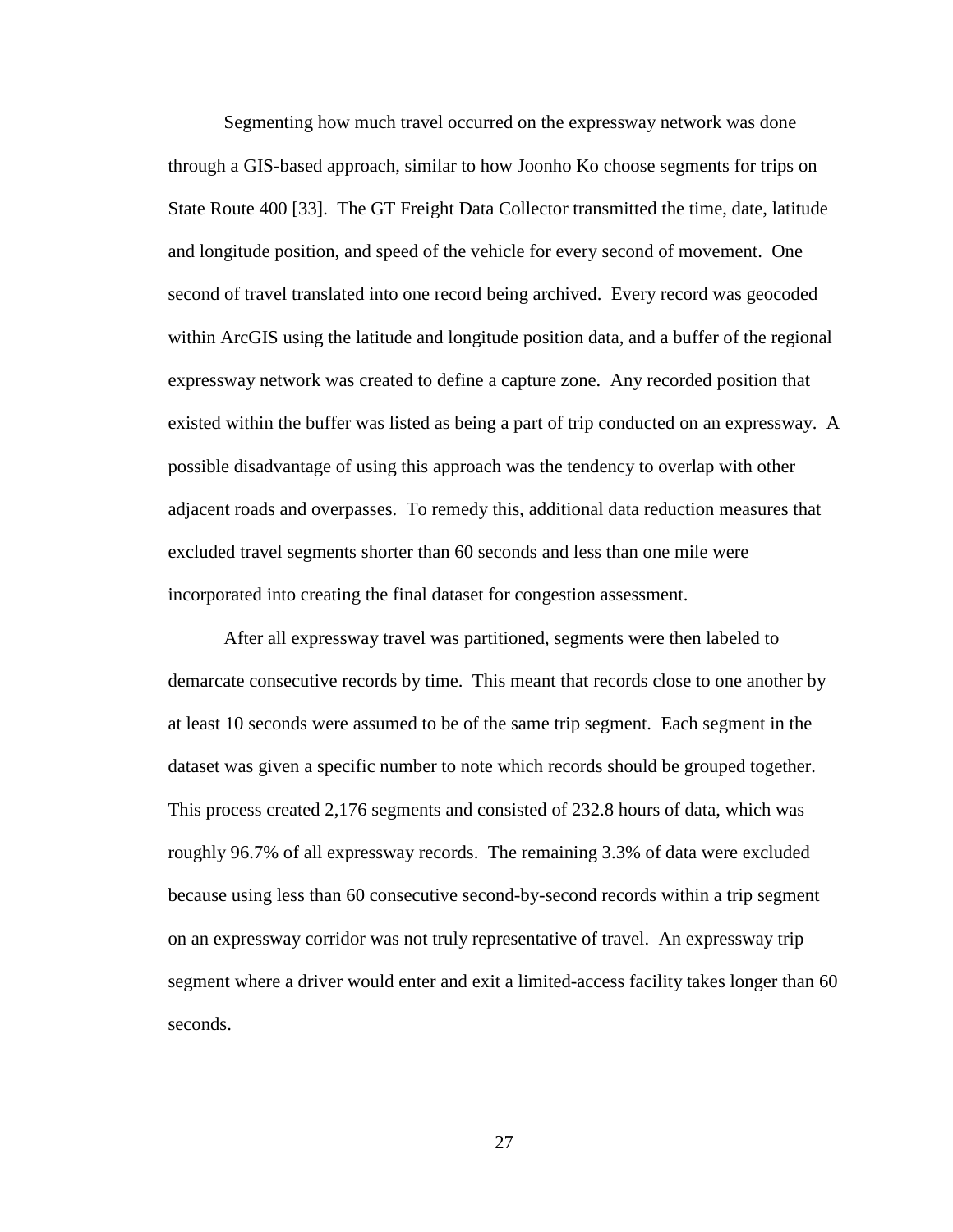Segmenting how much travel occurred on the expressway network was done through a GIS-based approach, similar to how Joonho Ko choose segments for trips on State Route 400 [33]. The GT Freight Data Collector transmitted the time, date, latitude and longitude position, and speed of the vehicle for every second of movement. One second of travel translated into one record being archived. Every record was geocoded within ArcGIS using the latitude and longitude position data, and a buffer of the regional expressway network was created to define a capture zone. Any recorded position that existed within the buffer was listed as being a part of trip conducted on an expressway. A possible disadvantage of using this approach was the tendency to overlap with other adjacent roads and overpasses. To remedy this, additional data reduction measures that excluded travel segments shorter than 60 seconds and less than one mile were incorporated into creating the final dataset for congestion assessment.

After all expressway travel was partitioned, segments were then labeled to demarcate consecutive records by time. This meant that records close to one another by at least 10 seconds were assumed to be of the same trip segment. Each segment in the dataset was given a specific number to note which records should be grouped together. This process created 2,176 segments and consisted of 232.8 hours of data, which was roughly 96.7% of all expressway records. The remaining 3.3% of data were excluded because using less than 60 consecutive second-by-second records within a trip segment on an expressway corridor was not truly representative of travel. An expressway trip segment where a driver would enter and exit a limited-access facility takes longer than 60 seconds.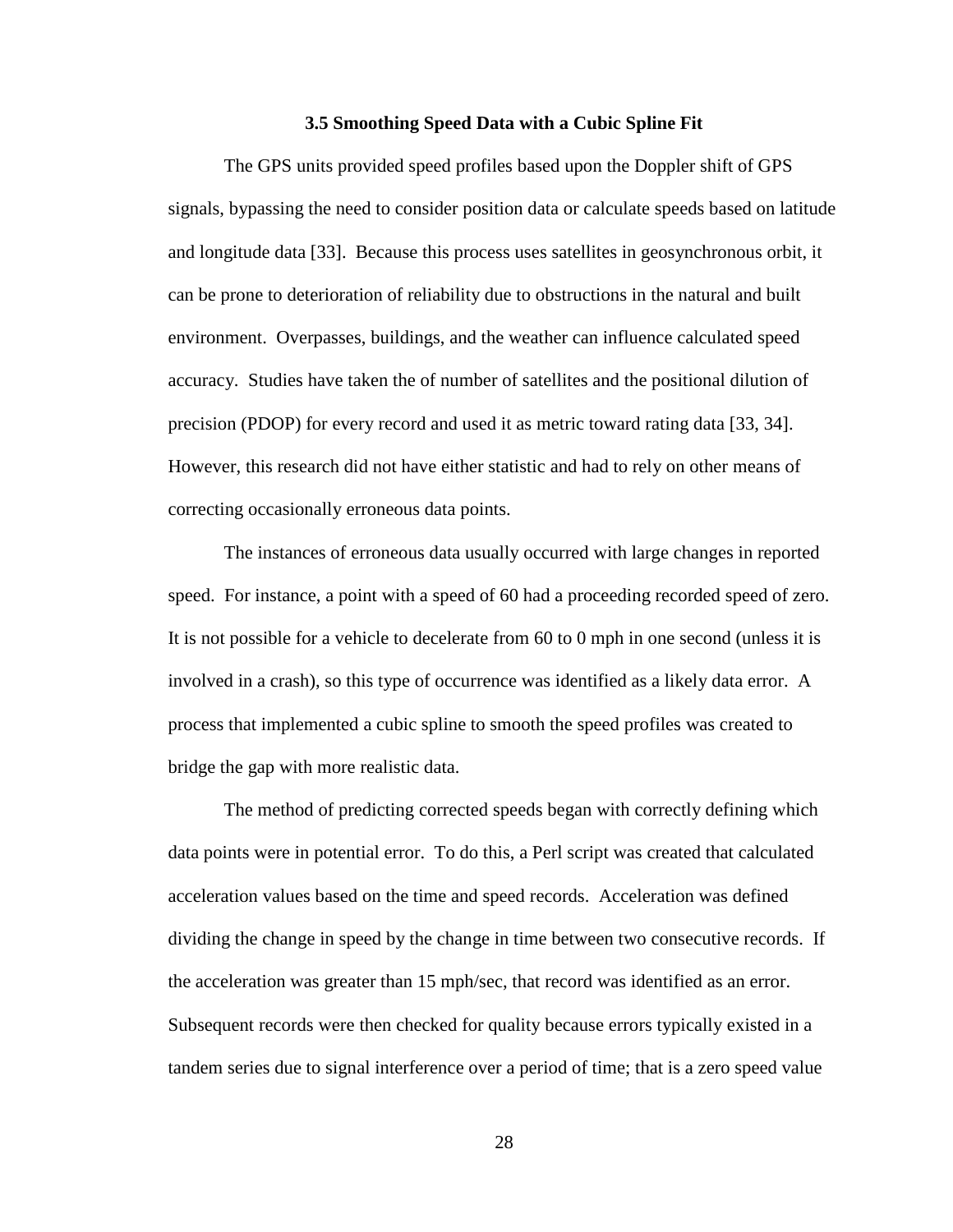### 3.5 Smoothing Speed Data with a Cubic Spline Fit

The GPS units provided speed profiles based upon the Doppler shift of GPS signals, bypassing the need to consider position data or calculate speeds based on latitude and longitude data [33]. Because this process uses satellites in geosynchronous orbit, it can be prone to deterioration of reliability due to obstructions in the natural and built environment. Overpasses, buildings, and the weather can influence calculated speed accuracy. Studies have taken the of number of satellites and the positional dilution of precision (PDOP) for every record and used it as metric toward rating data [33, 34]. However, this research did not have either statistic and had to rely on other means of correcting occasionally erroneous data points.

The instances of erroneous data usually occurred with large changes in reported speed. For instance, a point with a speed of 60 had a proceeding recorded speed of zero. It is not possible for a vehicle to decelerate from 60 to 0 mph in one second (unless it is involved in a crash), so this type of occurrence was identified as a likely data error. A process that implemented a cubic spline to smooth the speed profiles was created to bridge the gap with more realistic data.

The method of predicting corrected speeds began with correctly defining which data points were in potential error. To do this, a Perl script was created that calculated acceleration values based on the time and speed records. Acceleration was defined dividing the change in speed by the change in time between two consecutive records. If the acceleration was greater than 15 mph/sec, that record was identified as an error. Subsequent records were then checked for quality because errors typically existed in a tandem series due to signal interference over a period of time; that is a zero speed value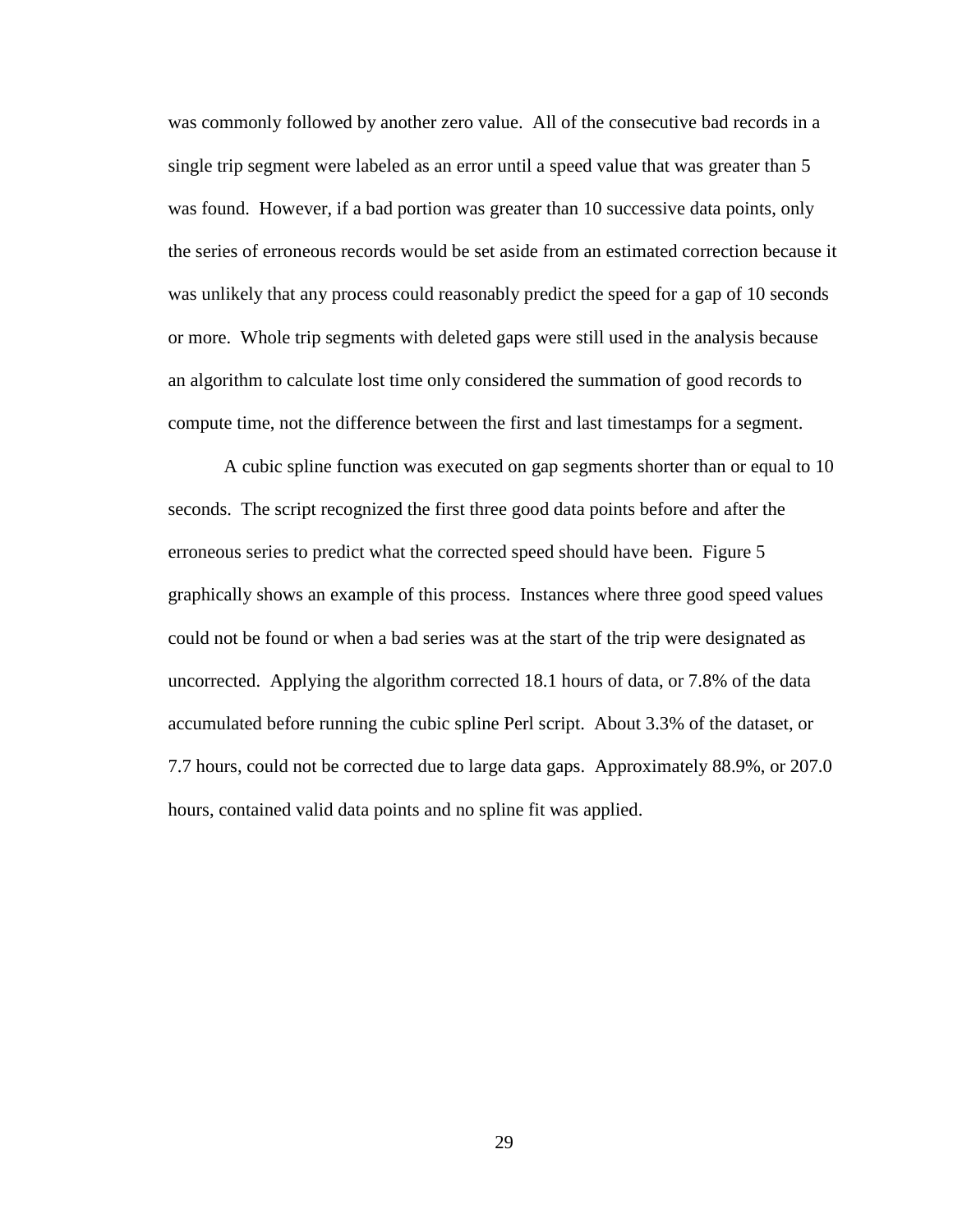was commonly followed by another zero value. All of the consecutive bad records in a single trip segment were labeled as an error until a speed value that was greater than 5 was found. However, if a bad portion was greater than 10 successive data points, only the series of erroneous records would be set aside from an estimated correction because it was unlikely that any process could reasonably predict the speed for a gap of 10 seconds or more. Whole trip segments with deleted gaps were still used in the analysis because an algorithm to calculate lost time only considered the summation of good records to compute time, not the difference between the first and last timestamps for a segment.

A cubic spline function was executed on gap segments shorter than or equal to 10 seconds. The script recognized the first three good data points before and after the erroneous series to predict what the corrected speed should have been. Figure 5 graphically shows an example of this process. Instances where three good speed values could not be found or when a bad series was at the start of the trip were designated as uncorrected. Applying the algorithm corrected 18.1 hours of data, or 7.8% of the data accumulated before running the cubic spline Perl script. About 3.3% of the dataset, or 7.7 hours, could not be corrected due to large data gaps. Approximately 88.9%, or 207.0 hours, contained valid data points and no spline fit was applied.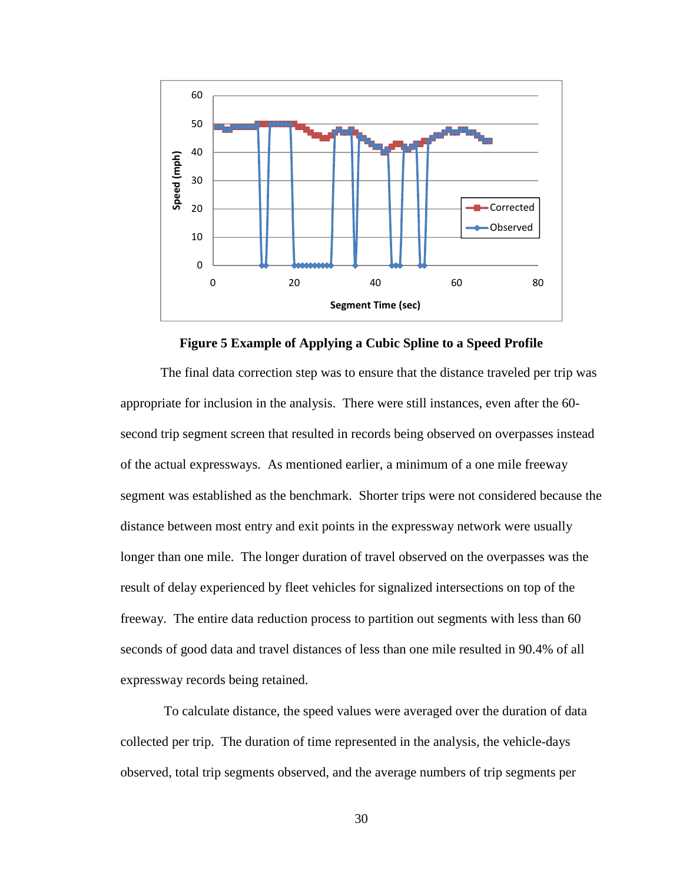**Figure 5 Example of Applying a Cubic Spline to a Speed Profile**

The final data correction step was to ensure that the distance traveled per trip was appropriate for inclusion in the analysis. There were still instances, even after the 60-second trip segment screen that resulted in records being observed on overpasses instead of the actual expressways. As mentioned earlier, a minimum of a one mile freeway segment was established as the benchmark. Shorter trips were not considered because the distance between most entry and exit points in the expressway network were usually longer than one mile. The longer duration of travel observed on the overpasses was the result of delay experienced by fleet vehicles for signalized intersections on top of the freeway. The entire data reduction process to partition out segments with less than 60 seconds of good data and travel distances of less than one mile resulted in 90.4% of all expressway records being retained.

To calculate distance, the speed values were averaged over the duration of data collected per trip. The duration of time represented in the analysis, the vehicle-days observed, total trip segments observed, and the average numbers of trip segments per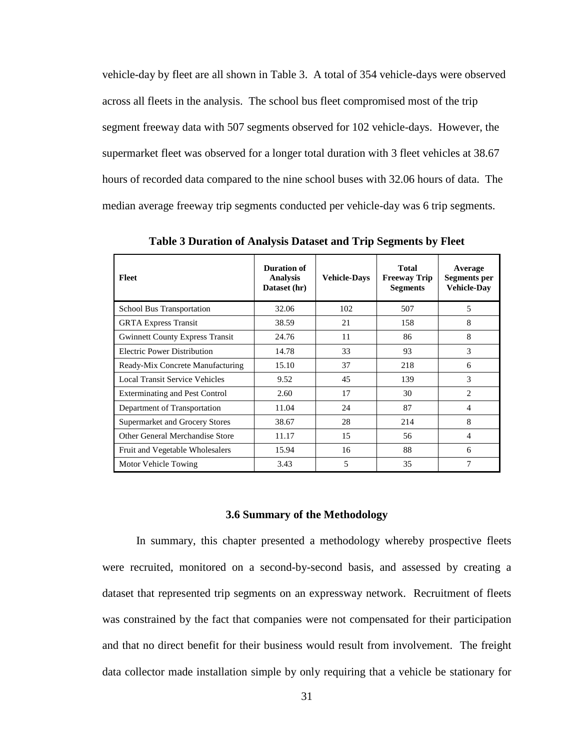vehicle-day by fleet are all shown in Table 3. A total of 354 vehicle-days were observed across all fleets in the analysis. The school bus fleet compromised most of the trip segment freeway data with 507 segments observed for 102 vehicle-days. However, the supermarket fleet was observed for a longer total duration with 3 fleet vehicles at 38.67 hours of recorded data compared to the nine school buses with 32.06 hours of data. The median average freeway trip segments conducted per vehicle-day was 6 trip segments.

**Table 3 Duration of Analysis Dataset and Trip Segments by Fleet**

| Fleet | Duration of Analysis Dataset (hr) | Vehicle-Days | Total Freeway Trip Segments | Average Segments per Vehicle-Day |
|---|---|---|---|---|
| School Bus Transportation | 32.06 | 102 | 507 | 5 |
| GRTA Express Transit | 38.59 | 21 | 158 | 8 |
| Gwinnett County Express Transit | 24.76 | 11 | 86 | 8 |
| Electric Power Distribution | 14.78 | 33 | 93 | 3 |
| Ready-Mix Concrete Manufacturing | 15.10 | 37 | 218 | 6 |
| Local Transit Service Vehicles | 9.52 | 45 | 139 | 3 |
| Exterminating and Pest Control | 2.60 | 17 | 30 | 2 |
| Department of Transportation | 11.04 | 24 | 87 | 4 |
| Supermarket and Grocery Stores | 38.67 | 28 | 214 | 8 |
| Other General Merchandise Store | 11.17 | 15 | 56 | 4 |
| Fruit and Vegetable Wholesalers | 15.94 | 16 | 88 | 6 |
| Motor Vehicle Towing | 3.43 | 5 | 35 | 7 |

### 3.6 Summary of the Methodology

In summary, this chapter presented a methodology whereby prospective fleets were recruited, monitored on a second-by-second basis, and assessed by creating a dataset that represented trip segments on an expressway network. Recruitment of fleets was constrained by the fact that companies were not compensated for their participation and that no direct benefit for their business would result from involvement. The freight data collector made installation simple by only requiring that a vehicle be stationary for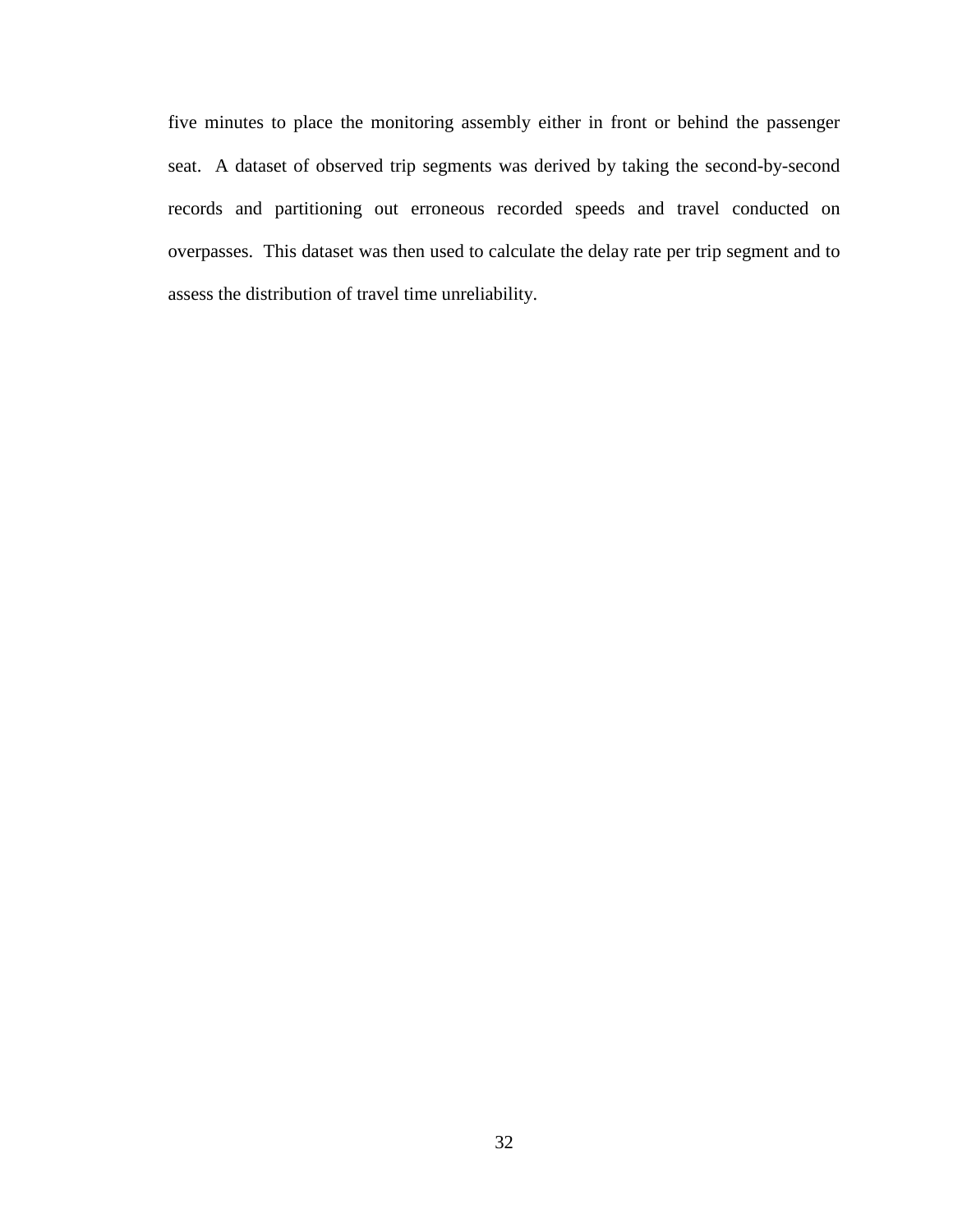five minutes to place the monitoring assembly either in front or behind the passenger seat. A dataset of observed trip segments was derived by taking the second-by-second records and partitioning out erroneous recorded speeds and travel conducted on overpasses. This dataset was then used to calculate the delay rate per trip segment and to assess the distribution of travel time unreliability.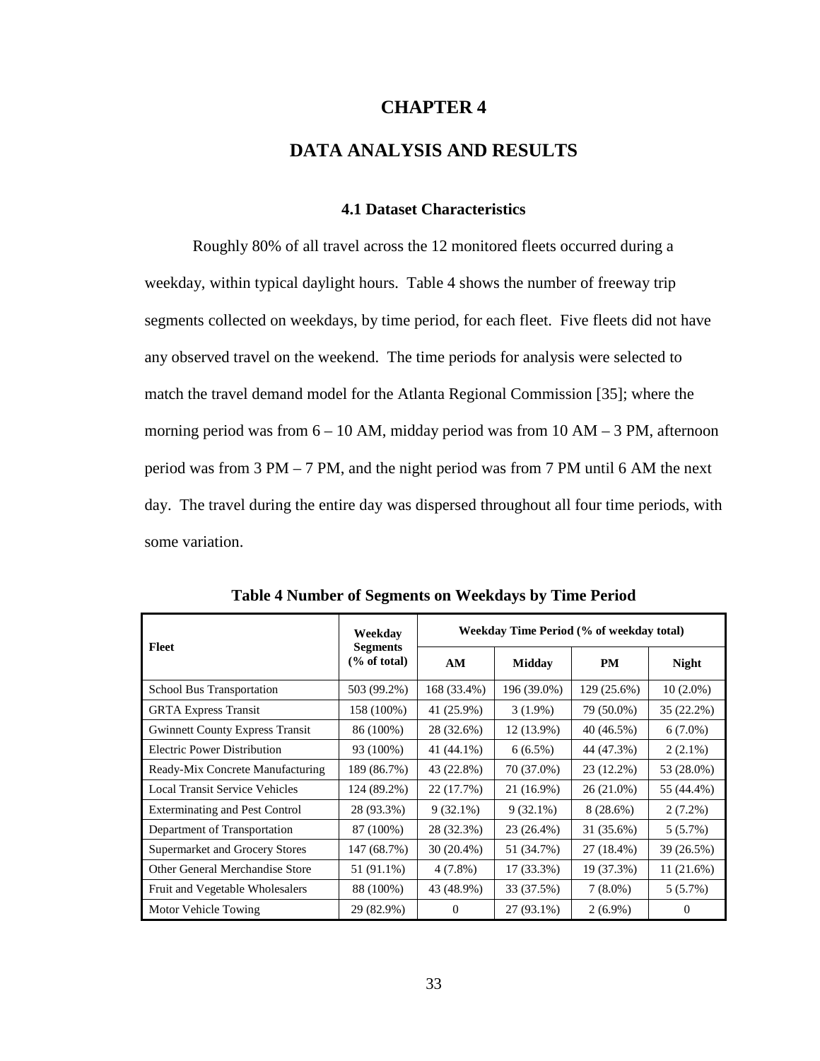# CHAPTER 4

# DATA ANALYSIS AND RESULTS

### 4.1 Dataset Characteristics

Roughly 80% of all travel across the 12 monitored fleets occurred during a weekday, within typical daylight hours. Table 4 shows the number of freeway trip segments collected on weekdays, by time period, for each fleet. Five fleets did not have any observed travel on the weekend. The time periods for analysis were selected to match the travel demand model for the Atlanta Regional Commission [35]; where the morning period was from 6 – 10 AM, midday period was from 10 AM – 3 PM, afternoon period was from 3 PM – 7 PM, and the night period was from 7 PM until 6 AM the next day. The travel during the entire day was dispersed throughout all four time periods, with some variation.

**Table 4 Number of Segments on Weekdays by Time Period**

| Fleet | Weekday Segments (% of total) | Weekday Time Period (% of weekday total) | | | |
|---|---|---|---|---|---|
| | | AM | Midday | PM | Night |
| School Bus Transportation | 503 (99.2%) | 168 (33.4%) | 196 (39.0%) | 129 (25.6%) | 10 (2.0%) |
| GRTA Express Transit | 158 (100%) | 41 (25.9%) | 3 (1.9%) | 79 (50.0%) | 35 (22.2%) |
| Gwinnett County Express Transit | 86 (100%) | 28 (32.6%) | 12 (13.9%) | 40 (46.5%) | 6 (7.0%) |
| Electric Power Distribution | 93 (100%) | 41 (44.1%) | 6 (6.5%) | 44 (47.3%) | 2 (2.1%) |
| Ready-Mix Concrete Manufacturing | 189 (86.7%) | 43 (22.8%) | 70 (37.0%) | 23 (12.2%) | 53 (28.0%) |
| Local Transit Service Vehicles | 124 (89.2%) | 22 (17.7%) | 21 (16.9%) | 26 (21.0%) | 55 (44.4%) |
| Exterminating and Pest Control | 28 (93.3%) | 9 (32.1%) | 9 (32.1%) | 8 (28.6%) | 2 (7.2%) |
| Department of Transportation | 87 (100%) | 28 (32.3%) | 23 (26.4%) | 31 (35.6%) | 5 (5.7%) |
| Supermarket and Grocery Stores | 147 (68.7%) | 30 (20.4%) | 51 (34.7%) | 27 (18.4%) | 39 (26.5%) |
| Other General Merchandise Store | 51 (91.1%) | 4 (7.8%) | 17 (33.3%) | 19 (37.3%) | 11 (21.6%) |
| Fruit and Vegetable Wholesalers | 88 (100%) | 43 (48.9%) | 33 (37.5%) | 7 (8.0%) | 5 (5.7%) |
| Motor Vehicle Towing | 29 (82.9%) | 0 | 27 (93.1%) | 2 (6.9%) | 0 |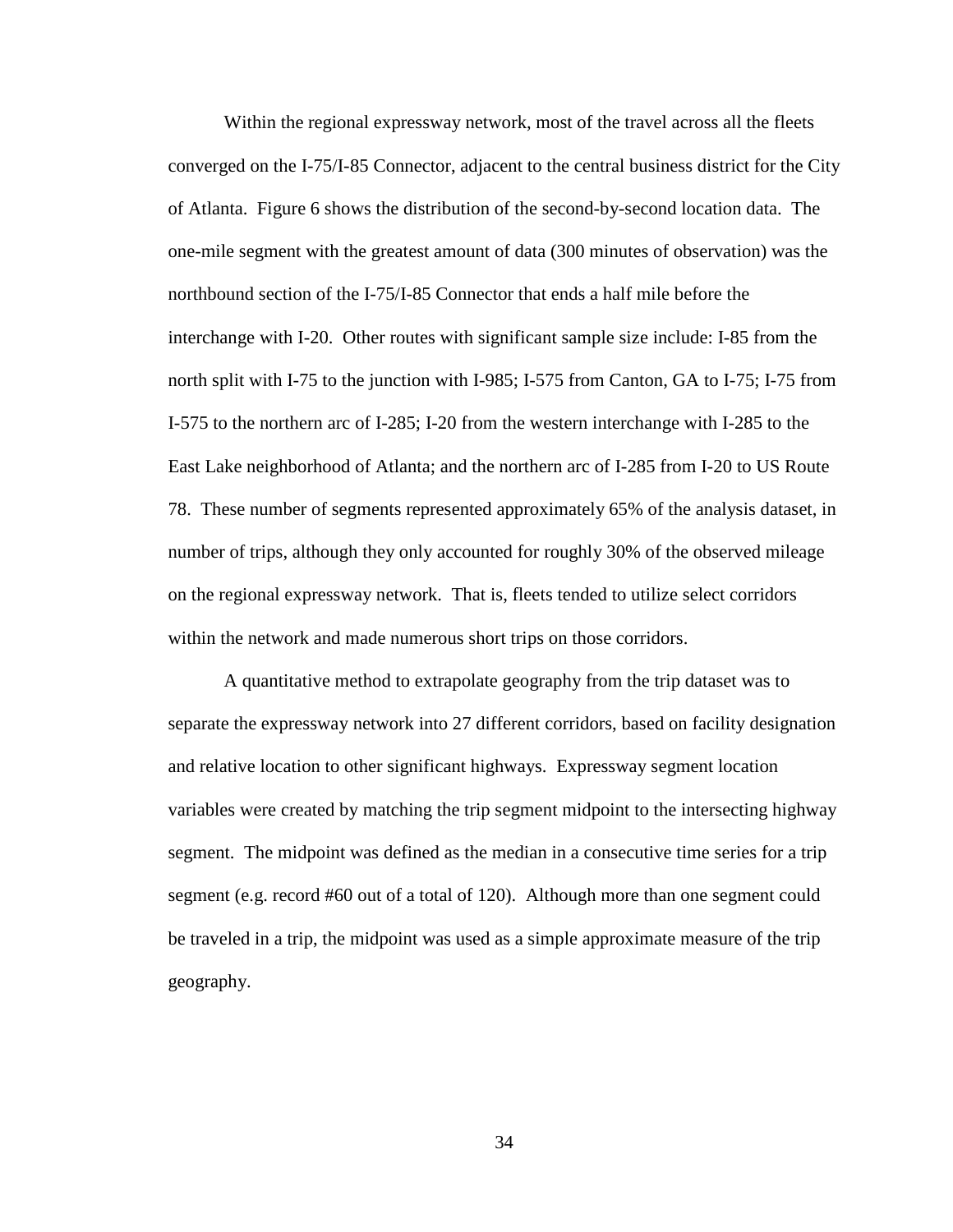Within the regional expressway network, most of the travel across all the fleets converged on the I-75/I-85 Connector, adjacent to the central business district for the City of Atlanta. Figure 6 shows the distribution of the second-by-second location data. The one-mile segment with the greatest amount of data (300 minutes of observation) was the northbound section of the I-75/I-85 Connector that ends a half mile before the interchange with I-20. Other routes with significant sample size include: I-85 from the north split with I-75 to the junction with I-985; I-575 from Canton, GA to I-75; I-75 from I-575 to the northern arc of I-285; I-20 from the western interchange with I-285 to the East Lake neighborhood of Atlanta; and the northern arc of I-285 from I-20 to US Route 78. These number of segments represented approximately 65% of the analysis dataset, in number of trips, although they only accounted for roughly 30% of the observed mileage on the regional expressway network. That is, fleets tended to utilize select corridors within the network and made numerous short trips on those corridors.

A quantitative method to extrapolate geography from the trip dataset was to separate the expressway network into 27 different corridors, based on facility designation and relative location to other significant highways. Expressway segment location variables were created by matching the trip segment midpoint to the intersecting highway segment. The midpoint was defined as the median in a consecutive time series for a trip segment (e.g. record #60 out of a total of 120). Although more than one segment could be traveled in a trip, the midpoint was used as a simple approximate measure of the trip geography.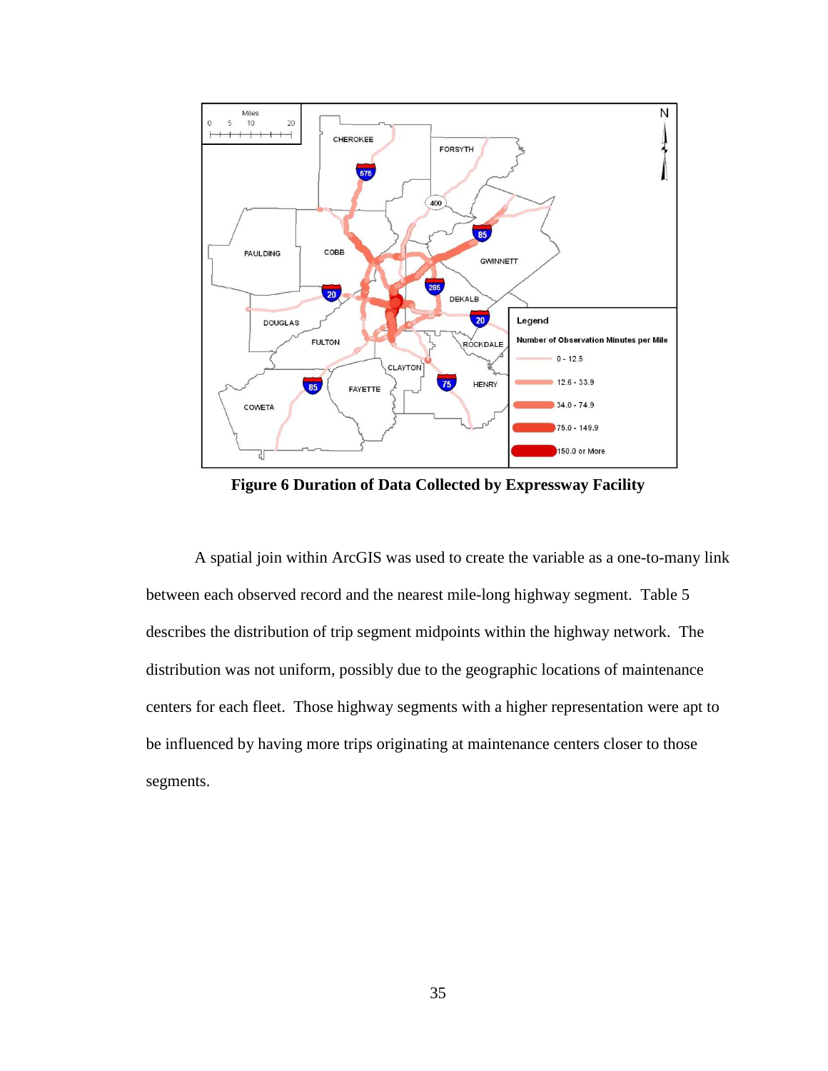**Figure 6 Duration of Data Collected by Expressway Facility**

A spatial join within ArcGIS was used to create the variable as a one-to-many link between each observed record and the nearest mile-long highway segment. Table 5 describes the distribution of trip segment midpoints within the highway network. The distribution was not uniform, possibly due to the geographic locations of maintenance centers for each fleet. Those highway segments with a higher representation were apt to be influenced by having more trips originating at maintenance centers closer to those segments.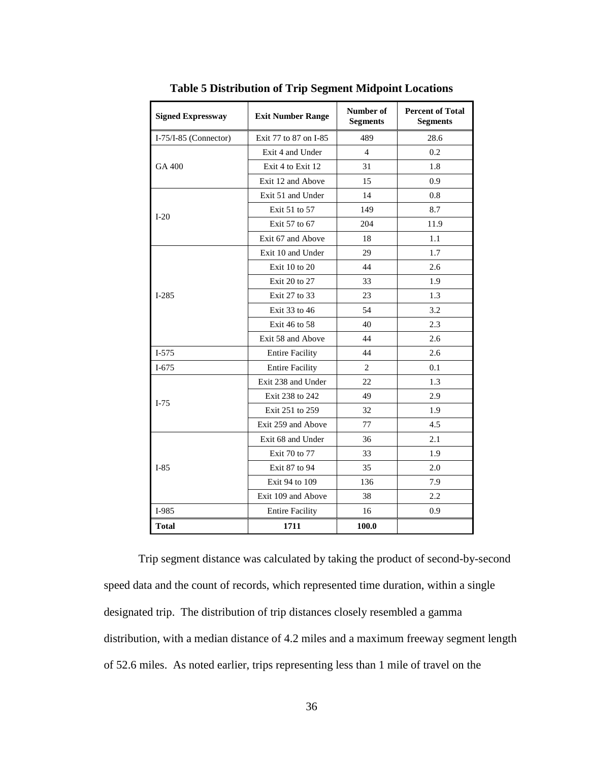**Table 5 Distribution of Trip Segment Midpoint Locations**

| Signed Expressway | Exit Number Range | Number of Segments | Percent of Total Segments |
|---|---|---|---|
| I-75/I-85 (Connector) | Exit 77 to 87 on I-85 | 489 | 28.6 |
| GA 400 | Exit 4 and Under | 4 | 0.2 |
| | Exit 4 to Exit 12 | 31 | 1.8 |
| | Exit 12 and Above | 15 | 0.9 |
| I-20 | Exit 51 and Under | 14 | 0.8 |
| | Exit 51 to 57 | 149 | 8.7 |
| | Exit 57 to 67 | 204 | 11.9 |
| | Exit 67 and Above | 18 | 1.1 |
| I-285 | Exit 10 and Under | 29 | 1.7 |
| | Exit 10 to 20 | 44 | 2.6 |
| | Exit 20 to 27 | 33 | 1.9 |
| | Exit 27 to 33 | 23 | 1.3 |
| | Exit 33 to 46 | 54 | 3.2 |
| | Exit 46 to 58 | 40 | 2.3 |
| | Exit 58 and Above | 44 | 2.6 |
| I-575 | Entire Facility | 44 | 2.6 |
| I-675 | Entire Facility | 2 | 0.1 |
| I-75 | Exit 238 and Under | 22 | 1.3 |
| | Exit 238 to 242 | 49 | 2.9 |
| | Exit 251 to 259 | 32 | 1.9 |
| | Exit 259 and Above | 77 | 4.5 |
| I-85 | Exit 68 and Under | 36 | 2.1 |
| | Exit 70 to 77 | 33 | 1.9 |
| | Exit 87 to 94 | 35 | 2.0 |
| | Exit 94 to 109 | 136 | 7.9 |
| | Exit 109 and Above | 38 | 2.2 |
| I-985 | Entire Facility | 16 | 0.9 |
| **Total** | **1711** | **100.0** | |

Trip segment distance was calculated by taking the product of second-by-second speed data and the count of records, which represented time duration, within a single designated trip. The distribution of trip distances closely resembled a gamma distribution, with a median distance of 4.2 miles and a maximum freeway segment length of 52.6 miles. As noted earlier, trips representing less than 1 mile of travel on the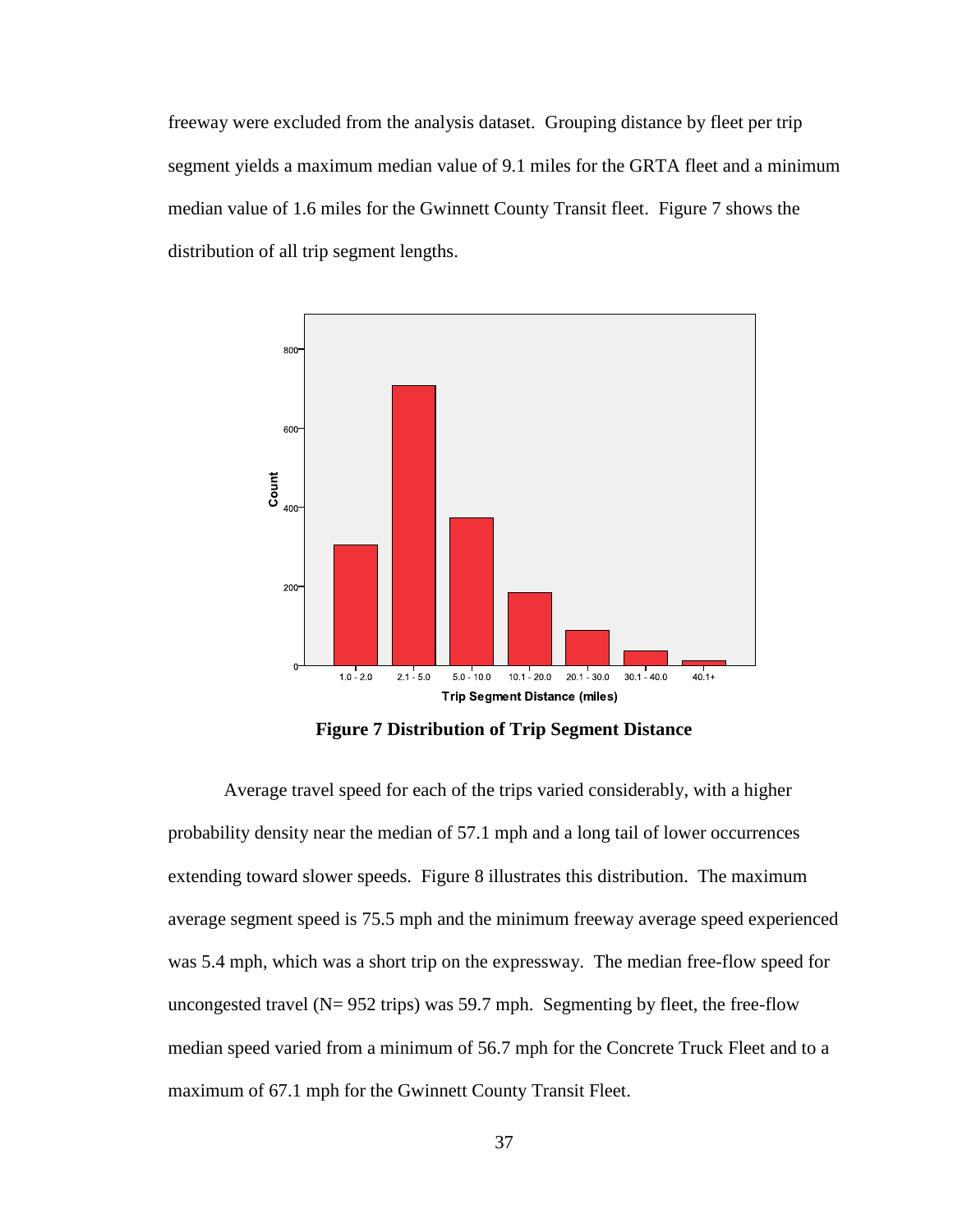freeway were excluded from the analysis dataset. Grouping distance by fleet per trip segment yields a maximum median value of 9.1 miles for the GRTA fleet and a minimum median value of 1.6 miles for the Gwinnett County Transit fleet. Figure 7 shows the distribution of all trip segment lengths.

**Figure 7 Distribution of Trip Segment Distance**

Average travel speed for each of the trips varied considerably, with a higher probability density near the median of 57.1 mph and a long tail of lower occurrences extending toward slower speeds. Figure 8 illustrates this distribution. The maximum average segment speed is 75.5 mph and the minimum freeway average speed experienced was 5.4 mph, which was a short trip on the expressway. The median free-flow speed for uncongested travel (N= 952 trips) was 59.7 mph. Segmenting by fleet, the free-flow median speed varied from a minimum of 56.7 mph for the Concrete Truck Fleet and to a maximum of 67.1 mph for the Gwinnett County Transit Fleet.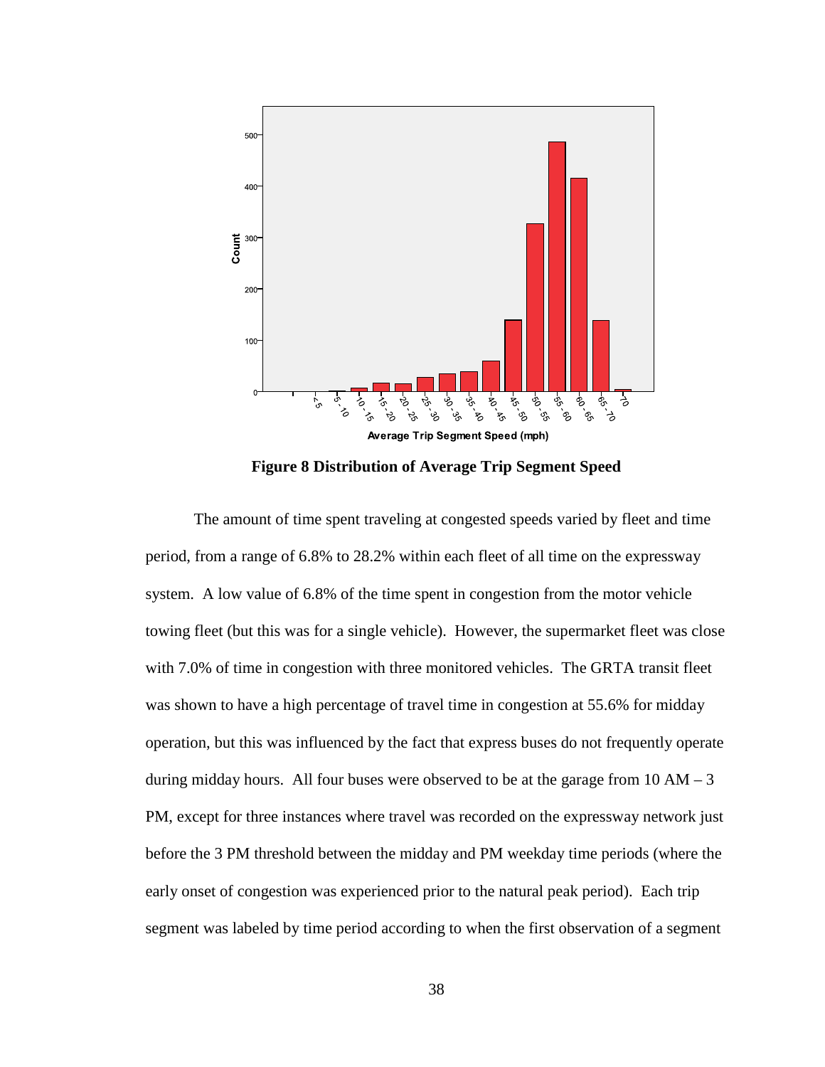**Figure 8 Distribution of Average Trip Segment Speed**

The amount of time spent traveling at congested speeds varied by fleet and time period, from a range of 6.8% to 28.2% within each fleet of all time on the expressway system. A low value of 6.8% of the time spent in congestion from the motor vehicle towing fleet (but this was for a single vehicle). However, the supermarket fleet was close with 7.0% of time in congestion with three monitored vehicles. The GRTA transit fleet was shown to have a high percentage of travel time in congestion at 55.6% for midday operation, but this was influenced by the fact that express buses do not frequently operate during midday hours. All four buses were observed to be at the garage from 10 AM – 3 PM, except for three instances where travel was recorded on the expressway network just before the 3 PM threshold between the midday and PM weekday time periods (where the early onset of congestion was experienced prior to the natural peak period). Each trip segment was labeled by time period according to when the first observation of a segment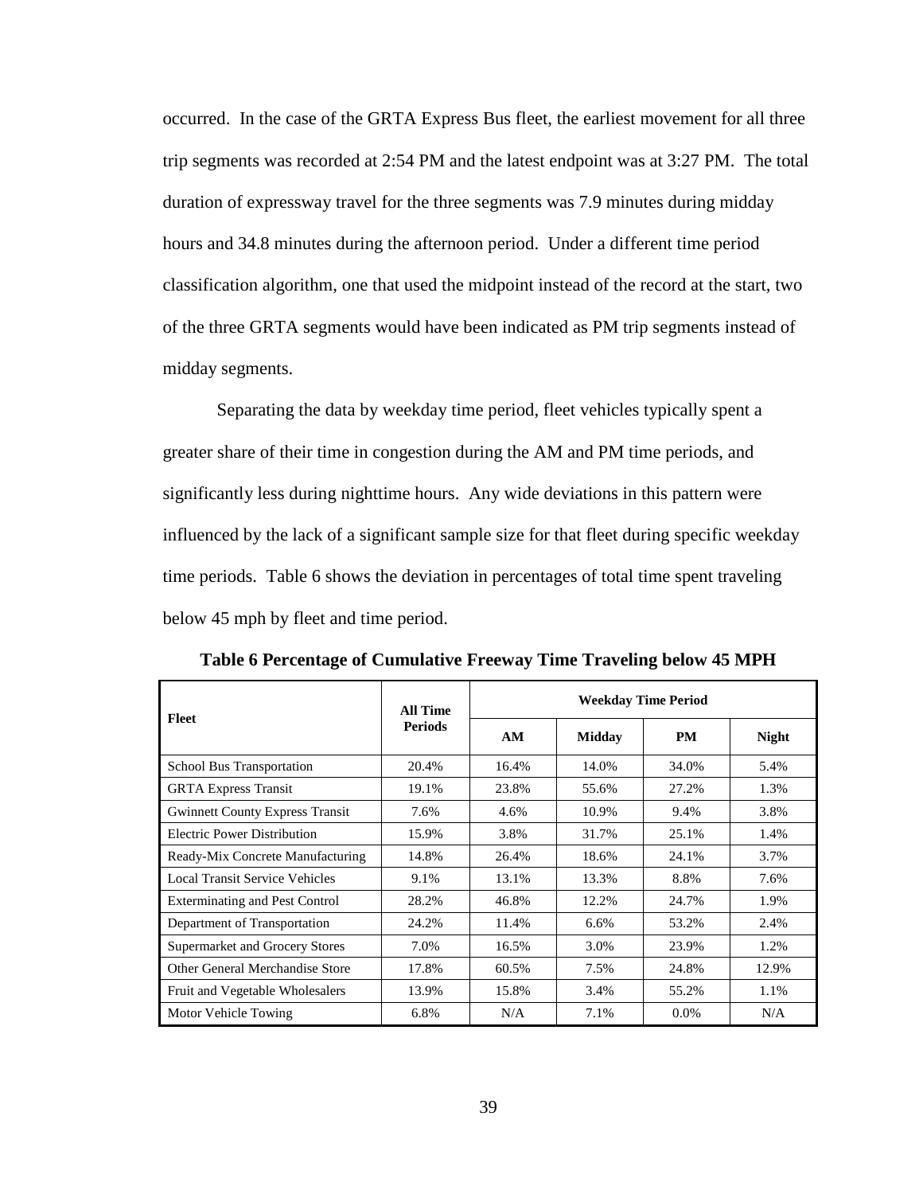occurred. In the case of the GRTA Express Bus fleet, the earliest movement for all three trip segments was recorded at 2:54 PM and the latest endpoint was at 3:27 PM. The total duration of expressway travel for the three segments was 7.9 minutes during midday hours and 34.8 minutes during the afternoon period. Under a different time period classification algorithm, one that used the midpoint instead of the record at the start, two of the three GRTA segments would have been indicated as PM trip segments instead of midday segments.

Separating the data by weekday time period, fleet vehicles typically spent a greater share of their time in congestion during the AM and PM time periods, and significantly less during nighttime hours. Any wide deviations in this pattern were influenced by the lack of a significant sample size for that fleet during specific weekday time periods. Table 6 shows the deviation in percentages of total time spent traveling below 45 mph by fleet and time period.

**Table 6 Percentage of Cumulative Freeway Time Traveling below 45 MPH**

| Fleet | All Time Periods | Weekday Time Period | | | |
|---|---|---|---|---|---|
| | | AM | Midday | PM | Night |
| School Bus Transportation | 20.4% | 16.4% | 14.0% | 34.0% | 5.4% |
| GRTA Express Transit | 19.1% | 23.8% | 55.6% | 27.2% | 1.3% |
| Gwinnett County Express Transit | 7.6% | 4.6% | 10.9% | 9.4% | 3.8% |
| Electric Power Distribution | 15.9% | 3.8% | 31.7% | 25.1% | 1.4% |
| Ready-Mix Concrete Manufacturing | 14.8% | 26.4% | 18.6% | 24.1% | 3.7% |
| Local Transit Service Vehicles | 9.1% | 13.1% | 13.3% | 8.8% | 7.6% |
| Exterminating and Pest Control | 28.2% | 46.8% | 12.2% | 24.7% | 1.9% |
| Department of Transportation | 24.2% | 11.4% | 6.6% | 53.2% | 2.4% |
| Supermarket and Grocery Stores | 7.0% | 16.5% | 3.0% | 23.9% | 1.2% |
| Other General Merchandise Store | 17.8% | 60.5% | 7.5% | 24.8% | 12.9% |
| Fruit and Vegetable Wholesalers | 13.9% | 15.8% | 3.4% | 55.2% | 1.1% |
| Motor Vehicle Towing | 6.8% | N/A | 7.1% | 0.0% | N/A |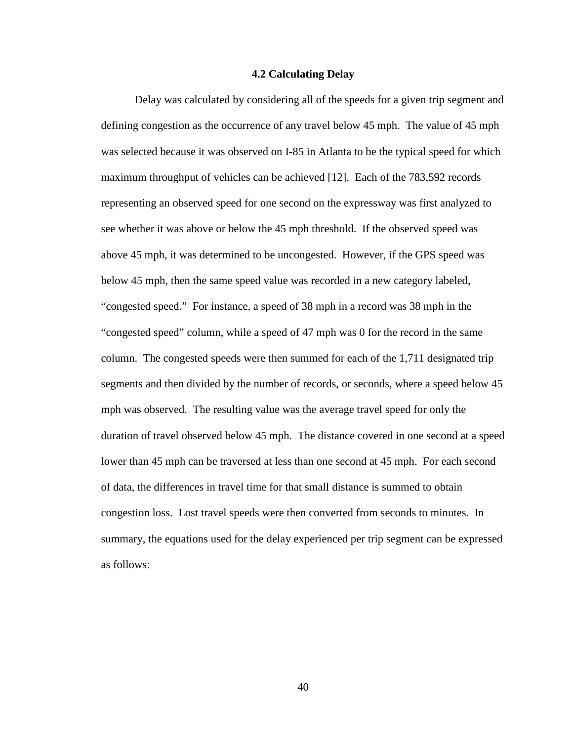### 4.2 Calculating Delay

Delay was calculated by considering all of the speeds for a given trip segment and defining congestion as the occurrence of any travel below 45 mph. The value of 45 mph was selected because it was observed on I-85 in Atlanta to be the typical speed for which maximum throughput of vehicles can be achieved [12]. Each of the 783,592 records representing an observed speed for one second on the expressway was first analyzed to see whether it was above or below the 45 mph threshold. If the observed speed was above 45 mph, it was determined to be uncongested. However, if the GPS speed was below 45 mph, then the same speed value was recorded in a new category labeled, "congested speed." For instance, a speed of 38 mph in a record was 38 mph in the "congested speed" column, while a speed of 47 mph was 0 for the record in the same column. The congested speeds were then summed for each of the 1,711 designated trip segments and then divided by the number of records, or seconds, where a speed below 45 mph was observed. The resulting value was the average travel speed for only the duration of travel observed below 45 mph. The distance covered in one second at a speed lower than 45 mph can be traversed at less than one second at 45 mph. For each second of data, the differences in travel time for that small distance is summed to obtain congestion loss. Lost travel speeds were then converted from seconds to minutes. In summary, the equations used for the delay experienced per trip segment can be expressed as follows: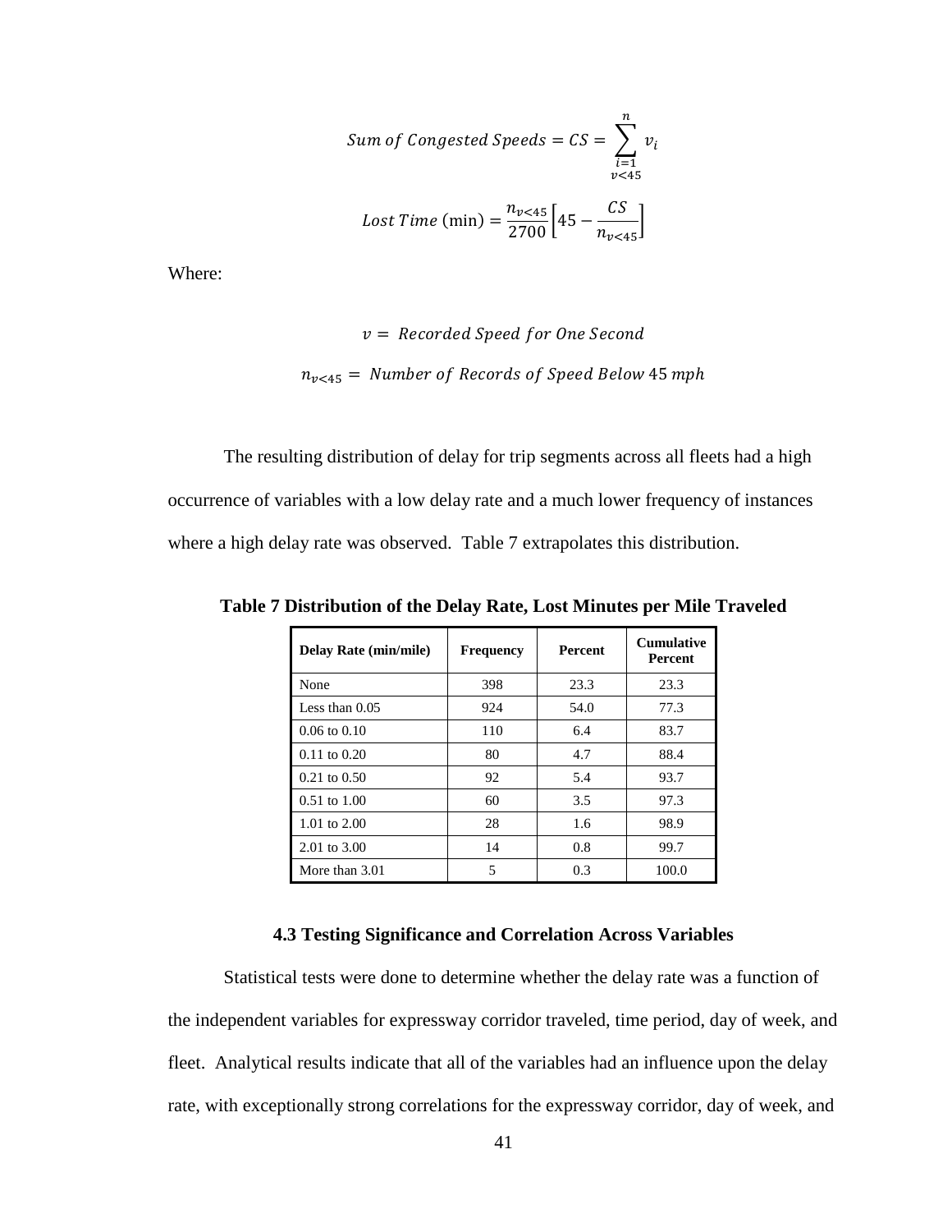$$Sum\ of\ Congested\ Speeds = CS = \sum_{\substack{i=1 \\ v<45}}^{n} v_i$$

$$Lost\ Time\ (\text{min}) = \frac{n_{v<45}}{2700}\left[45 - \frac{CS}{n_{v<45}}\right]$$

Where:

$$v = \ Recorded\ Speed\ for\ One\ Second$$

$$n_{v<45} = \ Number\ of\ Records\ of\ Speed\ Below\ 45\ mph$$

The resulting distribution of delay for trip segments across all fleets had a high occurrence of variables with a low delay rate and a much lower frequency of instances where a high delay rate was observed. Table 7 extrapolates this distribution.

**Table 7 Distribution of the Delay Rate, Lost Minutes per Mile Traveled**

| Delay Rate (min/mile) | Frequency | Percent | Cumulative Percent |
|---|---|---|---|
| None | 398 | 23.3 | 23.3 |
| Less than 0.05 | 924 | 54.0 | 77.3 |
| 0.06 to 0.10 | 110 | 6.4 | 83.7 |
| 0.11 to 0.20 | 80 | 4.7 | 88.4 |
| 0.21 to 0.50 | 92 | 5.4 | 93.7 |
| 0.51 to 1.00 | 60 | 3.5 | 97.3 |
| 1.01 to 2.00 | 28 | 1.6 | 98.9 |
| 2.01 to 3.00 | 14 | 0.8 | 99.7 |
| More than 3.01 | 5 | 0.3 | 100.0 |

### 4.3 Testing Significance and Correlation Across Variables

Statistical tests were done to determine whether the delay rate was a function of the independent variables for expressway corridor traveled, time period, day of week, and fleet. Analytical results indicate that all of the variables had an influence upon the delay rate, with exceptionally strong correlations for the expressway corridor, day of week, and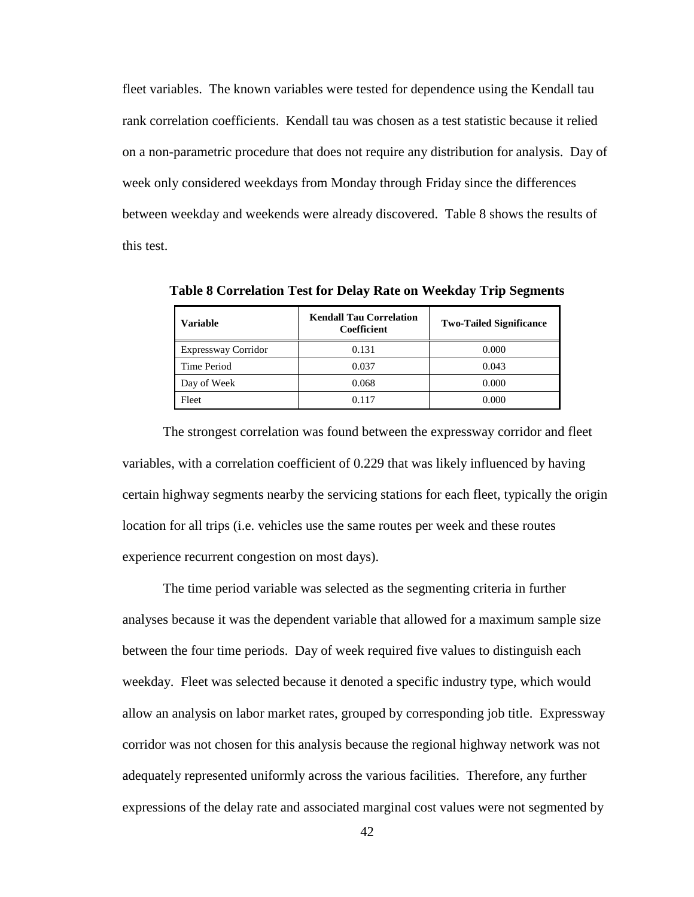fleet variables. The known variables were tested for dependence using the Kendall tau rank correlation coefficients. Kendall tau was chosen as a test statistic because it relied on a non-parametric procedure that does not require any distribution for analysis. Day of week only considered weekdays from Monday through Friday since the differences between weekday and weekends were already discovered. Table 8 shows the results of this test.

**Table 8 Correlation Test for Delay Rate on Weekday Trip Segments**

| Variable | Kendall Tau Correlation Coefficient | Two-Tailed Significance |
|---|---|---|
| Expressway Corridor | 0.131 | 0.000 |
| Time Period | 0.037 | 0.043 |
| Day of Week | 0.068 | 0.000 |
| Fleet | 0.117 | 0.000 |

The strongest correlation was found between the expressway corridor and fleet variables, with a correlation coefficient of 0.229 that was likely influenced by having certain highway segments nearby the servicing stations for each fleet, typically the origin location for all trips (i.e. vehicles use the same routes per week and these routes experience recurrent congestion on most days).

The time period variable was selected as the segmenting criteria in further analyses because it was the dependent variable that allowed for a maximum sample size between the four time periods. Day of week required five values to distinguish each weekday. Fleet was selected because it denoted a specific industry type, which would allow an analysis on labor market rates, grouped by corresponding job title. Expressway corridor was not chosen for this analysis because the regional highway network was not adequately represented uniformly across the various facilities. Therefore, any further expressions of the delay rate and associated marginal cost values were not segmented by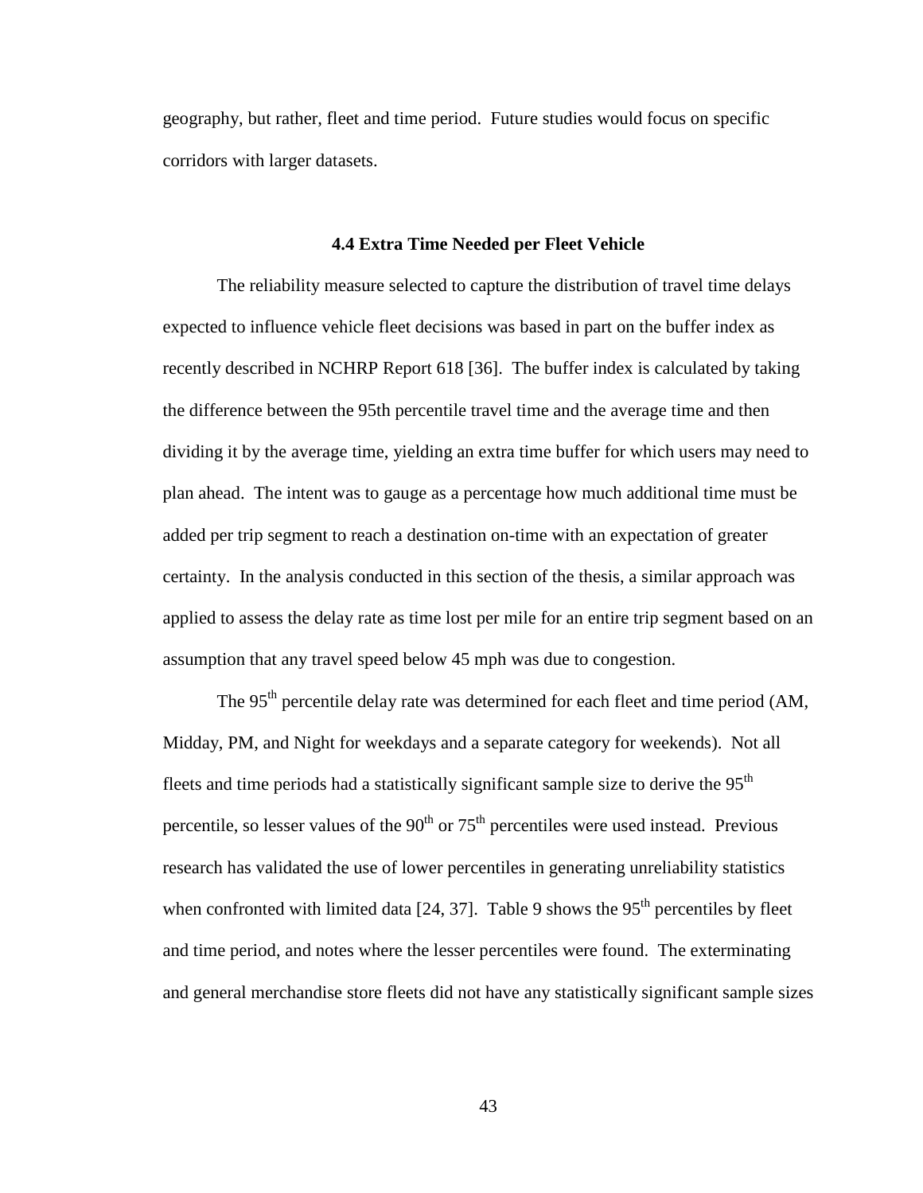geography, but rather, fleet and time period. Future studies would focus on specific corridors with larger datasets.

### 4.4 Extra Time Needed per Fleet Vehicle

The reliability measure selected to capture the distribution of travel time delays expected to influence vehicle fleet decisions was based in part on the buffer index as recently described in NCHRP Report 618 [36]. The buffer index is calculated by taking the difference between the 95th percentile travel time and the average time and then dividing it by the average time, yielding an extra time buffer for which users may need to plan ahead. The intent was to gauge as a percentage how much additional time must be added per trip segment to reach a destination on-time with an expectation of greater certainty. In the analysis conducted in this section of the thesis, a similar approach was applied to assess the delay rate as time lost per mile for an entire trip segment based on an assumption that any travel speed below 45 mph was due to congestion.

The $95^{th}$ percentile delay rate was determined for each fleet and time period (AM, Midday, PM, and Night for weekdays and a separate category for weekends). Not all fleets and time periods had a statistically significant sample size to derive the $95^{th}$ percentile, so lesser values of the $90^{th}$ or $75^{th}$ percentiles were used instead. Previous research has validated the use of lower percentiles in generating unreliability statistics when confronted with limited data [24, 37]. Table 9 shows the $95^{th}$ percentiles by fleet and time period, and notes where the lesser percentiles were found. The exterminating and general merchandise store fleets did not have any statistically significant sample sizes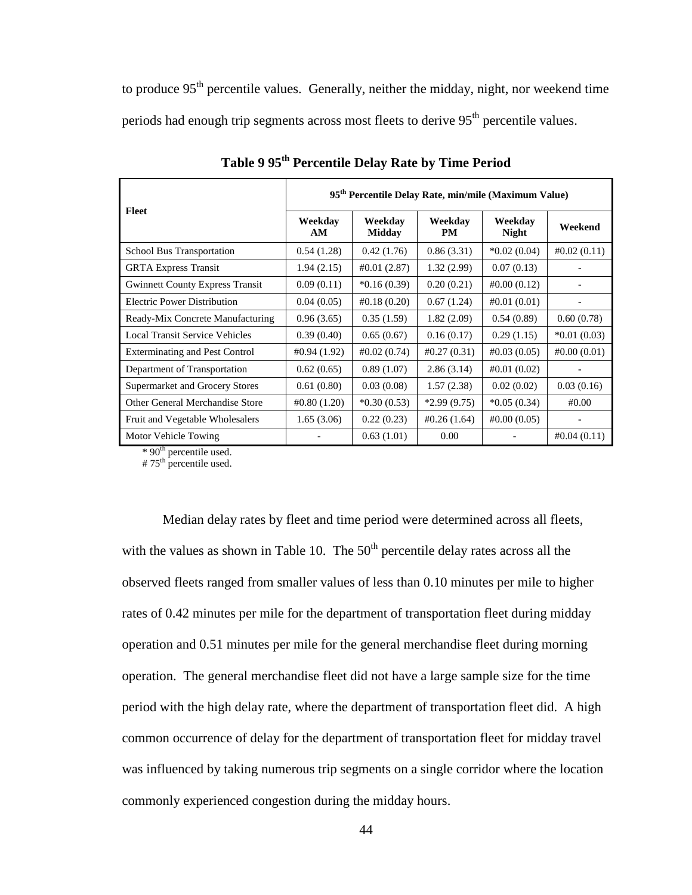to produce 95th percentile values. Generally, neither the midday, night, nor weekend time periods had enough trip segments across most fleets to derive 95th percentile values.

**Table 9 95th Percentile Delay Rate by Time Period**

| Fleet | 95th Percentile Delay Rate, min/mile (Maximum Value) | | | | |
|---|---|---|---|---|---|
| | Weekday AM | Weekday Midday | Weekday PM | Weekday Night | Weekend |
| School Bus Transportation | 0.54 (1.28) | 0.42 (1.76) | 0.86 (3.31) | *0.02 (0.04) | #0.02 (0.11) |
| GRTA Express Transit | 1.94 (2.15) | #0.01 (2.87) | 1.32 (2.99) | 0.07 (0.13) | - |
| Gwinnett County Express Transit | 0.09 (0.11) | *0.16 (0.39) | 0.20 (0.21) | #0.00 (0.12) | - |
| Electric Power Distribution | 0.04 (0.05) | #0.18 (0.20) | 0.67 (1.24) | #0.01 (0.01) | - |
| Ready-Mix Concrete Manufacturing | 0.96 (3.65) | 0.35 (1.59) | 1.82 (2.09) | 0.54 (0.89) | 0.60 (0.78) |
| Local Transit Service Vehicles | 0.39 (0.40) | 0.65 (0.67) | 0.16 (0.17) | 0.29 (1.15) | *0.01 (0.03) |
| Exterminating and Pest Control | #0.94 (1.92) | #0.02 (0.74) | #0.27 (0.31) | #0.03 (0.05) | #0.00 (0.01) |
| Department of Transportation | 0.62 (0.65) | 0.89 (1.07) | 2.86 (3.14) | #0.01 (0.02) | - |
| Supermarket and Grocery Stores | 0.61 (0.80) | 0.03 (0.08) | 1.57 (2.38) | 0.02 (0.02) | 0.03 (0.16) |
| Other General Merchandise Store | #0.80 (1.20) | *0.30 (0.53) | *2.99 (9.75) | *0.05 (0.34) | #0.00 |
| Fruit and Vegetable Wholesalers | 1.65 (3.06) | 0.22 (0.23) | #0.26 (1.64) | #0.00 (0.05) | - |
| Motor Vehicle Towing | - | 0.63 (1.01) | 0.00 | - | #0.04 (0.11) |

\* 90th percentile used.
\# 75th percentile used.

Median delay rates by fleet and time period were determined across all fleets, with the values as shown in Table 10. The 50th percentile delay rates across all the observed fleets ranged from smaller values of less than 0.10 minutes per mile to higher rates of 0.42 minutes per mile for the department of transportation fleet during midday operation and 0.51 minutes per mile for the general merchandise fleet during morning operation. The general merchandise fleet did not have a large sample size for the time period with the high delay rate, where the department of transportation fleet did. A high common occurrence of delay for the department of transportation fleet for midday travel was influenced by taking numerous trip segments on a single corridor where the location commonly experienced congestion during the midday hours.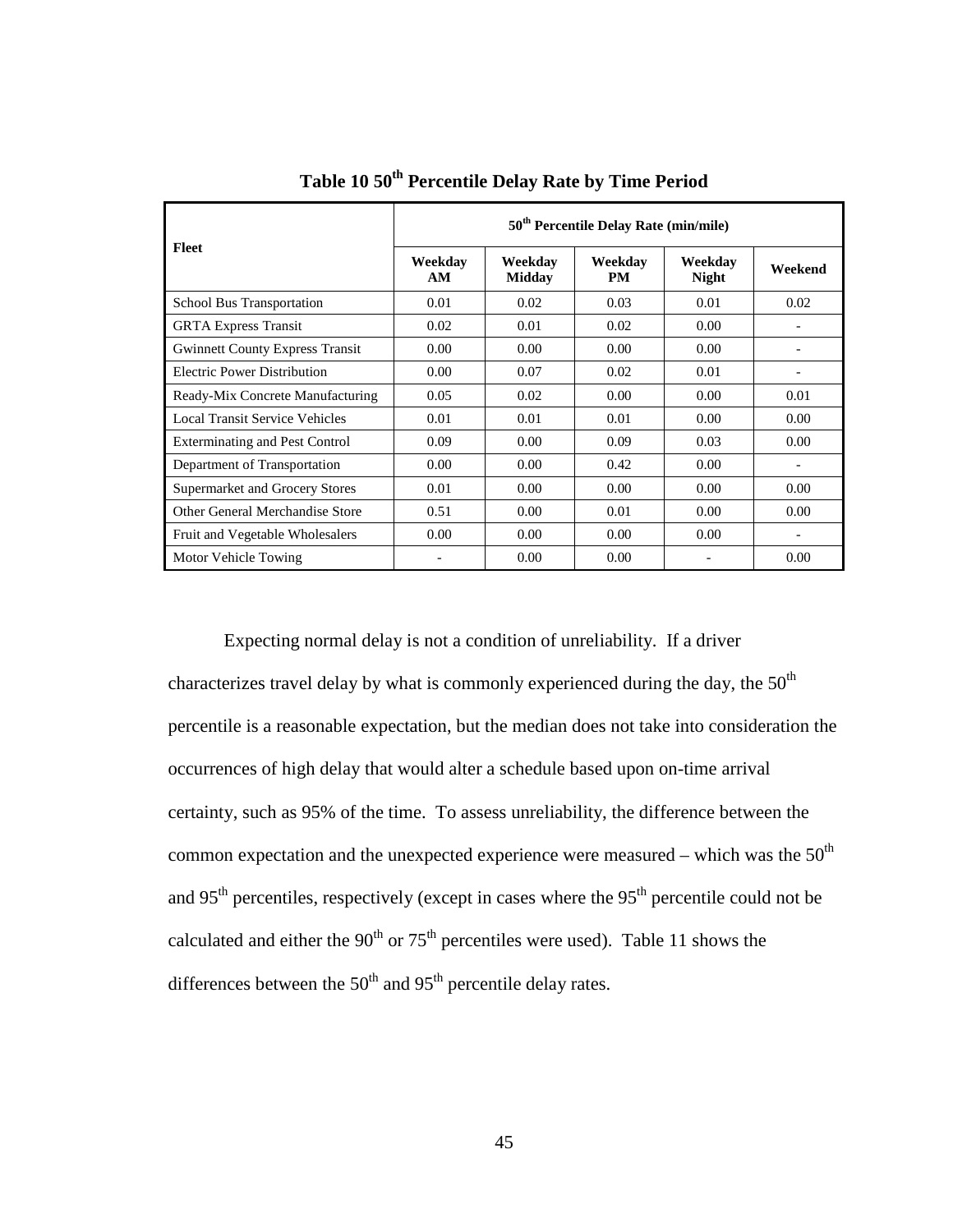**Table 10 50th Percentile Delay Rate by Time Period**

| Fleet | 50th Percentile Delay Rate (min/mile) | | | | |
|---|---|---|---|---|---|
| | Weekday AM | Weekday Midday | Weekday PM | Weekday Night | Weekend |
| School Bus Transportation | 0.01 | 0.02 | 0.03 | 0.01 | 0.02 |
| GRTA Express Transit | 0.02 | 0.01 | 0.02 | 0.00 | - |
| Gwinnett County Express Transit | 0.00 | 0.00 | 0.00 | 0.00 | - |
| Electric Power Distribution | 0.00 | 0.07 | 0.02 | 0.01 | - |
| Ready-Mix Concrete Manufacturing | 0.05 | 0.02 | 0.00 | 0.00 | 0.01 |
| Local Transit Service Vehicles | 0.01 | 0.01 | 0.01 | 0.00 | 0.00 |
| Exterminating and Pest Control | 0.09 | 0.00 | 0.09 | 0.03 | 0.00 |
| Department of Transportation | 0.00 | 0.00 | 0.42 | 0.00 | - |
| Supermarket and Grocery Stores | 0.01 | 0.00 | 0.00 | 0.00 | 0.00 |
| Other General Merchandise Store | 0.51 | 0.00 | 0.01 | 0.00 | 0.00 |
| Fruit and Vegetable Wholesalers | 0.00 | 0.00 | 0.00 | 0.00 | - |
| Motor Vehicle Towing | - | 0.00 | 0.00 | - | 0.00 |

Expecting normal delay is not a condition of unreliability. If a driver characterizes travel delay by what is commonly experienced during the day, the 50th percentile is a reasonable expectation, but the median does not take into consideration the occurrences of high delay that would alter a schedule based upon on-time arrival certainty, such as 95% of the time. To assess unreliability, the difference between the common expectation and the unexpected experience were measured – which was the 50th and 95th percentiles, respectively (except in cases where the 95th percentile could not be calculated and either the 90th or 75th percentiles were used). Table 11 shows the differences between the 50th and 95th percentile delay rates.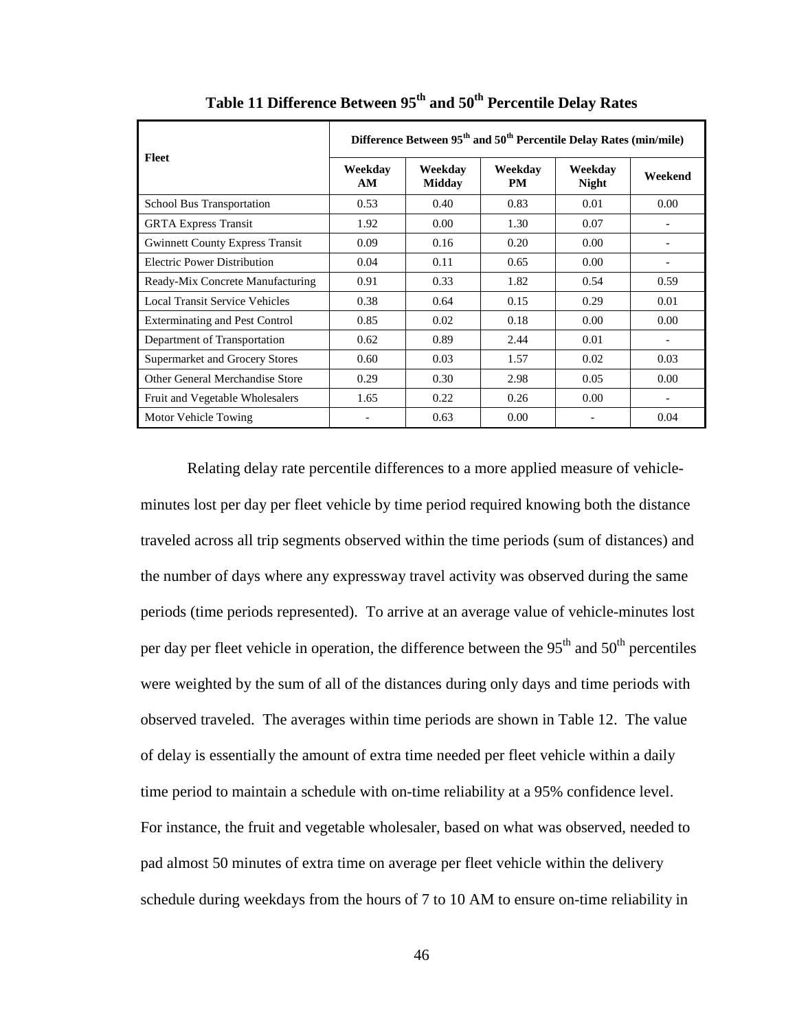**Table 11 Difference Between 95th and 50th Percentile Delay Rates**

| Fleet | Difference Between 95th and 50th Percentile Delay Rates (min/mile) | | | | |
|---|---|---|---|---|---|
| | Weekday AM | Weekday Midday | Weekday PM | Weekday Night | Weekend |
| School Bus Transportation | 0.53 | 0.40 | 0.83 | 0.01 | 0.00 |
| GRTA Express Transit | 1.92 | 0.00 | 1.30 | 0.07 | - |
| Gwinnett County Express Transit | 0.09 | 0.16 | 0.20 | 0.00 | - |
| Electric Power Distribution | 0.04 | 0.11 | 0.65 | 0.00 | - |
| Ready-Mix Concrete Manufacturing | 0.91 | 0.33 | 1.82 | 0.54 | 0.59 |
| Local Transit Service Vehicles | 0.38 | 0.64 | 0.15 | 0.29 | 0.01 |
| Exterminating and Pest Control | 0.85 | 0.02 | 0.18 | 0.00 | 0.00 |
| Department of Transportation | 0.62 | 0.89 | 2.44 | 0.01 | - |
| Supermarket and Grocery Stores | 0.60 | 0.03 | 1.57 | 0.02 | 0.03 |
| Other General Merchandise Store | 0.29 | 0.30 | 2.98 | 0.05 | 0.00 |
| Fruit and Vegetable Wholesalers | 1.65 | 0.22 | 0.26 | 0.00 | - |
| Motor Vehicle Towing | - | 0.63 | 0.00 | - | 0.04 |

Relating delay rate percentile differences to a more applied measure of vehicle-minutes lost per day per fleet vehicle by time period required knowing both the distance traveled across all trip segments observed within the time periods (sum of distances) and the number of days where any expressway travel activity was observed during the same periods (time periods represented). To arrive at an average value of vehicle-minutes lost per day per fleet vehicle in operation, the difference between the 95th and 50th percentiles were weighted by the sum of all of the distances during only days and time periods with observed traveled. The averages within time periods are shown in Table 12. The value of delay is essentially the amount of extra time needed per fleet vehicle within a daily time period to maintain a schedule with on-time reliability at a 95% confidence level. For instance, the fruit and vegetable wholesaler, based on what was observed, needed to pad almost 50 minutes of extra time on average per fleet vehicle within the delivery schedule during weekdays from the hours of 7 to 10 AM to ensure on-time reliability in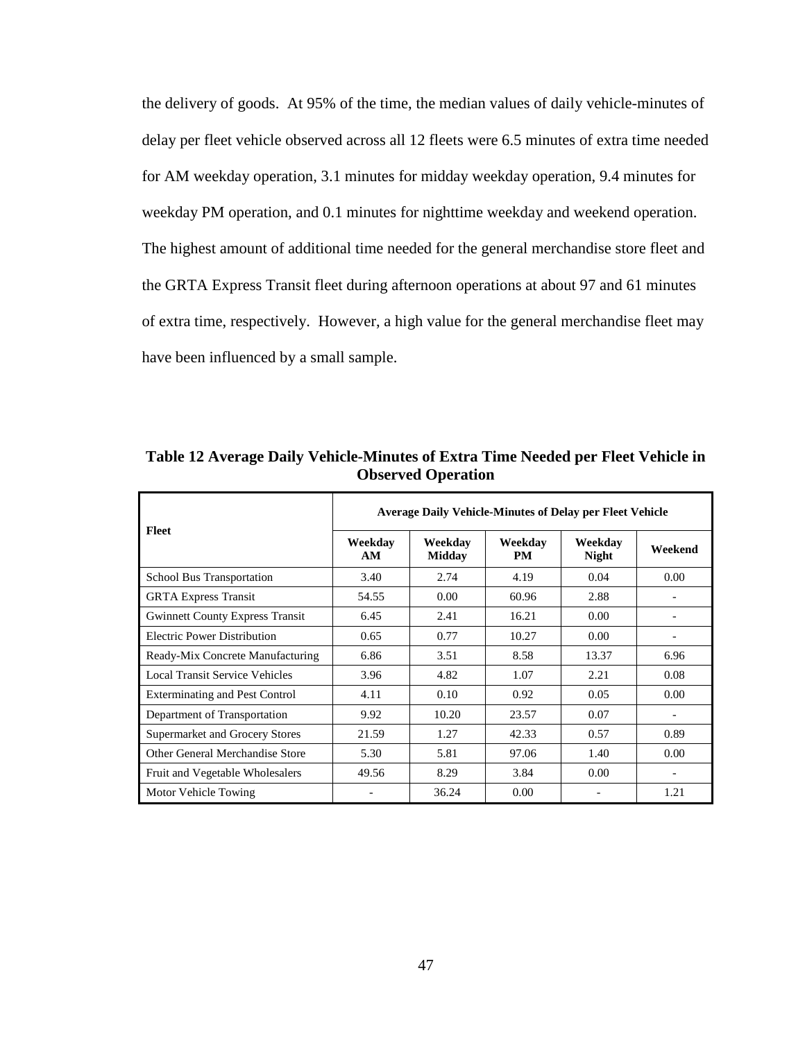the delivery of goods. At 95% of the time, the median values of daily vehicle-minutes of delay per fleet vehicle observed across all 12 fleets were 6.5 minutes of extra time needed for AM weekday operation, 3.1 minutes for midday weekday operation, 9.4 minutes for weekday PM operation, and 0.1 minutes for nighttime weekday and weekend operation. The highest amount of additional time needed for the general merchandise store fleet and the GRTA Express Transit fleet during afternoon operations at about 97 and 61 minutes of extra time, respectively. However, a high value for the general merchandise fleet may have been influenced by a small sample.

**Table 12 Average Daily Vehicle-Minutes of Extra Time Needed per Fleet Vehicle in Observed Operation**

| Fleet | Average Daily Vehicle-Minutes of Delay per Fleet Vehicle | | | | |
|---|---|---|---|---|---|
| | Weekday AM | Weekday Midday | Weekday PM | Weekday Night | Weekend |
| School Bus Transportation | 3.40 | 2.74 | 4.19 | 0.04 | 0.00 |
| GRTA Express Transit | 54.55 | 0.00 | 60.96 | 2.88 | - |
| Gwinnett County Express Transit | 6.45 | 2.41 | 16.21 | 0.00 | - |
| Electric Power Distribution | 0.65 | 0.77 | 10.27 | 0.00 | - |
| Ready-Mix Concrete Manufacturing | 6.86 | 3.51 | 8.58 | 13.37 | 6.96 |
| Local Transit Service Vehicles | 3.96 | 4.82 | 1.07 | 2.21 | 0.08 |
| Exterminating and Pest Control | 4.11 | 0.10 | 0.92 | 0.05 | 0.00 |
| Department of Transportation | 9.92 | 10.20 | 23.57 | 0.07 | - |
| Supermarket and Grocery Stores | 21.59 | 1.27 | 42.33 | 0.57 | 0.89 |
| Other General Merchandise Store | 5.30 | 5.81 | 97.06 | 1.40 | 0.00 |
| Fruit and Vegetable Wholesalers | 49.56 | 8.29 | 3.84 | 0.00 | - |
| Motor Vehicle Towing | - | 36.24 | 0.00 | - | 1.21 |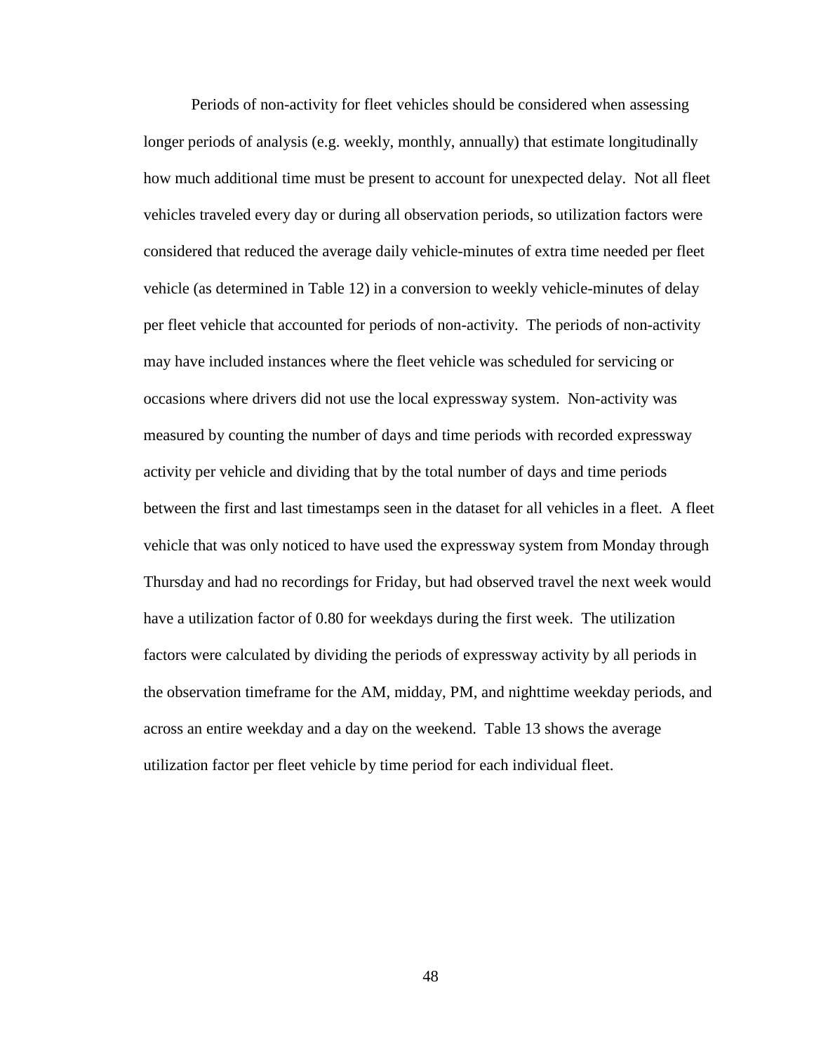Periods of non-activity for fleet vehicles should be considered when assessing longer periods of analysis (e.g. weekly, monthly, annually) that estimate longitudinally how much additional time must be present to account for unexpected delay. Not all fleet vehicles traveled every day or during all observation periods, so utilization factors were considered that reduced the average daily vehicle-minutes of extra time needed per fleet vehicle (as determined in Table 12) in a conversion to weekly vehicle-minutes of delay per fleet vehicle that accounted for periods of non-activity. The periods of non-activity may have included instances where the fleet vehicle was scheduled for servicing or occasions where drivers did not use the local expressway system. Non-activity was measured by counting the number of days and time periods with recorded expressway activity per vehicle and dividing that by the total number of days and time periods between the first and last timestamps seen in the dataset for all vehicles in a fleet. A fleet vehicle that was only noticed to have used the expressway system from Monday through Thursday and had no recordings for Friday, but had observed travel the next week would have a utilization factor of 0.80 for weekdays during the first week. The utilization factors were calculated by dividing the periods of expressway activity by all periods in the observation timeframe for the AM, midday, PM, and nighttime weekday periods, and across an entire weekday and a day on the weekend. Table 13 shows the average utilization factor per fleet vehicle by time period for each individual fleet.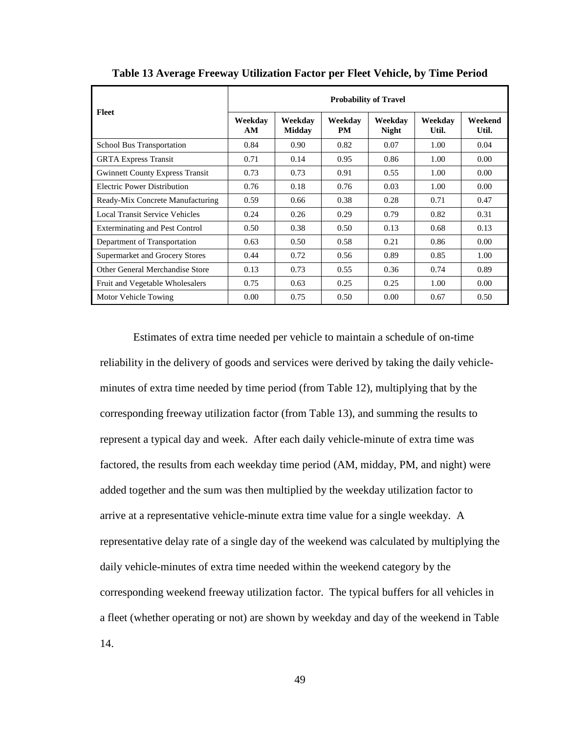**Table 13 Average Freeway Utilization Factor per Fleet Vehicle, by Time Period**

| Fleet | Probability of Travel | | | | | |
|---|---|---|---|---|---|---|
| | Weekday AM | Weekday Midday | Weekday PM | Weekday Night | Weekday Util. | Weekend Util. |
| School Bus Transportation | 0.84 | 0.90 | 0.82 | 0.07 | 1.00 | 0.04 |
| GRTA Express Transit | 0.71 | 0.14 | 0.95 | 0.86 | 1.00 | 0.00 |
| Gwinnett County Express Transit | 0.73 | 0.73 | 0.91 | 0.55 | 1.00 | 0.00 |
| Electric Power Distribution | 0.76 | 0.18 | 0.76 | 0.03 | 1.00 | 0.00 |
| Ready-Mix Concrete Manufacturing | 0.59 | 0.66 | 0.38 | 0.28 | 0.71 | 0.47 |
| Local Transit Service Vehicles | 0.24 | 0.26 | 0.29 | 0.79 | 0.82 | 0.31 |
| Exterminating and Pest Control | 0.50 | 0.38 | 0.50 | 0.13 | 0.68 | 0.13 |
| Department of Transportation | 0.63 | 0.50 | 0.58 | 0.21 | 0.86 | 0.00 |
| Supermarket and Grocery Stores | 0.44 | 0.72 | 0.56 | 0.89 | 0.85 | 1.00 |
| Other General Merchandise Store | 0.13 | 0.73 | 0.55 | 0.36 | 0.74 | 0.89 |
| Fruit and Vegetable Wholesalers | 0.75 | 0.63 | 0.25 | 0.25 | 1.00 | 0.00 |
| Motor Vehicle Towing | 0.00 | 0.75 | 0.50 | 0.00 | 0.67 | 0.50 |

Estimates of extra time needed per vehicle to maintain a schedule of on-time reliability in the delivery of goods and services were derived by taking the daily vehicle-minutes of extra time needed by time period (from Table 12), multiplying that by the corresponding freeway utilization factor (from Table 13), and summing the results to represent a typical day and week. After each daily vehicle-minute of extra time was factored, the results from each weekday time period (AM, midday, PM, and night) were added together and the sum was then multiplied by the weekday utilization factor to arrive at a representative vehicle-minute extra time value for a single weekday. A representative delay rate of a single day of the weekend was calculated by multiplying the daily vehicle-minutes of extra time needed within the weekend category by the corresponding weekend freeway utilization factor. The typical buffers for all vehicles in a fleet (whether operating or not) are shown by weekday and day of the weekend in Table 14.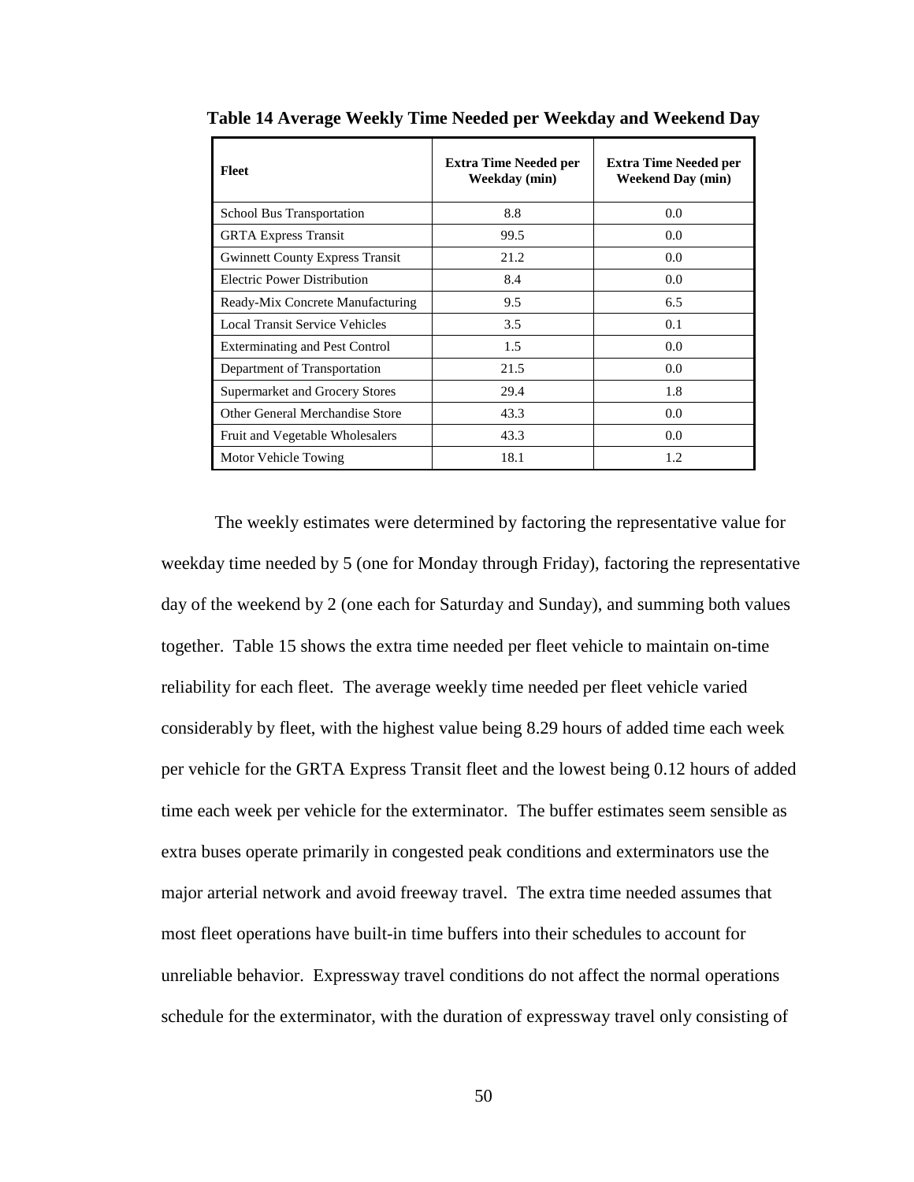**Table 14 Average Weekly Time Needed per Weekday and Weekend Day**

| Fleet | Extra Time Needed per Weekday (min) | Extra Time Needed per Weekend Day (min) |
|---|---|---|
| School Bus Transportation | 8.8 | 0.0 |
| GRTA Express Transit | 99.5 | 0.0 |
| Gwinnett County Express Transit | 21.2 | 0.0 |
| Electric Power Distribution | 8.4 | 0.0 |
| Ready-Mix Concrete Manufacturing | 9.5 | 6.5 |
| Local Transit Service Vehicles | 3.5 | 0.1 |
| Exterminating and Pest Control | 1.5 | 0.0 |
| Department of Transportation | 21.5 | 0.0 |
| Supermarket and Grocery Stores | 29.4 | 1.8 |
| Other General Merchandise Store | 43.3 | 0.0 |
| Fruit and Vegetable Wholesalers | 43.3 | 0.0 |
| Motor Vehicle Towing | 18.1 | 1.2 |

The weekly estimates were determined by factoring the representative value for weekday time needed by 5 (one for Monday through Friday), factoring the representative day of the weekend by 2 (one each for Saturday and Sunday), and summing both values together. Table 15 shows the extra time needed per fleet vehicle to maintain on-time reliability for each fleet. The average weekly time needed per fleet vehicle varied considerably by fleet, with the highest value being 8.29 hours of added time each week per vehicle for the GRTA Express Transit fleet and the lowest being 0.12 hours of added time each week per vehicle for the exterminator. The buffer estimates seem sensible as extra buses operate primarily in congested peak conditions and exterminators use the major arterial network and avoid freeway travel. The extra time needed assumes that most fleet operations have built-in time buffers into their schedules to account for unreliable behavior. Expressway travel conditions do not affect the normal operations schedule for the exterminator, with the duration of expressway travel only consisting of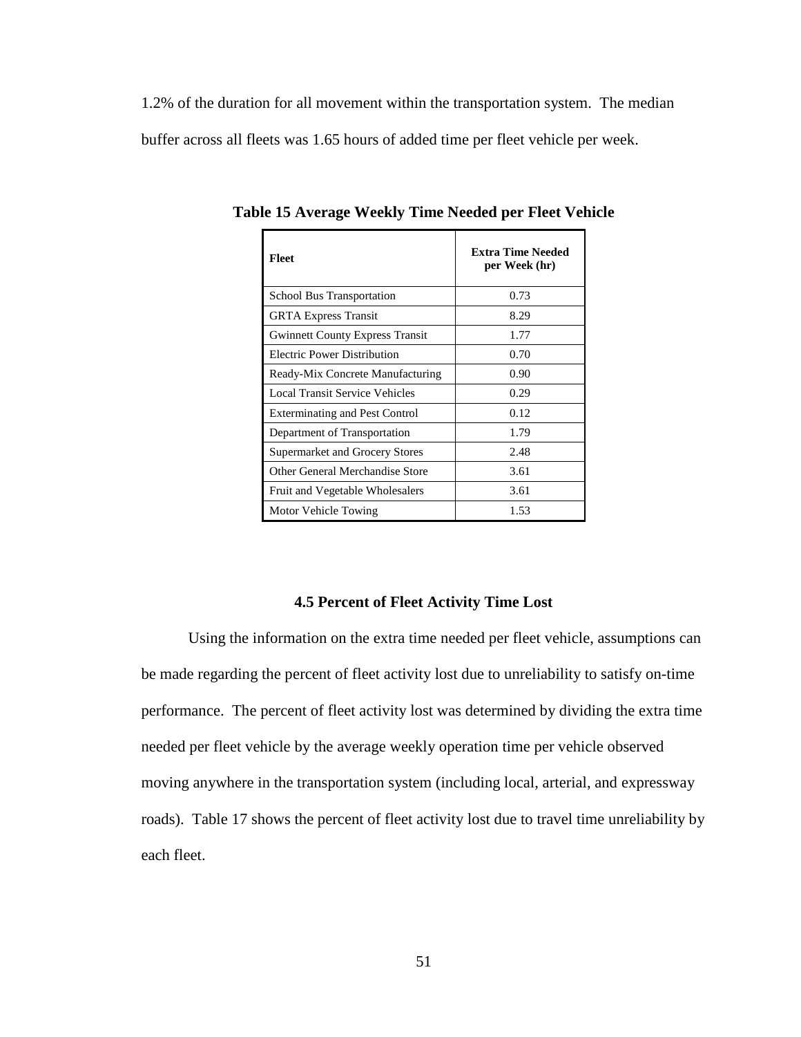1.2% of the duration for all movement within the transportation system. The median buffer across all fleets was 1.65 hours of added time per fleet vehicle per week.

**Table 15 Average Weekly Time Needed per Fleet Vehicle**

| Fleet | Extra Time Needed per Week (hr) |
|---|---|
| School Bus Transportation | 0.73 |
| GRTA Express Transit | 8.29 |
| Gwinnett County Express Transit | 1.77 |
| Electric Power Distribution | 0.70 |
| Ready-Mix Concrete Manufacturing | 0.90 |
| Local Transit Service Vehicles | 0.29 |
| Exterminating and Pest Control | 0.12 |
| Department of Transportation | 1.79 |
| Supermarket and Grocery Stores | 2.48 |
| Other General Merchandise Store | 3.61 |
| Fruit and Vegetable Wholesalers | 3.61 |
| Motor Vehicle Towing | 1.53 |

### 4.5 Percent of Fleet Activity Time Lost

Using the information on the extra time needed per fleet vehicle, assumptions can be made regarding the percent of fleet activity lost due to unreliability to satisfy on-time performance. The percent of fleet activity lost was determined by dividing the extra time needed per fleet vehicle by the average weekly operation time per vehicle observed moving anywhere in the transportation system (including local, arterial, and expressway roads). Table 17 shows the percent of fleet activity lost due to travel time unreliability by each fleet.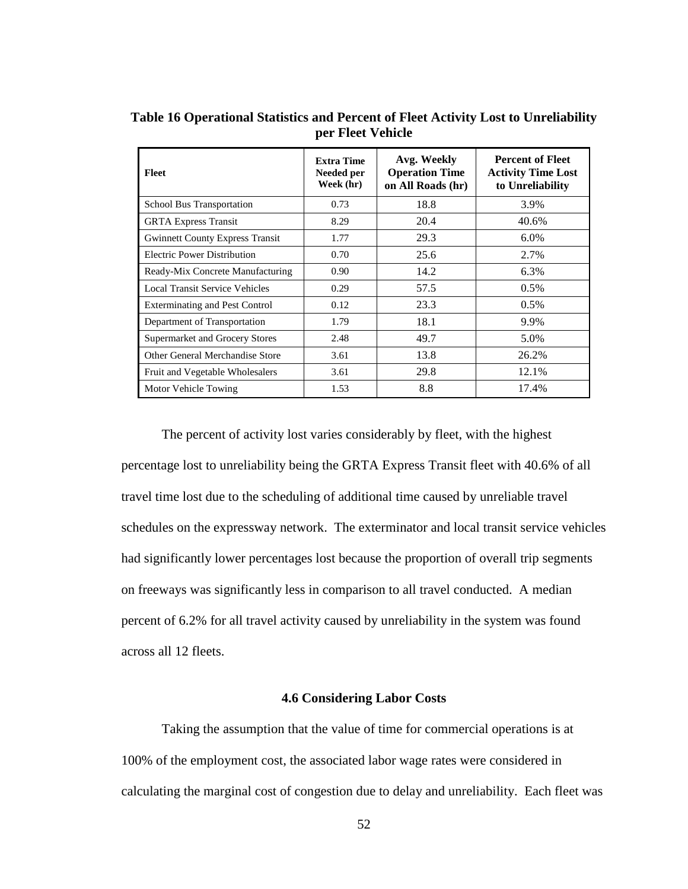**Table 16 Operational Statistics and Percent of Fleet Activity Lost to Unreliability per Fleet Vehicle**

| Fleet | Extra Time Needed per Week (hr) | Avg. Weekly Operation Time on All Roads (hr) | Percent of Fleet Activity Time Lost to Unreliability |
|---|---|---|---|
| School Bus Transportation | 0.73 | 18.8 | 3.9% |
| GRTA Express Transit | 8.29 | 20.4 | 40.6% |
| Gwinnett County Express Transit | 1.77 | 29.3 | 6.0% |
| Electric Power Distribution | 0.70 | 25.6 | 2.7% |
| Ready-Mix Concrete Manufacturing | 0.90 | 14.2 | 6.3% |
| Local Transit Service Vehicles | 0.29 | 57.5 | 0.5% |
| Exterminating and Pest Control | 0.12 | 23.3 | 0.5% |
| Department of Transportation | 1.79 | 18.1 | 9.9% |
| Supermarket and Grocery Stores | 2.48 | 49.7 | 5.0% |
| Other General Merchandise Store | 3.61 | 13.8 | 26.2% |
| Fruit and Vegetable Wholesalers | 3.61 | 29.8 | 12.1% |
| Motor Vehicle Towing | 1.53 | 8.8 | 17.4% |

The percent of activity lost varies considerably by fleet, with the highest percentage lost to unreliability being the GRTA Express Transit fleet with 40.6% of all travel time lost due to the scheduling of additional time caused by unreliable travel schedules on the expressway network. The exterminator and local transit service vehicles had significantly lower percentages lost because the proportion of overall trip segments on freeways was significantly less in comparison to all travel conducted. A median percent of 6.2% for all travel activity caused by unreliability in the system was found across all 12 fleets.

### 4.6 Considering Labor Costs

Taking the assumption that the value of time for commercial operations is at 100% of the employment cost, the associated labor wage rates were considered in calculating the marginal cost of congestion due to delay and unreliability. Each fleet was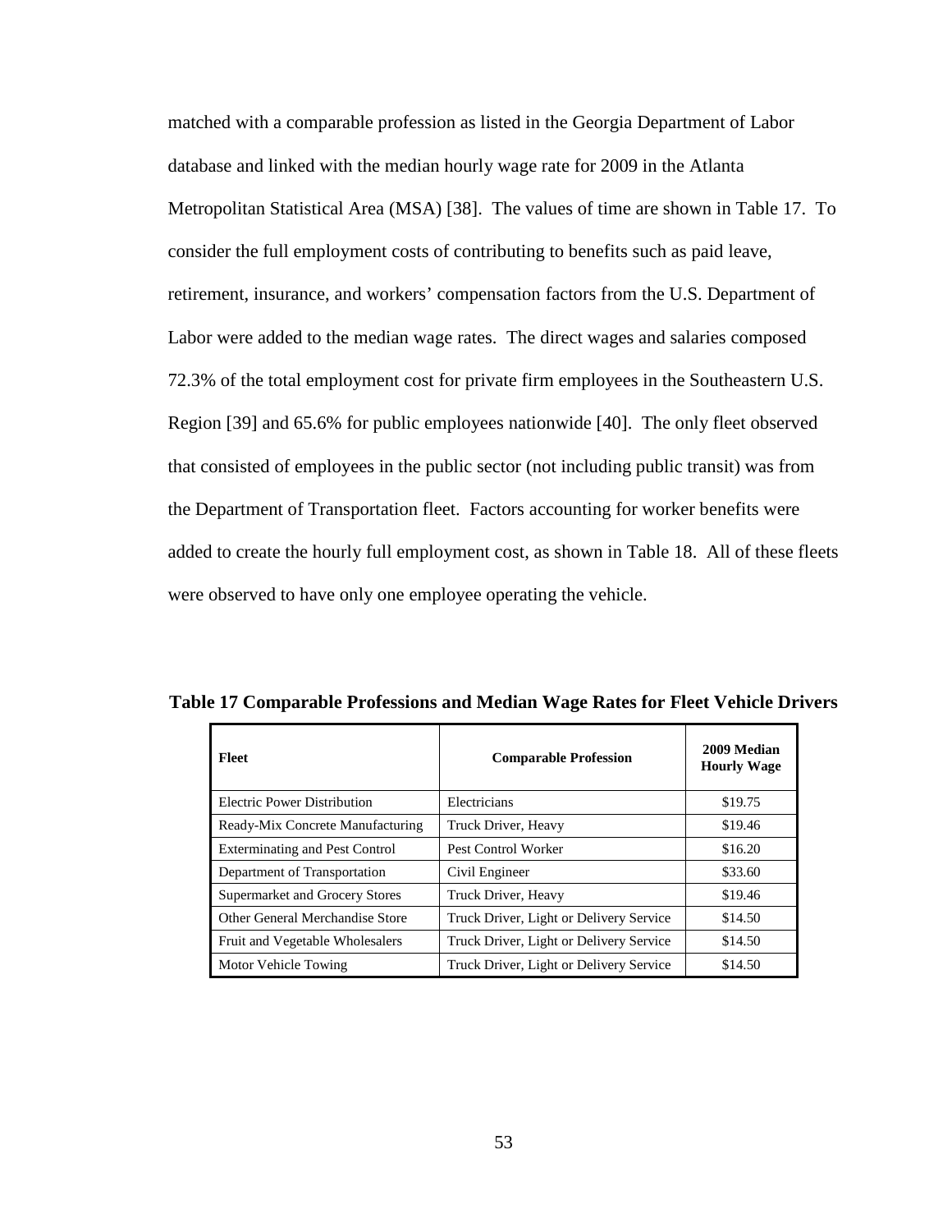matched with a comparable profession as listed in the Georgia Department of Labor database and linked with the median hourly wage rate for 2009 in the Atlanta Metropolitan Statistical Area (MSA) [38]. The values of time are shown in Table 17. To consider the full employment costs of contributing to benefits such as paid leave, retirement, insurance, and workers' compensation factors from the U.S. Department of Labor were added to the median wage rates. The direct wages and salaries composed 72.3% of the total employment cost for private firm employees in the Southeastern U.S. Region [39] and 65.6% for public employees nationwide [40]. The only fleet observed that consisted of employees in the public sector (not including public transit) was from the Department of Transportation fleet. Factors accounting for worker benefits were added to create the hourly full employment cost, as shown in Table 18. All of these fleets were observed to have only one employee operating the vehicle.

**Table 17 Comparable Professions and Median Wage Rates for Fleet Vehicle Drivers**

| Fleet | Comparable Profession | 2009 Median Hourly Wage |
|---|---|---|
| Electric Power Distribution | Electricians | $19.75 |
| Ready-Mix Concrete Manufacturing | Truck Driver, Heavy | $19.46 |
| Exterminating and Pest Control | Pest Control Worker | $16.20 |
| Department of Transportation | Civil Engineer | $33.60 |
| Supermarket and Grocery Stores | Truck Driver, Heavy | $19.46 |
| Other General Merchandise Store | Truck Driver, Light or Delivery Service | $14.50 |
| Fruit and Vegetable Wholesalers | Truck Driver, Light or Delivery Service | $14.50 |
| Motor Vehicle Towing | Truck Driver, Light or Delivery Service | $14.50 |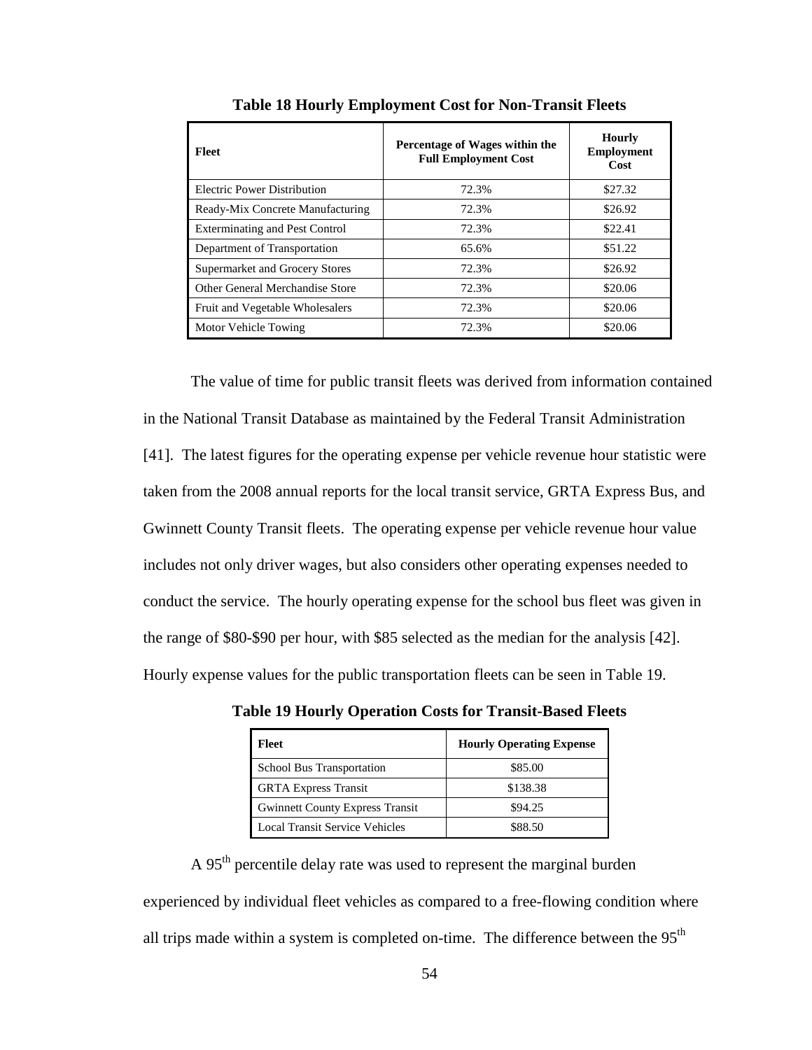**Table 18 Hourly Employment Cost for Non-Transit Fleets**

| Fleet | Percentage of Wages within the Full Employment Cost | Hourly Employment Cost |
|---|---|---|
| Electric Power Distribution | 72.3% | \$27.32 |
| Ready-Mix Concrete Manufacturing | 72.3% | \$26.92 |
| Exterminating and Pest Control | 72.3% | \$22.41 |
| Department of Transportation | 65.6% | \$51.22 |
| Supermarket and Grocery Stores | 72.3% | \$26.92 |
| Other General Merchandise Store | 72.3% | \$20.06 |
| Fruit and Vegetable Wholesalers | 72.3% | \$20.06 |
| Motor Vehicle Towing | 72.3% | \$20.06 |

The value of time for public transit fleets was derived from information contained in the National Transit Database as maintained by the Federal Transit Administration [41]. The latest figures for the operating expense per vehicle revenue hour statistic were taken from the 2008 annual reports for the local transit service, GRTA Express Bus, and Gwinnett County Transit fleets. The operating expense per vehicle revenue hour value includes not only driver wages, but also considers other operating expenses needed to conduct the service. The hourly operating expense for the school bus fleet was given in the range of \$80-\$90 per hour, with \$85 selected as the median for the analysis [42]. Hourly expense values for the public transportation fleets can be seen in Table 19.

**Table 19 Hourly Operation Costs for Transit-Based Fleets**

| Fleet | Hourly Operating Expense |
|---|---|
| School Bus Transportation | \$85.00 |
| GRTA Express Transit | \$138.38 |
| Gwinnett County Express Transit | \$94.25 |
| Local Transit Service Vehicles | \$88.50 |

A 95$^{th}$ percentile delay rate was used to represent the marginal burden experienced by individual fleet vehicles as compared to a free-flowing condition where all trips made within a system is completed on-time. The difference between the 95$^{th}$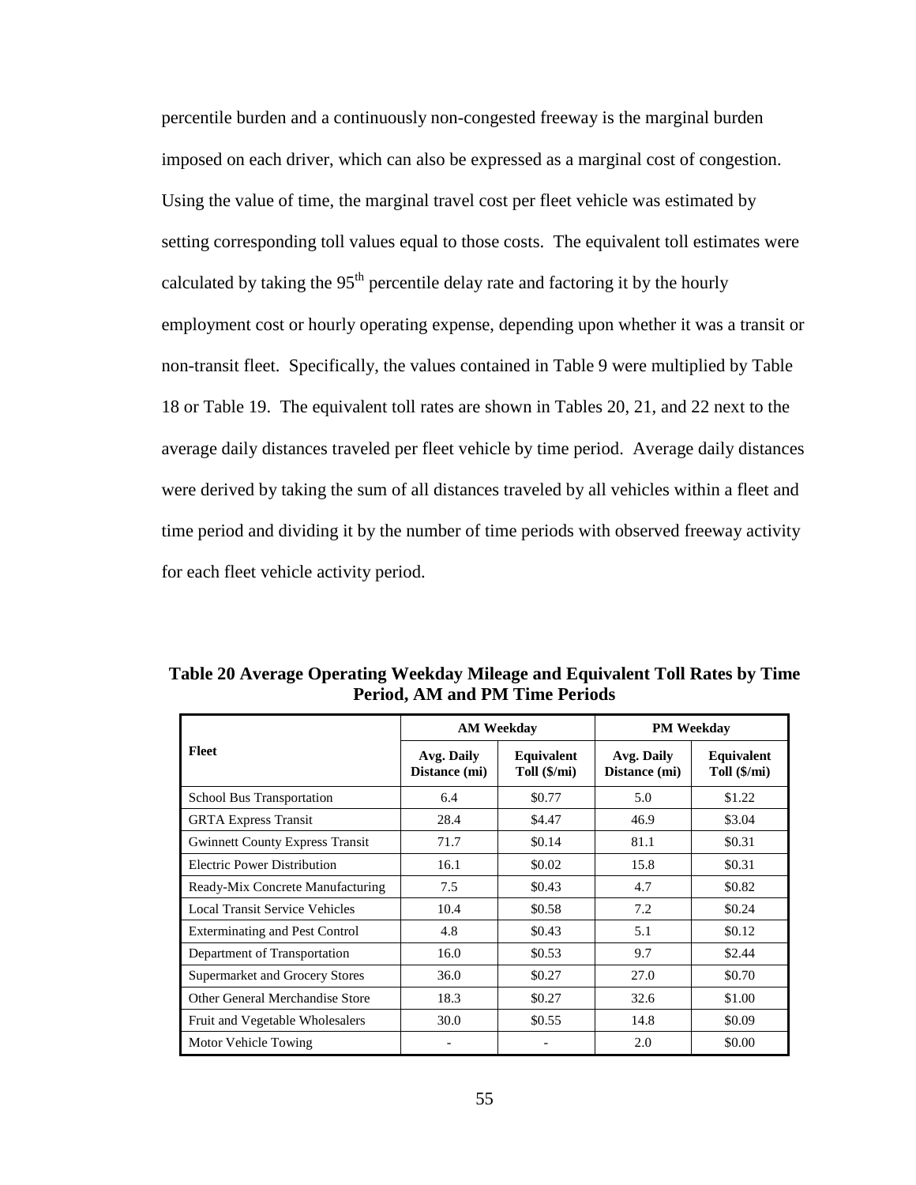percentile burden and a continuously non-congested freeway is the marginal burden imposed on each driver, which can also be expressed as a marginal cost of congestion. Using the value of time, the marginal travel cost per fleet vehicle was estimated by setting corresponding toll values equal to those costs. The equivalent toll estimates were calculated by taking the 95th percentile delay rate and factoring it by the hourly employment cost or hourly operating expense, depending upon whether it was a transit or non-transit fleet. Specifically, the values contained in Table 9 were multiplied by Table 18 or Table 19. The equivalent toll rates are shown in Tables 20, 21, and 22 next to the average daily distances traveled per fleet vehicle by time period. Average daily distances were derived by taking the sum of all distances traveled by all vehicles within a fleet and time period and dividing it by the number of time periods with observed freeway activity for each fleet vehicle activity period.

**Table 20 Average Operating Weekday Mileage and Equivalent Toll Rates by Time Period, AM and PM Time Periods**

| Fleet | AM Weekday | | PM Weekday | |
|---|---|---|---|---|
| | Avg. Daily Distance (mi) | Equivalent Toll ($/mi) | Avg. Daily Distance (mi) | Equivalent Toll ($/mi) |
| School Bus Transportation | 6.4 | $0.77 | 5.0 | $1.22 |
| GRTA Express Transit | 28.4 | $4.47 | 46.9 | $3.04 |
| Gwinnett County Express Transit | 71.7 | $0.14 | 81.1 | $0.31 |
| Electric Power Distribution | 16.1 | $0.02 | 15.8 | $0.31 |
| Ready-Mix Concrete Manufacturing | 7.5 | $0.43 | 4.7 | $0.82 |
| Local Transit Service Vehicles | 10.4 | $0.58 | 7.2 | $0.24 |
| Exterminating and Pest Control | 4.8 | $0.43 | 5.1 | $0.12 |
| Department of Transportation | 16.0 | $0.53 | 9.7 | $2.44 |
| Supermarket and Grocery Stores | 36.0 | $0.27 | 27.0 | $0.70 |
| Other General Merchandise Store | 18.3 | $0.27 | 32.6 | $1.00 |
| Fruit and Vegetable Wholesalers | 30.0 | $0.55 | 14.8 | $0.09 |
| Motor Vehicle Towing | - | - | 2.0 | $0.00 |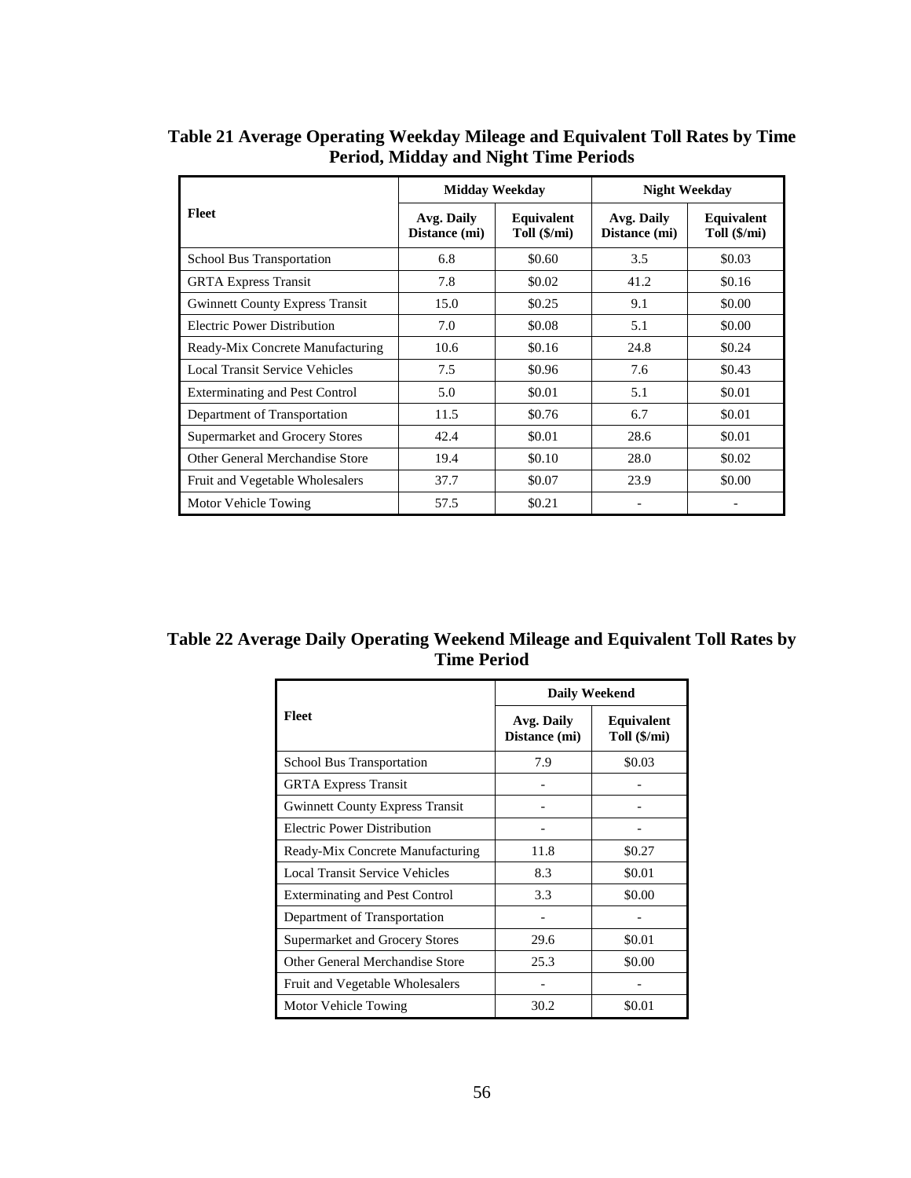**Table 21 Average Operating Weekday Mileage and Equivalent Toll Rates by Time Period, Midday and Night Time Periods**

| Fleet | Midday Weekday | | Night Weekday | |
|---|---|---|---|---|
| | Avg. Daily Distance (mi) | Equivalent Toll ($/mi) | Avg. Daily Distance (mi) | Equivalent Toll ($/mi) |
| School Bus Transportation | 6.8 | $0.60 | 3.5 | $0.03 |
| GRTA Express Transit | 7.8 | $0.02 | 41.2 | $0.16 |
| Gwinnett County Express Transit | 15.0 | $0.25 | 9.1 | $0.00 |
| Electric Power Distribution | 7.0 | $0.08 | 5.1 | $0.00 |
| Ready-Mix Concrete Manufacturing | 10.6 | $0.16 | 24.8 | $0.24 |
| Local Transit Service Vehicles | 7.5 | $0.96 | 7.6 | $0.43 |
| Exterminating and Pest Control | 5.0 | $0.01 | 5.1 | $0.01 |
| Department of Transportation | 11.5 | $0.76 | 6.7 | $0.01 |
| Supermarket and Grocery Stores | 42.4 | $0.01 | 28.6 | $0.01 |
| Other General Merchandise Store | 19.4 | $0.10 | 28.0 | $0.02 |
| Fruit and Vegetable Wholesalers | 37.7 | $0.07 | 23.9 | $0.00 |
| Motor Vehicle Towing | 57.5 | $0.21 | - | - |

**Table 22 Average Daily Operating Weekend Mileage and Equivalent Toll Rates by Time Period**

| Fleet | Daily Weekend | |
|---|---|---|
| | Avg. Daily Distance (mi) | Equivalent Toll ($/mi) |
| School Bus Transportation | 7.9 | $0.03 |
| GRTA Express Transit | - | - |
| Gwinnett County Express Transit | - | - |
| Electric Power Distribution | - | - |
| Ready-Mix Concrete Manufacturing | 11.8 | $0.27 |
| Local Transit Service Vehicles | 8.3 | $0.01 |
| Exterminating and Pest Control | 3.3 | $0.00 |
| Department of Transportation | - | - |
| Supermarket and Grocery Stores | 29.6 | $0.01 |
| Other General Merchandise Store | 25.3 | $0.00 |
| Fruit and Vegetable Wholesalers | - | - |
| Motor Vehicle Towing | 30.2 | $0.01 |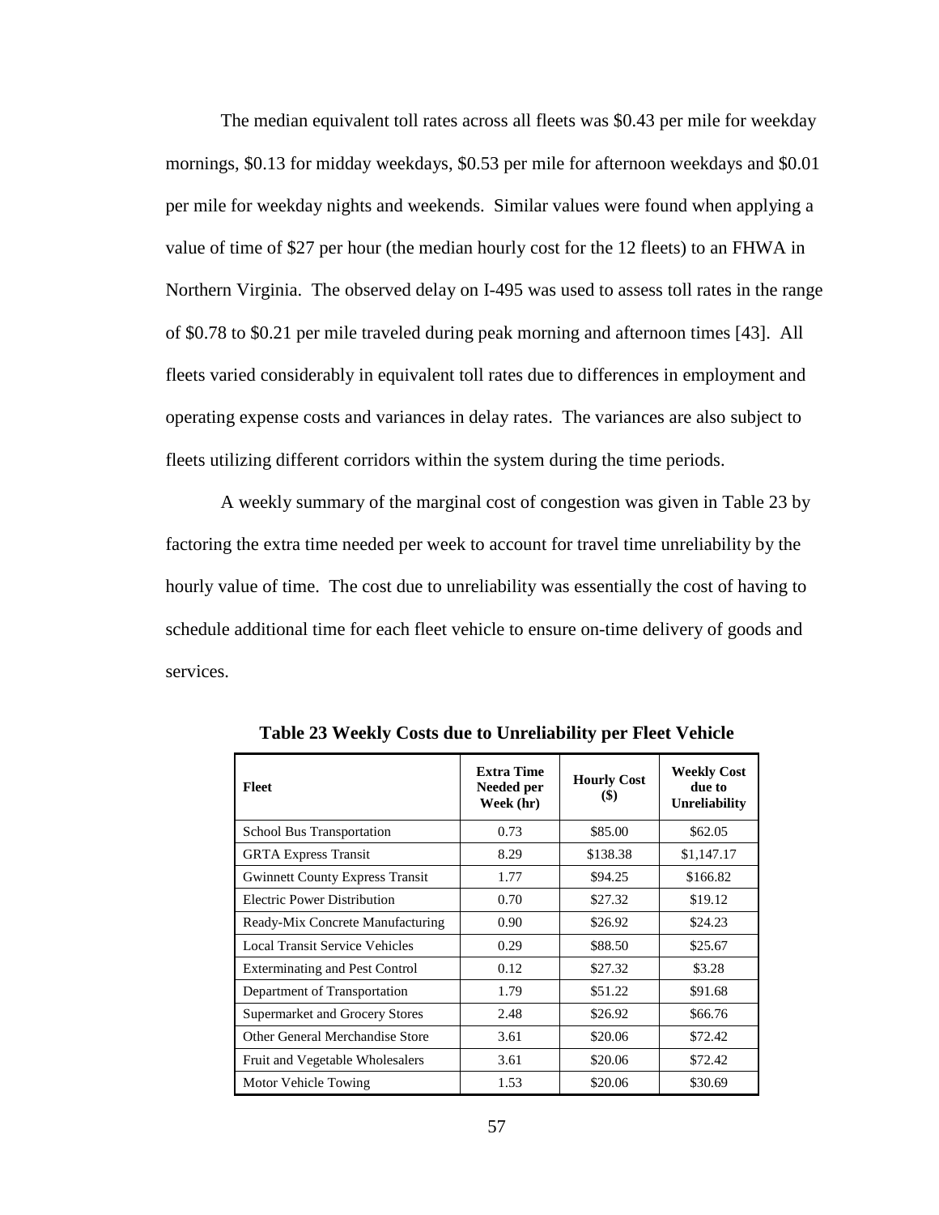The median equivalent toll rates across all fleets was \$0.43 per mile for weekday mornings, \$0.13 for midday weekdays, \$0.53 per mile for afternoon weekdays and \$0.01 per mile for weekday nights and weekends. Similar values were found when applying a value of time of \$27 per hour (the median hourly cost for the 12 fleets) to an FHWA in Northern Virginia. The observed delay on I-495 was used to assess toll rates in the range of \$0.78 to \$0.21 per mile traveled during peak morning and afternoon times [43]. All fleets varied considerably in equivalent toll rates due to differences in employment and operating expense costs and variances in delay rates. The variances are also subject to fleets utilizing different corridors within the system during the time periods.

A weekly summary of the marginal cost of congestion was given in Table 23 by factoring the extra time needed per week to account for travel time unreliability by the hourly value of time. The cost due to unreliability was essentially the cost of having to schedule additional time for each fleet vehicle to ensure on-time delivery of goods and services.

**Table 23 Weekly Costs due to Unreliability per Fleet Vehicle**

| Fleet | Extra Time Needed per Week (hr) | Hourly Cost (\$) | Weekly Cost due to Unreliability |
|---|---|---|---|
| School Bus Transportation | 0.73 | \$85.00 | \$62.05 |
| GRTA Express Transit | 8.29 | \$138.38 | \$1,147.17 |
| Gwinnett County Express Transit | 1.77 | \$94.25 | \$166.82 |
| Electric Power Distribution | 0.70 | \$27.32 | \$19.12 |
| Ready-Mix Concrete Manufacturing | 0.90 | \$26.92 | \$24.23 |
| Local Transit Service Vehicles | 0.29 | \$88.50 | \$25.67 |
| Exterminating and Pest Control | 0.12 | \$27.32 | \$3.28 |
| Department of Transportation | 1.79 | \$51.22 | \$91.68 |
| Supermarket and Grocery Stores | 2.48 | \$26.92 | \$66.76 |
| Other General Merchandise Store | 3.61 | \$20.06 | \$72.42 |
| Fruit and Vegetable Wholesalers | 3.61 | \$20.06 | \$72.42 |
| Motor Vehicle Towing | 1.53 | \$20.06 | \$30.69 |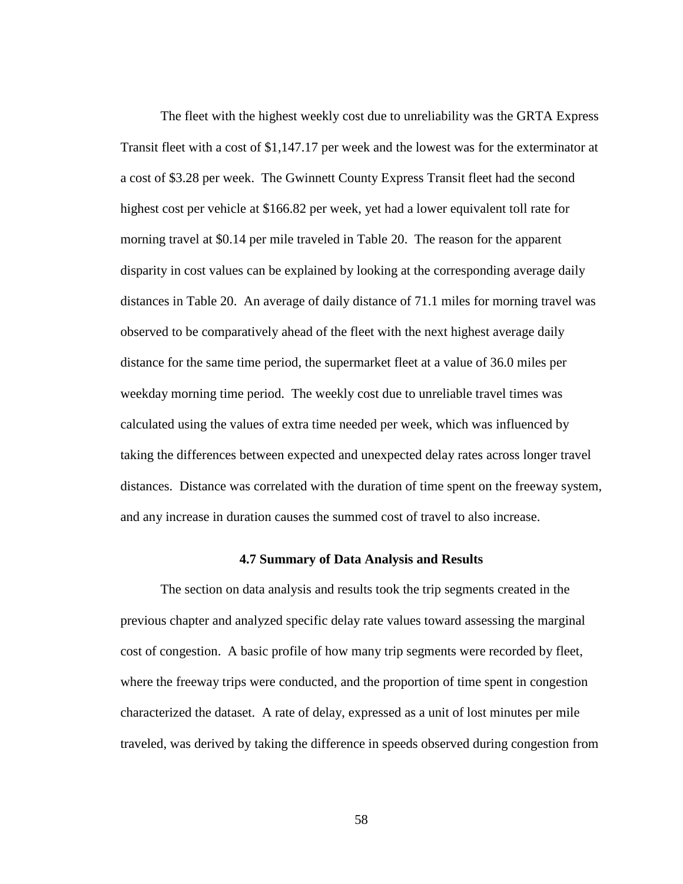The fleet with the highest weekly cost due to unreliability was the GRTA Express Transit fleet with a cost of $1,147.17 per week and the lowest was for the exterminator at a cost of $3.28 per week. The Gwinnett County Express Transit fleet had the second highest cost per vehicle at $166.82 per week, yet had a lower equivalent toll rate for morning travel at $0.14 per mile traveled in Table 20. The reason for the apparent disparity in cost values can be explained by looking at the corresponding average daily distances in Table 20. An average of daily distance of 71.1 miles for morning travel was observed to be comparatively ahead of the fleet with the next highest average daily distance for the same time period, the supermarket fleet at a value of 36.0 miles per weekday morning time period. The weekly cost due to unreliable travel times was calculated using the values of extra time needed per week, which was influenced by taking the differences between expected and unexpected delay rates across longer travel distances. Distance was correlated with the duration of time spent on the freeway system, and any increase in duration causes the summed cost of travel to also increase.

### 4.7 Summary of Data Analysis and Results

The section on data analysis and results took the trip segments created in the previous chapter and analyzed specific delay rate values toward assessing the marginal cost of congestion. A basic profile of how many trip segments were recorded by fleet, where the freeway trips were conducted, and the proportion of time spent in congestion characterized the dataset. A rate of delay, expressed as a unit of lost minutes per mile traveled, was derived by taking the difference in speeds observed during congestion from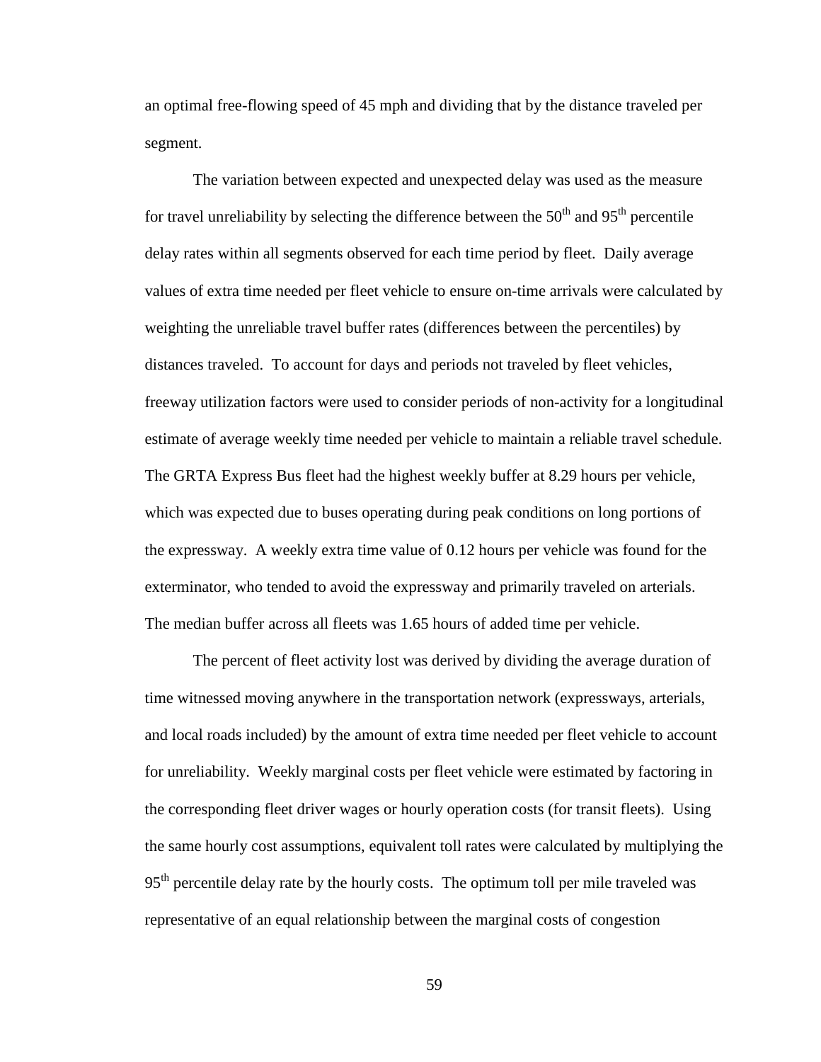an optimal free-flowing speed of 45 mph and dividing that by the distance traveled per segment.

The variation between expected and unexpected delay was used as the measure for travel unreliability by selecting the difference between the 50th and 95th percentile delay rates within all segments observed for each time period by fleet. Daily average values of extra time needed per fleet vehicle to ensure on-time arrivals were calculated by weighting the unreliable travel buffer rates (differences between the percentiles) by distances traveled. To account for days and periods not traveled by fleet vehicles, freeway utilization factors were used to consider periods of non-activity for a longitudinal estimate of average weekly time needed per vehicle to maintain a reliable travel schedule. The GRTA Express Bus fleet had the highest weekly buffer at 8.29 hours per vehicle, which was expected due to buses operating during peak conditions on long portions of the expressway. A weekly extra time value of 0.12 hours per vehicle was found for the exterminator, who tended to avoid the expressway and primarily traveled on arterials. The median buffer across all fleets was 1.65 hours of added time per vehicle.

The percent of fleet activity lost was derived by dividing the average duration of time witnessed moving anywhere in the transportation network (expressways, arterials, and local roads included) by the amount of extra time needed per fleet vehicle to account for unreliability. Weekly marginal costs per fleet vehicle were estimated by factoring in the corresponding fleet driver wages or hourly operation costs (for transit fleets). Using the same hourly cost assumptions, equivalent toll rates were calculated by multiplying the 95th percentile delay rate by the hourly costs. The optimum toll per mile traveled was representative of an equal relationship between the marginal costs of congestion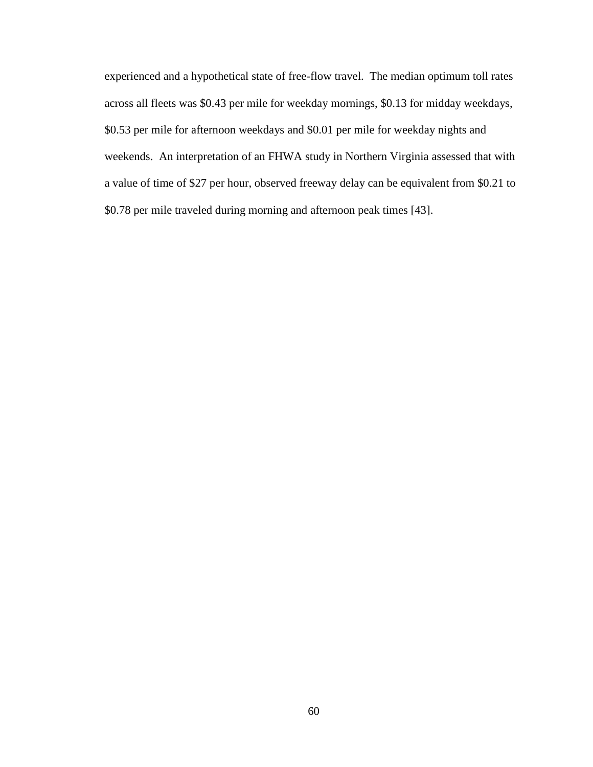experienced and a hypothetical state of free-flow travel. The median optimum toll rates across all fleets was $0.43 per mile for weekday mornings, $0.13 for midday weekdays, $0.53 per mile for afternoon weekdays and $0.01 per mile for weekday nights and weekends. An interpretation of an FHWA study in Northern Virginia assessed that with a value of time of $27 per hour, observed freeway delay can be equivalent from $0.21 to $0.78 per mile traveled during morning and afternoon peak times [43].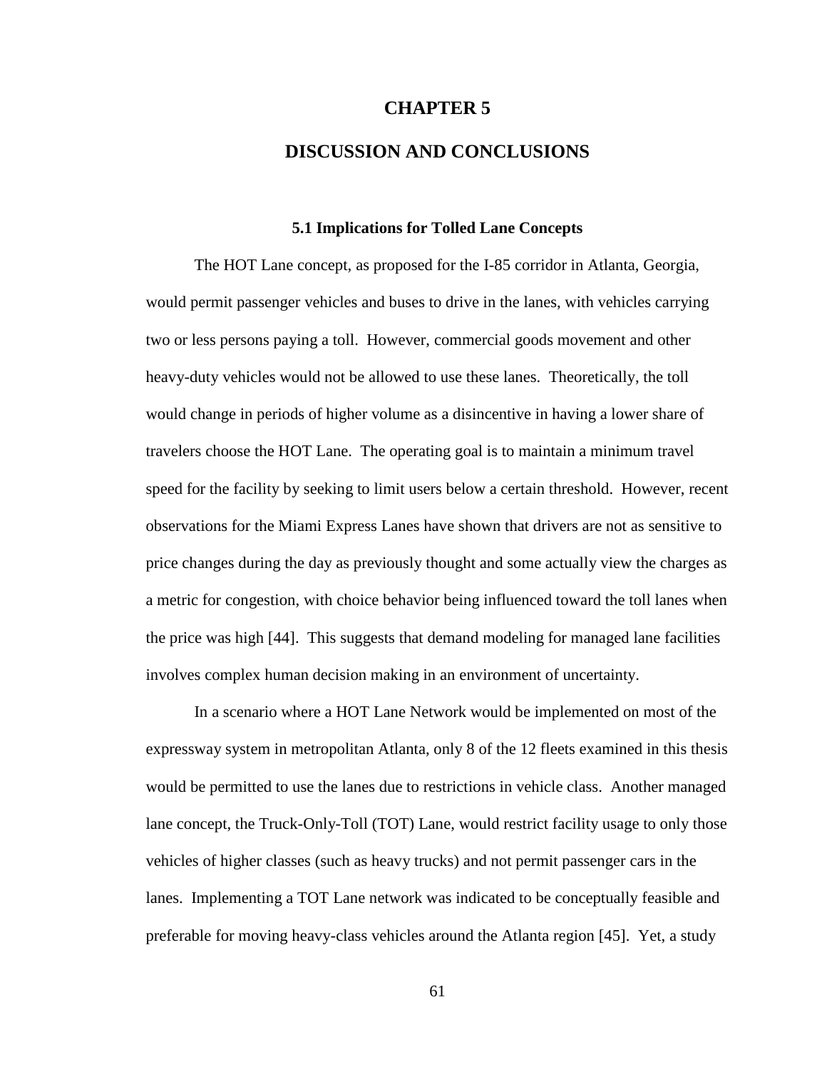# CHAPTER 5

# DISCUSSION AND CONCLUSIONS

### 5.1 Implications for Tolled Lane Concepts

The HOT Lane concept, as proposed for the I-85 corridor in Atlanta, Georgia, would permit passenger vehicles and buses to drive in the lanes, with vehicles carrying two or less persons paying a toll. However, commercial goods movement and other heavy-duty vehicles would not be allowed to use these lanes. Theoretically, the toll would change in periods of higher volume as a disincentive in having a lower share of travelers choose the HOT Lane. The operating goal is to maintain a minimum travel speed for the facility by seeking to limit users below a certain threshold. However, recent observations for the Miami Express Lanes have shown that drivers are not as sensitive to price changes during the day as previously thought and some actually view the charges as a metric for congestion, with choice behavior being influenced toward the toll lanes when the price was high [44]. This suggests that demand modeling for managed lane facilities involves complex human decision making in an environment of uncertainty.

In a scenario where a HOT Lane Network would be implemented on most of the expressway system in metropolitan Atlanta, only 8 of the 12 fleets examined in this thesis would be permitted to use the lanes due to restrictions in vehicle class. Another managed lane concept, the Truck-Only-Toll (TOT) Lane, would restrict facility usage to only those vehicles of higher classes (such as heavy trucks) and not permit passenger cars in the lanes. Implementing a TOT Lane network was indicated to be conceptually feasible and preferable for moving heavy-class vehicles around the Atlanta region [45]. Yet, a study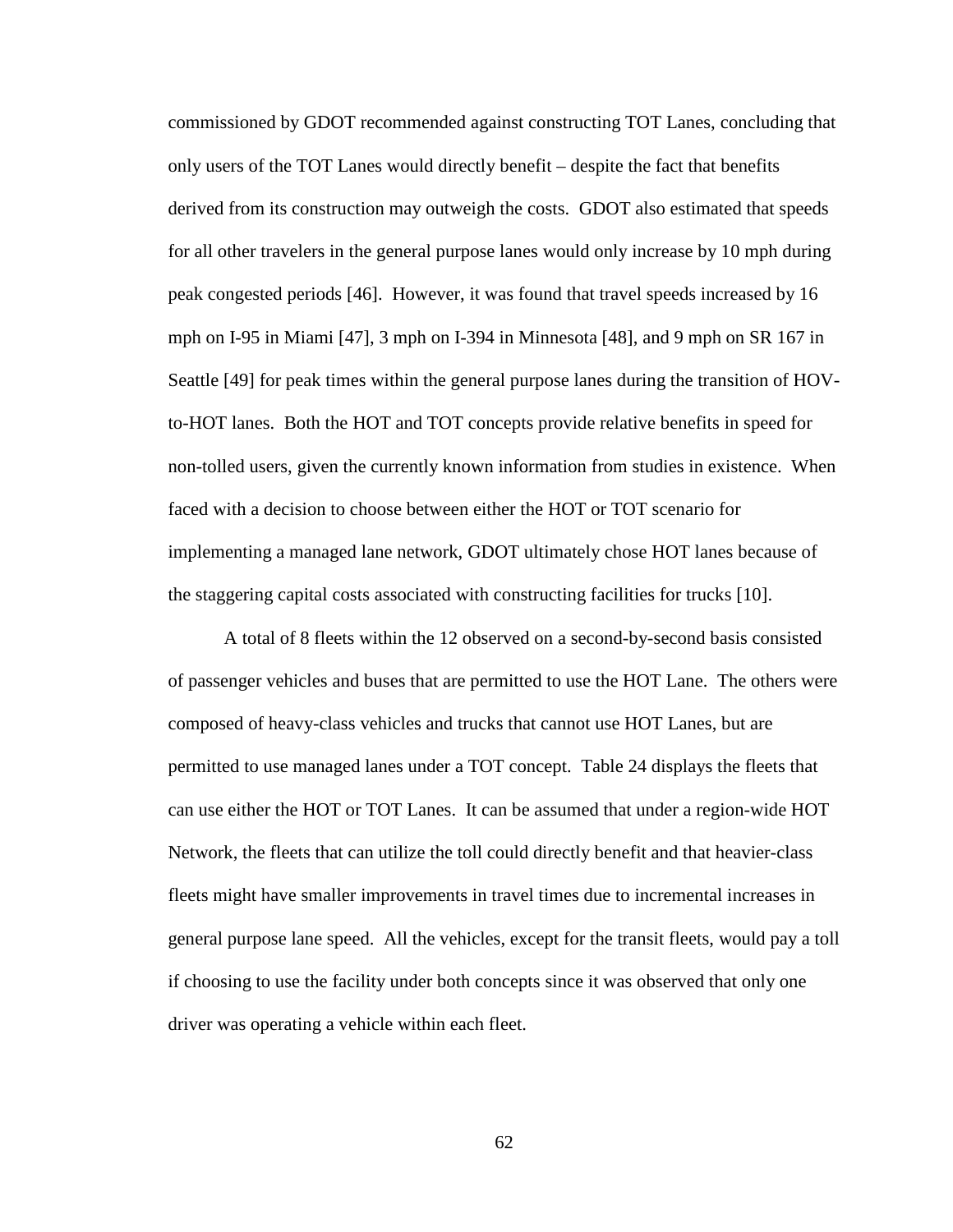commissioned by GDOT recommended against constructing TOT Lanes, concluding that only users of the TOT Lanes would directly benefit – despite the fact that benefits derived from its construction may outweigh the costs. GDOT also estimated that speeds for all other travelers in the general purpose lanes would only increase by 10 mph during peak congested periods [46]. However, it was found that travel speeds increased by 16 mph on I-95 in Miami [47], 3 mph on I-394 in Minnesota [48], and 9 mph on SR 167 in Seattle [49] for peak times within the general purpose lanes during the transition of HOV-to-HOT lanes. Both the HOT and TOT concepts provide relative benefits in speed for non-tolled users, given the currently known information from studies in existence. When faced with a decision to choose between either the HOT or TOT scenario for implementing a managed lane network, GDOT ultimately chose HOT lanes because of the staggering capital costs associated with constructing facilities for trucks [10].

A total of 8 fleets within the 12 observed on a second-by-second basis consisted of passenger vehicles and buses that are permitted to use the HOT Lane. The others were composed of heavy-class vehicles and trucks that cannot use HOT Lanes, but are permitted to use managed lanes under a TOT concept. Table 24 displays the fleets that can use either the HOT or TOT Lanes. It can be assumed that under a region-wide HOT Network, the fleets that can utilize the toll could directly benefit and that heavier-class fleets might have smaller improvements in travel times due to incremental increases in general purpose lane speed. All the vehicles, except for the transit fleets, would pay a toll if choosing to use the facility under both concepts since it was observed that only one driver was operating a vehicle within each fleet.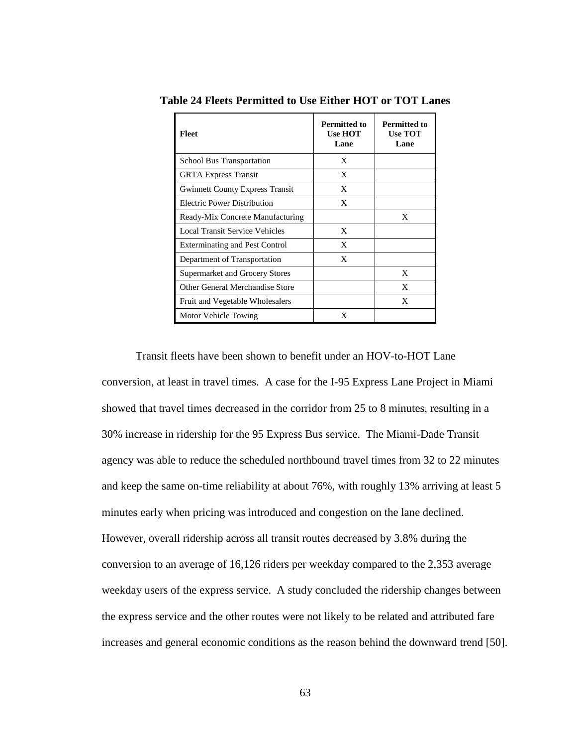**Table 24 Fleets Permitted to Use Either HOT or TOT Lanes**

| Fleet | Permitted to Use HOT Lane | Permitted to Use TOT Lane |
|---|---|---|
| School Bus Transportation | X | |
| GRTA Express Transit | X | |
| Gwinnett County Express Transit | X | |
| Electric Power Distribution | X | |
| Ready-Mix Concrete Manufacturing | | X |
| Local Transit Service Vehicles | X | |
| Exterminating and Pest Control | X | |
| Department of Transportation | X | |
| Supermarket and Grocery Stores | | X |
| Other General Merchandise Store | | X |
| Fruit and Vegetable Wholesalers | | X |
| Motor Vehicle Towing | X | |

Transit fleets have been shown to benefit under an HOV-to-HOT Lane conversion, at least in travel times. A case for the I-95 Express Lane Project in Miami showed that travel times decreased in the corridor from 25 to 8 minutes, resulting in a 30% increase in ridership for the 95 Express Bus service. The Miami-Dade Transit agency was able to reduce the scheduled northbound travel times from 32 to 22 minutes and keep the same on-time reliability at about 76%, with roughly 13% arriving at least 5 minutes early when pricing was introduced and congestion on the lane declined. However, overall ridership across all transit routes decreased by 3.8% during the conversion to an average of 16,126 riders per weekday compared to the 2,353 average weekday users of the express service. A study concluded the ridership changes between the express service and the other routes were not likely to be related and attributed fare increases and general economic conditions as the reason behind the downward trend [50].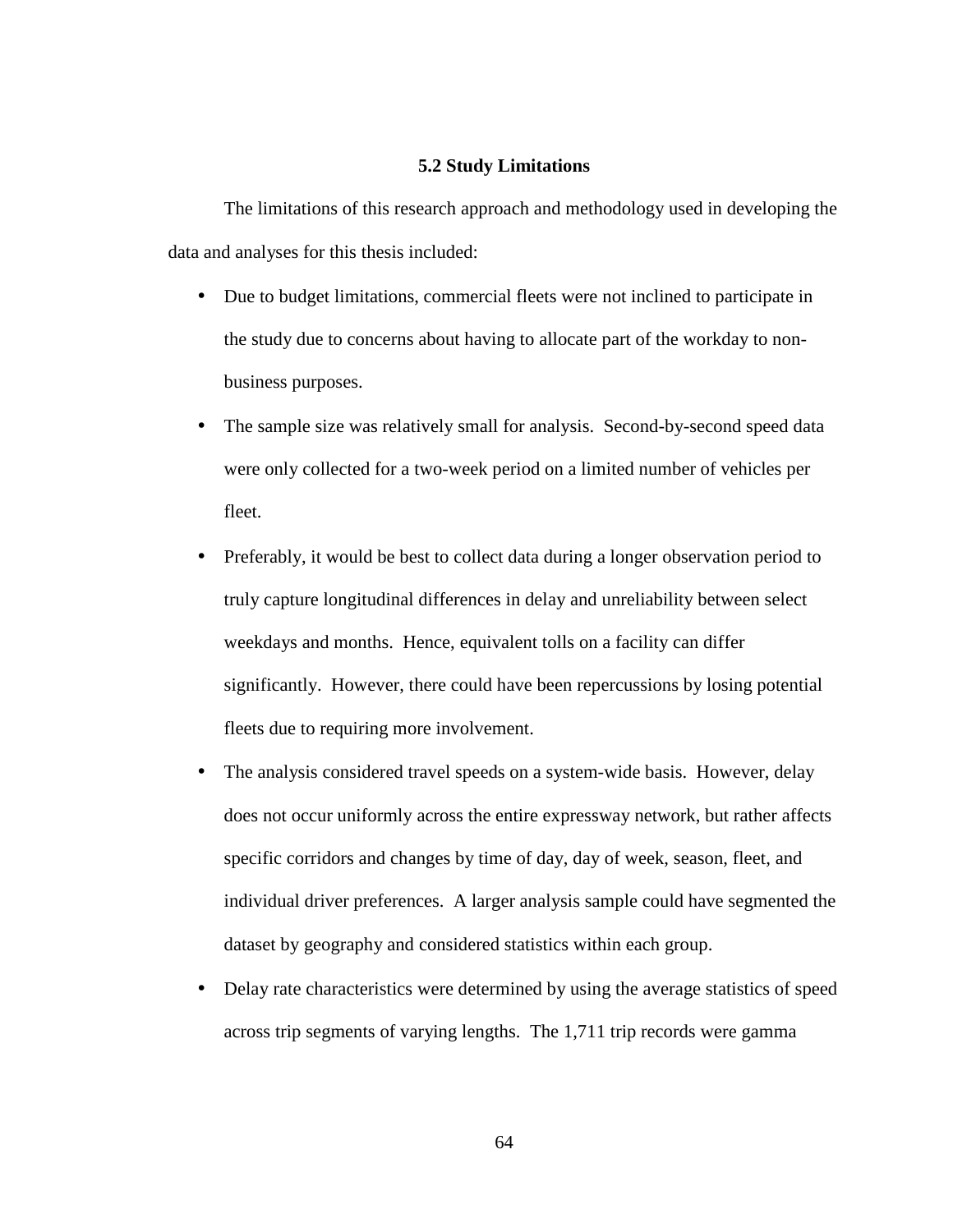### 5.2 Study Limitations

The limitations of this research approach and methodology used in developing the data and analyses for this thesis included:

- Due to budget limitations, commercial fleets were not inclined to participate in the study due to concerns about having to allocate part of the workday to non-business purposes.
- The sample size was relatively small for analysis. Second-by-second speed data were only collected for a two-week period on a limited number of vehicles per fleet.
- Preferably, it would be best to collect data during a longer observation period to truly capture longitudinal differences in delay and unreliability between select weekdays and months. Hence, equivalent tolls on a facility can differ significantly. However, there could have been repercussions by losing potential fleets due to requiring more involvement.
- The analysis considered travel speeds on a system-wide basis. However, delay does not occur uniformly across the entire expressway network, but rather affects specific corridors and changes by time of day, day of week, season, fleet, and individual driver preferences. A larger analysis sample could have segmented the dataset by geography and considered statistics within each group.
- Delay rate characteristics were determined by using the average statistics of speed across trip segments of varying lengths. The 1,711 trip records were gamma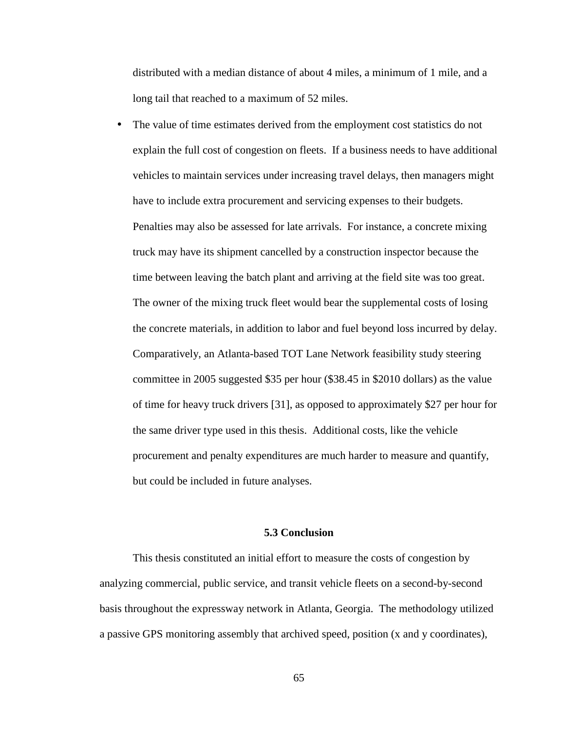distributed with a median distance of about 4 miles, a minimum of 1 mile, and a long tail that reached to a maximum of 52 miles.

- The value of time estimates derived from the employment cost statistics do not explain the full cost of congestion on fleets. If a business needs to have additional vehicles to maintain services under increasing travel delays, then managers might have to include extra procurement and servicing expenses to their budgets. Penalties may also be assessed for late arrivals. For instance, a concrete mixing truck may have its shipment cancelled by a construction inspector because the time between leaving the batch plant and arriving at the field site was too great. The owner of the mixing truck fleet would bear the supplemental costs of losing the concrete materials, in addition to labor and fuel beyond loss incurred by delay. Comparatively, an Atlanta-based TOT Lane Network feasibility study steering committee in 2005 suggested $35 per hour ($38.45 in $2010 dollars) as the value of time for heavy truck drivers [31], as opposed to approximately $27 per hour for the same driver type used in this thesis. Additional costs, like the vehicle procurement and penalty expenditures are much harder to measure and quantify, but could be included in future analyses.

### 5.3 Conclusion

This thesis constituted an initial effort to measure the costs of congestion by analyzing commercial, public service, and transit vehicle fleets on a second-by-second basis throughout the expressway network in Atlanta, Georgia. The methodology utilized a passive GPS monitoring assembly that archived speed, position (x and y coordinates),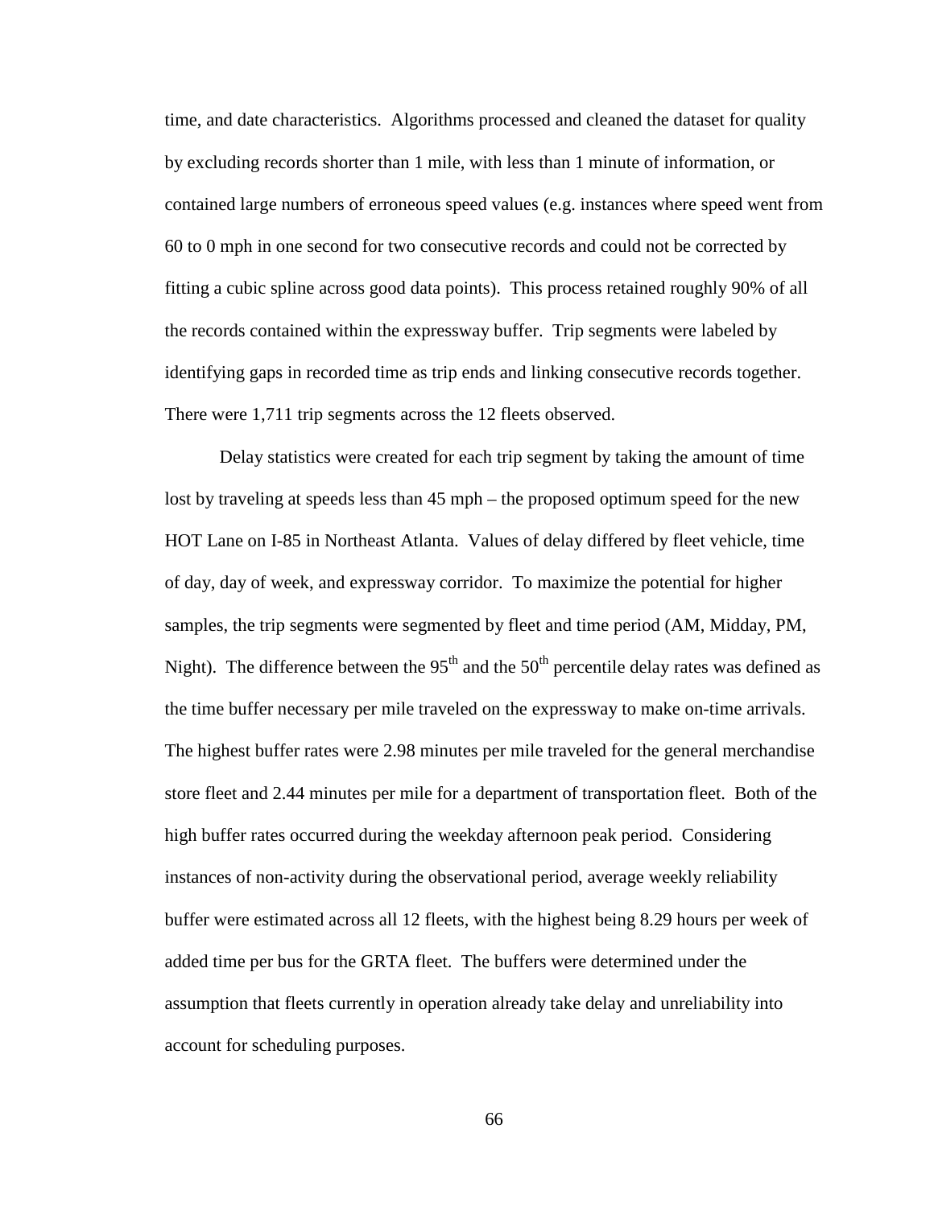time, and date characteristics. Algorithms processed and cleaned the dataset for quality by excluding records shorter than 1 mile, with less than 1 minute of information, or contained large numbers of erroneous speed values (e.g. instances where speed went from 60 to 0 mph in one second for two consecutive records and could not be corrected by fitting a cubic spline across good data points). This process retained roughly 90% of all the records contained within the expressway buffer. Trip segments were labeled by identifying gaps in recorded time as trip ends and linking consecutive records together. There were 1,711 trip segments across the 12 fleets observed.

Delay statistics were created for each trip segment by taking the amount of time lost by traveling at speeds less than 45 mph – the proposed optimum speed for the new HOT Lane on I-85 in Northeast Atlanta. Values of delay differed by fleet vehicle, time of day, day of week, and expressway corridor. To maximize the potential for higher samples, the trip segments were segmented by fleet and time period (AM, Midday, PM, Night). The difference between the 95$^{th}$ and the 50$^{th}$ percentile delay rates was defined as the time buffer necessary per mile traveled on the expressway to make on-time arrivals. The highest buffer rates were 2.98 minutes per mile traveled for the general merchandise store fleet and 2.44 minutes per mile for a department of transportation fleet. Both of the high buffer rates occurred during the weekday afternoon peak period. Considering instances of non-activity during the observational period, average weekly reliability buffer were estimated across all 12 fleets, with the highest being 8.29 hours per week of added time per bus for the GRTA fleet. The buffers were determined under the assumption that fleets currently in operation already take delay and unreliability into account for scheduling purposes.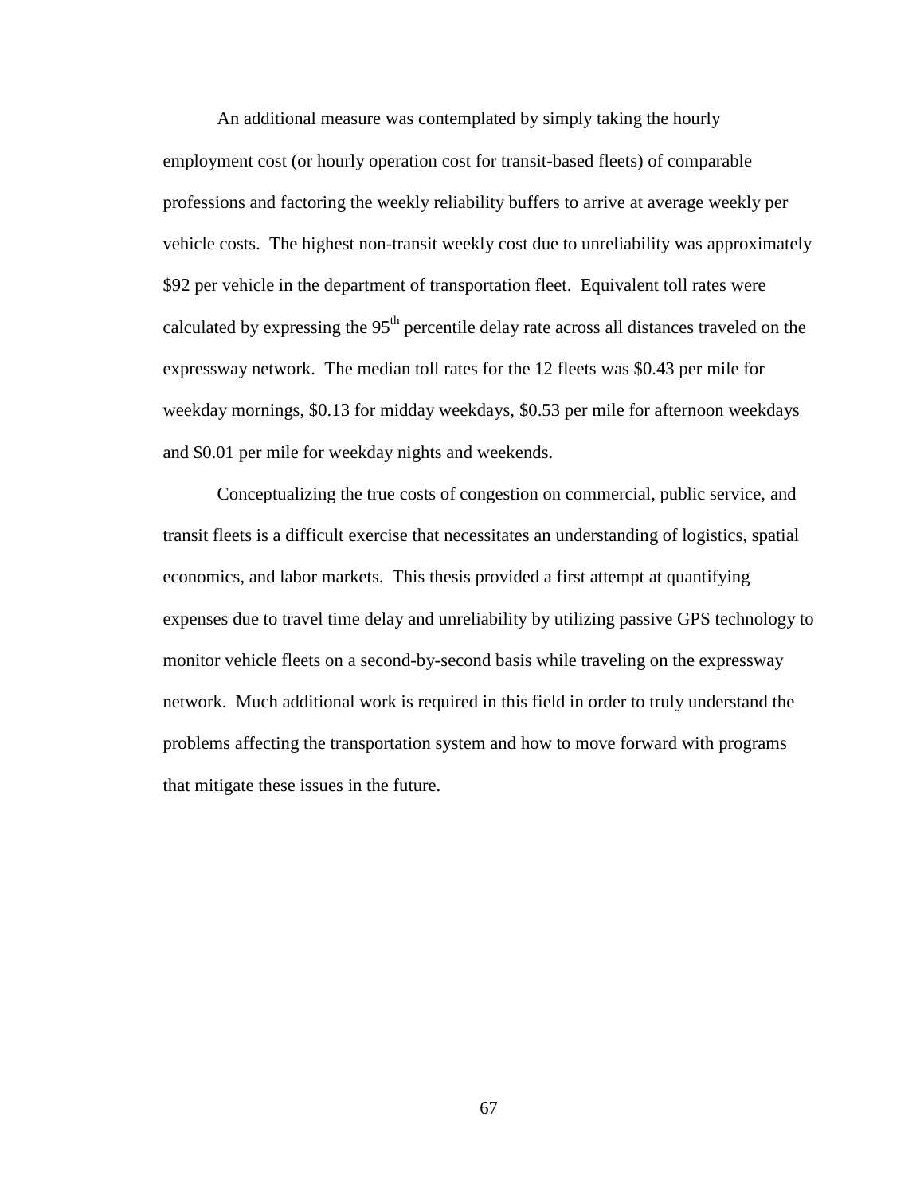An additional measure was contemplated by simply taking the hourly employment cost (or hourly operation cost for transit-based fleets) of comparable professions and factoring the weekly reliability buffers to arrive at average weekly per vehicle costs. The highest non-transit weekly cost due to unreliability was approximately $92 per vehicle in the department of transportation fleet. Equivalent toll rates were calculated by expressing the 95$^{th}$ percentile delay rate across all distances traveled on the expressway network. The median toll rates for the 12 fleets was $0.43 per mile for weekday mornings, $0.13 for midday weekdays, $0.53 per mile for afternoon weekdays and $0.01 per mile for weekday nights and weekends.

Conceptualizing the true costs of congestion on commercial, public service, and transit fleets is a difficult exercise that necessitates an understanding of logistics, spatial economics, and labor markets. This thesis provided a first attempt at quantifying expenses due to travel time delay and unreliability by utilizing passive GPS technology to monitor vehicle fleets on a second-by-second basis while traveling on the expressway network. Much additional work is required in this field in order to truly understand the problems affecting the transportation system and how to move forward with programs that mitigate these issues in the future.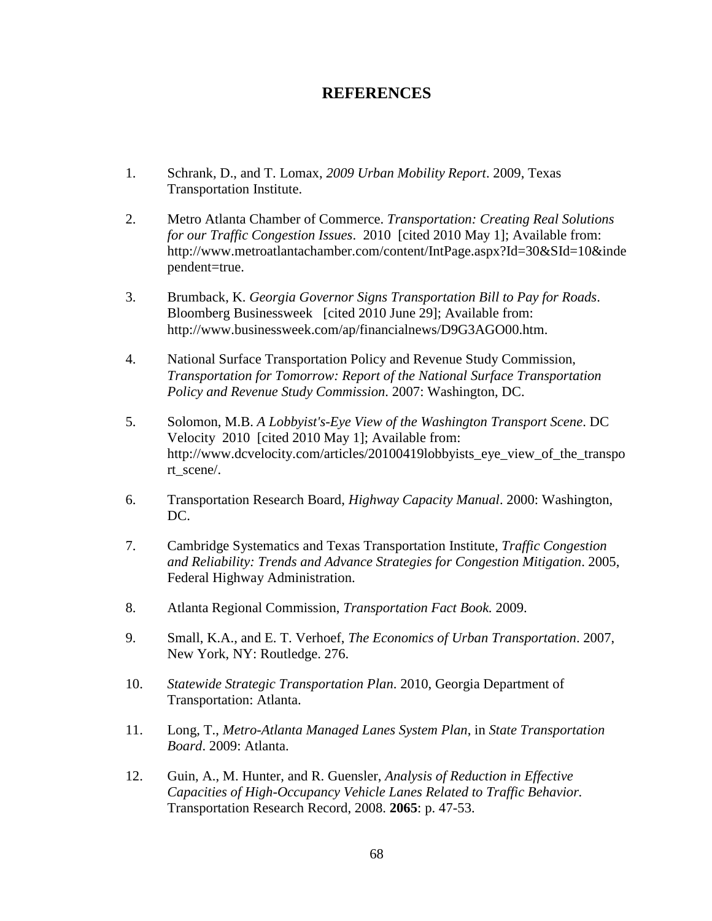# REFERENCES

1. Schrank, D., and T. Lomax, *2009 Urban Mobility Report*. 2009, Texas Transportation Institute.

2. Metro Atlanta Chamber of Commerce. *Transportation: Creating Real Solutions for our Traffic Congestion Issues*. 2010 [cited 2010 May 1]; Available from: http://www.metroatlantachamber.com/content/IntPage.aspx?Id=30&SId=10&independent=true.

3. Brumback, K. *Georgia Governor Signs Transportation Bill to Pay for Roads*. Bloomberg Businessweek [cited 2010 June 29]; Available from: http://www.businessweek.com/ap/financialnews/D9G3AGO00.htm.

4. National Surface Transportation Policy and Revenue Study Commission, *Transportation for Tomorrow: Report of the National Surface Transportation Policy and Revenue Study Commission*. 2007: Washington, DC.

5. Solomon, M.B. *A Lobbyist's-Eye View of the Washington Transport Scene*. DC Velocity 2010 [cited 2010 May 1]; Available from: http://www.dcvelocity.com/articles/20100419lobbyists_eye_view_of_the_transport_scene/.

6. Transportation Research Board, *Highway Capacity Manual*. 2000: Washington, DC.

7. Cambridge Systematics and Texas Transportation Institute, *Traffic Congestion and Reliability: Trends and Advance Strategies for Congestion Mitigation*. 2005, Federal Highway Administration.

8. Atlanta Regional Commission, *Transportation Fact Book.* 2009.

9. Small, K.A., and E. T. Verhoef, *The Economics of Urban Transportation*. 2007, New York, NY: Routledge. 276.

10. *Statewide Strategic Transportation Plan*. 2010, Georgia Department of Transportation: Atlanta.

11. Long, T., *Metro-Atlanta Managed Lanes System Plan*, in *State Transportation Board*. 2009: Atlanta.

12. Guin, A., M. Hunter, and R. Guensler, *Analysis of Reduction in Effective Capacities of High-Occupancy Vehicle Lanes Related to Traffic Behavior.* Transportation Research Record, 2008. **2065**: p. 47-53.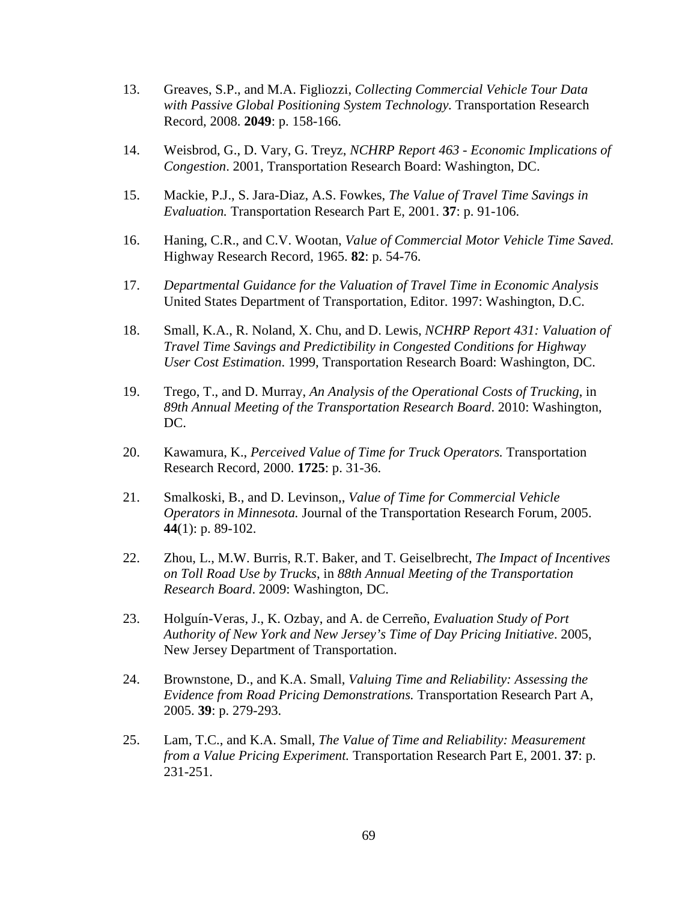13. Greaves, S.P., and M.A. Figliozzi, *Collecting Commercial Vehicle Tour Data with Passive Global Positioning System Technology.* Transportation Research Record, 2008. **2049**: p. 158-166.

14. Weisbrod, G., D. Vary, G. Treyz, *NCHRP Report 463 - Economic Implications of Congestion*. 2001, Transportation Research Board: Washington, DC.

15. Mackie, P.J., S. Jara-Diaz, A.S. Fowkes, *The Value of Travel Time Savings in Evaluation.* Transportation Research Part E, 2001. **37**: p. 91-106.

16. Haning, C.R., and C.V. Wootan, *Value of Commercial Motor Vehicle Time Saved.* Highway Research Record, 1965. **82**: p. 54-76.

17. *Departmental Guidance for the Valuation of Travel Time in Economic Analysis* United States Department of Transportation, Editor. 1997: Washington, D.C.

18. Small, K.A., R. Noland, X. Chu, and D. Lewis, *NCHRP Report 431: Valuation of Travel Time Savings and Predictibility in Congested Conditions for Highway User Cost Estimation*. 1999, Transportation Research Board: Washington, DC.

19. Trego, T., and D. Murray, *An Analysis of the Operational Costs of Trucking*, in *89th Annual Meeting of the Transportation Research Board*. 2010: Washington, DC.

20. Kawamura, K., *Perceived Value of Time for Truck Operators.* Transportation Research Record, 2000. **1725**: p. 31-36.

21. Smalkoski, B., and D. Levinson,, *Value of Time for Commercial Vehicle Operators in Minnesota.* Journal of the Transportation Research Forum, 2005. **44**(1): p. 89-102.

22. Zhou, L., M.W. Burris, R.T. Baker, and T. Geiselbrecht, *The Impact of Incentives on Toll Road Use by Trucks*, in *88th Annual Meeting of the Transportation Research Board*. 2009: Washington, DC.

23. Holguín-Veras, J., K. Ozbay, and A. de Cerreño, *Evaluation Study of Port Authority of New York and New Jersey's Time of Day Pricing Initiative*. 2005, New Jersey Department of Transportation.

24. Brownstone, D., and K.A. Small, *Valuing Time and Reliability: Assessing the Evidence from Road Pricing Demonstrations.* Transportation Research Part A, 2005. **39**: p. 279-293.

25. Lam, T.C., and K.A. Small, *The Value of Time and Reliability: Measurement from a Value Pricing Experiment.* Transportation Research Part E, 2001. **37**: p. 231-251.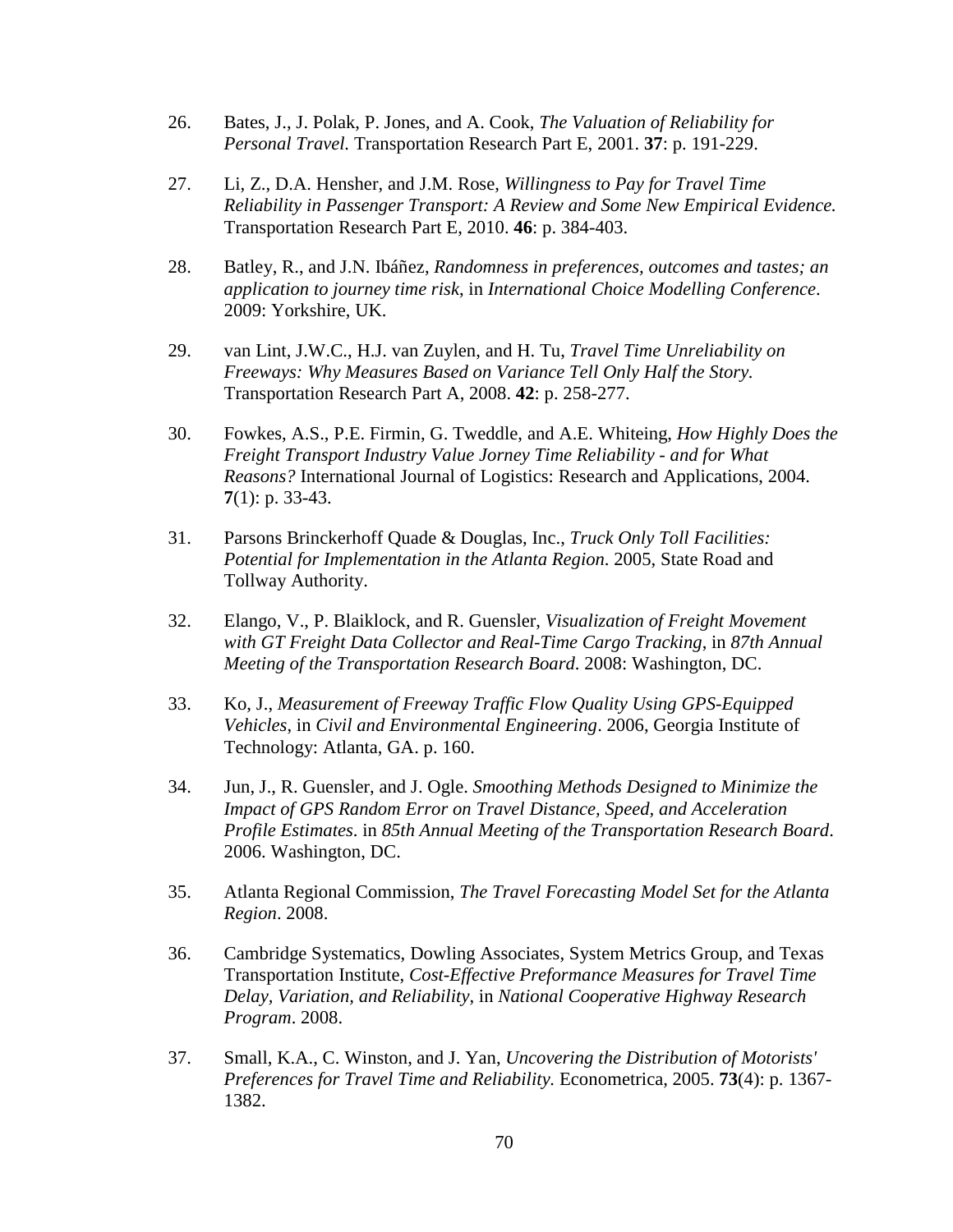26. Bates, J., J. Polak, P. Jones, and A. Cook, *The Valuation of Reliability for Personal Travel.* Transportation Research Part E, 2001. **37**: p. 191-229.

27. Li, Z., D.A. Hensher, and J.M. Rose, *Willingness to Pay for Travel Time Reliability in Passenger Transport: A Review and Some New Empirical Evidence.* Transportation Research Part E, 2010. **46**: p. 384-403.

28. Batley, R., and J.N. Ibáñez, *Randomness in preferences, outcomes and tastes; an application to journey time risk*, in *International Choice Modelling Conference*. 2009: Yorkshire, UK.

29. van Lint, J.W.C., H.J. van Zuylen, and H. Tu, *Travel Time Unreliability on Freeways: Why Measures Based on Variance Tell Only Half the Story.* Transportation Research Part A, 2008. **42**: p. 258-277.

30. Fowkes, A.S., P.E. Firmin, G. Tweddle, and A.E. Whiteing, *How Highly Does the Freight Transport Industry Value Jorney Time Reliability - and for What Reasons?* International Journal of Logistics: Research and Applications, 2004. **7**(1): p. 33-43.

31. Parsons Brinckerhoff Quade & Douglas, Inc., *Truck Only Toll Facilities: Potential for Implementation in the Atlanta Region*. 2005, State Road and Tollway Authority.

32. Elango, V., P. Blaiklock, and R. Guensler, *Visualization of Freight Movement with GT Freight Data Collector and Real-Time Cargo Tracking*, in *87th Annual Meeting of the Transportation Research Board*. 2008: Washington, DC.

33. Ko, J., *Measurement of Freeway Traffic Flow Quality Using GPS-Equipped Vehicles*, in *Civil and Environmental Engineering*. 2006, Georgia Institute of Technology: Atlanta, GA. p. 160.

34. Jun, J., R. Guensler, and J. Ogle. *Smoothing Methods Designed to Minimize the Impact of GPS Random Error on Travel Distance, Speed, and Acceleration Profile Estimates*. in *85th Annual Meeting of the Transportation Research Board*. 2006. Washington, DC.

35. Atlanta Regional Commission, *The Travel Forecasting Model Set for the Atlanta Region*. 2008.

36. Cambridge Systematics, Dowling Associates, System Metrics Group, and Texas Transportation Institute, *Cost-Effective Preformance Measures for Travel Time Delay, Variation, and Reliability*, in *National Cooperative Highway Research Program*. 2008.

37. Small, K.A., C. Winston, and J. Yan, *Uncovering the Distribution of Motorists' Preferences for Travel Time and Reliability.* Econometrica, 2005. **73**(4): p. 1367-1382.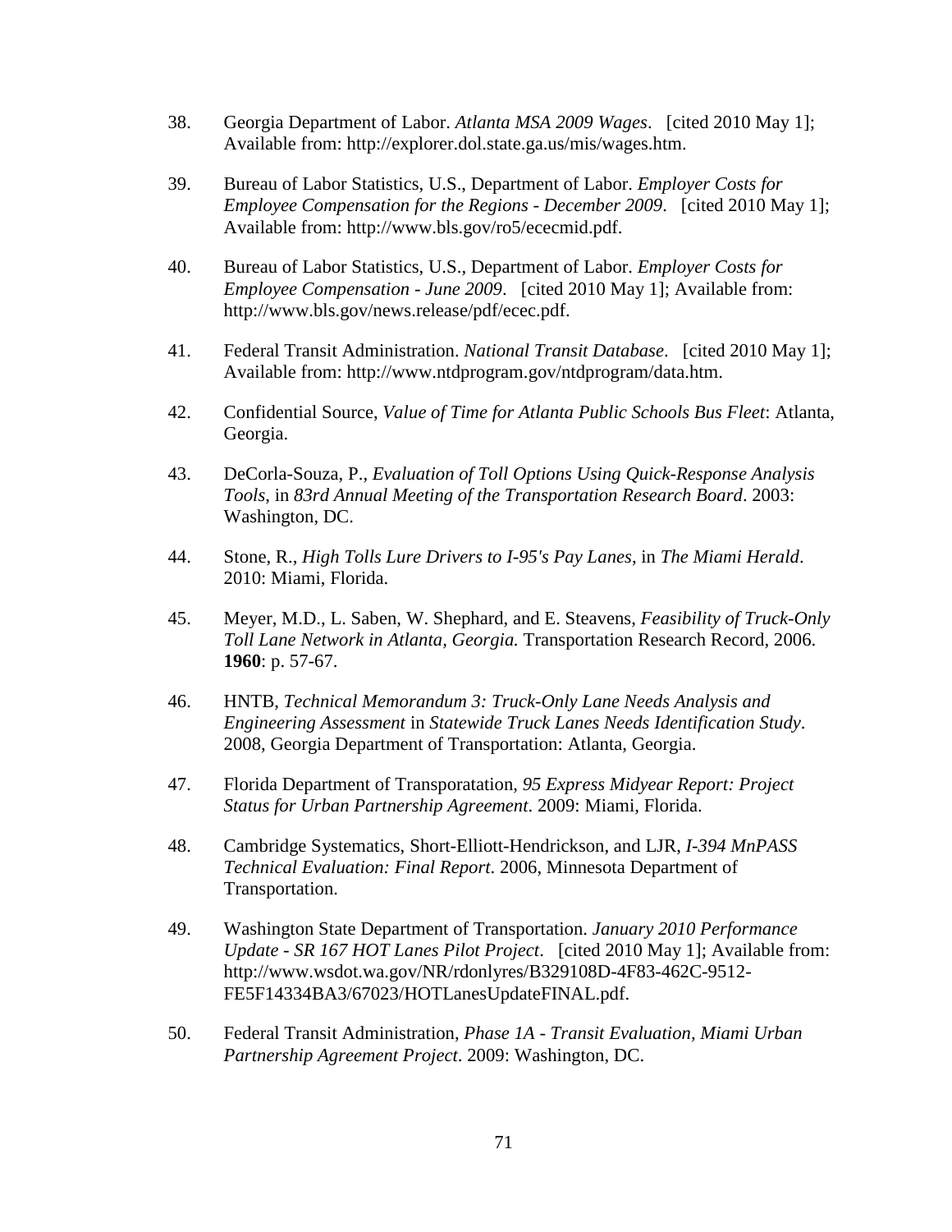38. Georgia Department of Labor. *Atlanta MSA 2009 Wages*. [cited 2010 May 1]; Available from: http://explorer.dol.state.ga.us/mis/wages.htm.

39. Bureau of Labor Statistics, U.S., Department of Labor. *Employer Costs for Employee Compensation for the Regions - December 2009*. [cited 2010 May 1]; Available from: http://www.bls.gov/ro5/ececmid.pdf.

40. Bureau of Labor Statistics, U.S., Department of Labor. *Employer Costs for Employee Compensation - June 2009*. [cited 2010 May 1]; Available from: http://www.bls.gov/news.release/pdf/ecec.pdf.

41. Federal Transit Administration. *National Transit Database*. [cited 2010 May 1]; Available from: http://www.ntdprogram.gov/ntdprogram/data.htm.

42. Confidential Source, *Value of Time for Atlanta Public Schools Bus Fleet*: Atlanta, Georgia.

43. DeCorla-Souza, P., *Evaluation of Toll Options Using Quick-Response Analysis Tools*, in *83rd Annual Meeting of the Transportation Research Board*. 2003: Washington, DC.

44. Stone, R., *High Tolls Lure Drivers to I-95's Pay Lanes*, in *The Miami Herald*. 2010: Miami, Florida.

45. Meyer, M.D., L. Saben, W. Shephard, and E. Steavens, *Feasibility of Truck-Only Toll Lane Network in Atlanta, Georgia.* Transportation Research Record, 2006. **1960**: p. 57-67.

46. HNTB, *Technical Memorandum 3: Truck-Only Lane Needs Analysis and Engineering Assessment* in *Statewide Truck Lanes Needs Identification Study*. 2008, Georgia Department of Transportation: Atlanta, Georgia.

47. Florida Department of Transporatation, *95 Express Midyear Report: Project Status for Urban Partnership Agreement*. 2009: Miami, Florida.

48. Cambridge Systematics, Short-Elliott-Hendrickson, and LJR, *I-394 MnPASS Technical Evaluation: Final Report*. 2006, Minnesota Department of Transportation.

49. Washington State Department of Transportation. *January 2010 Performance Update - SR 167 HOT Lanes Pilot Project*. [cited 2010 May 1]; Available from: http://www.wsdot.wa.gov/NR/rdonlyres/B329108D-4F83-462C-9512-FE5F14334BA3/67023/HOTLanesUpdateFINAL.pdf.

50. Federal Transit Administration, *Phase 1A - Transit Evaluation, Miami Urban Partnership Agreement Project*. 2009: Washington, DC.